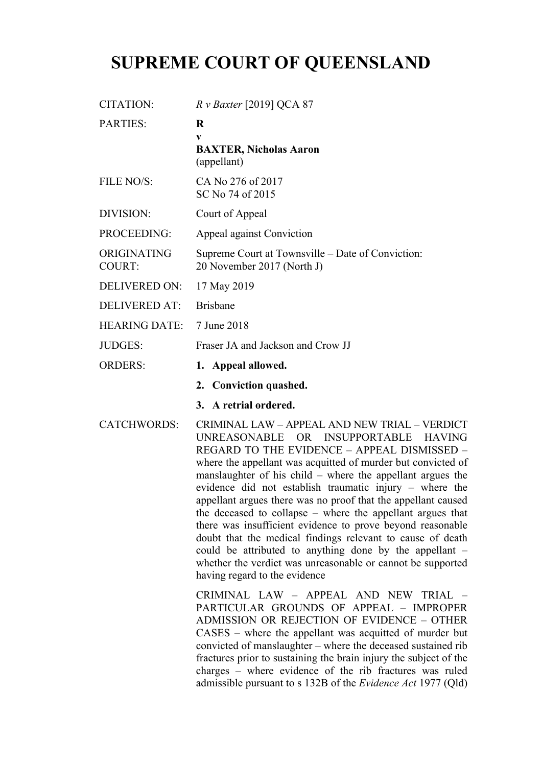# SUPREME COURT OF QUEENSLAND

| | |
|---|---|
| CITATION: | *R v Baxter* [2019] QCA 87 |
| PARTIES: | **R**<br>**v**<br>**BAXTER, Nicholas Aaron**<br>(appellant) |
| FILE NO/S: | CA No 276 of 2017<br>SC No 74 of 2015 |
| DIVISION: | Court of Appeal |
| PROCEEDING: | Appeal against Conviction |
| ORIGINATING COURT: | Supreme Court at Townsville – Date of Conviction: 20 November 2017 (North J) |
| DELIVERED ON: | 17 May 2019 |
| DELIVERED AT: | Brisbane |
| HEARING DATE: | 7 June 2018 |
| JUDGES: | Fraser JA and Jackson and Crow JJ |
| ORDERS: | **1. Appeal allowed.**<br>**2. Conviction quashed.**<br>**3. A retrial ordered.** |
| CATCHWORDS: | CRIMINAL LAW – APPEAL AND NEW TRIAL – VERDICT UNREASONABLE OR INSUPPORTABLE HAVING REGARD TO THE EVIDENCE – APPEAL DISMISSED – where the appellant was acquitted of murder but convicted of manslaughter of his child – where the appellant argues the evidence did not establish traumatic injury – where the appellant argues there was no proof that the appellant caused the deceased to collapse – where the appellant argues that there was insufficient evidence to prove beyond reasonable doubt that the medical findings relevant to cause of death could be attributed to anything done by the appellant – whether the verdict was unreasonable or cannot be supported having regard to the evidence<br><br>CRIMINAL LAW – APPEAL AND NEW TRIAL – PARTICULAR GROUNDS OF APPEAL – IMPROPER ADMISSION OR REJECTION OF EVIDENCE – OTHER CASES – where the appellant was acquitted of murder but convicted of manslaughter – where the deceased sustained rib fractures prior to sustaining the brain injury the subject of the charges – where evidence of the rib fractures was ruled admissible pursuant to s 132B of the *Evidence Act* 1977 (Qld) |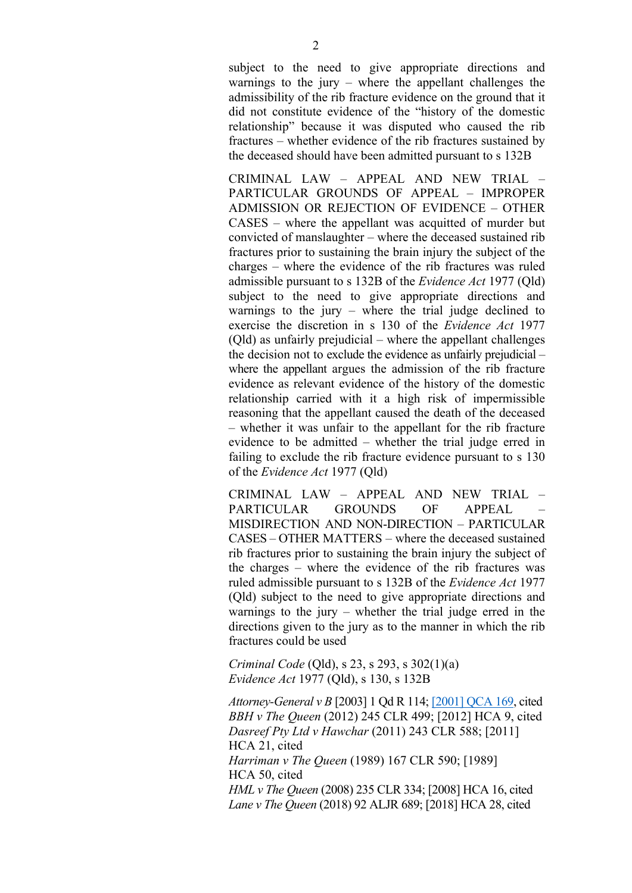subject to the need to give appropriate directions and warnings to the jury – where the appellant challenges the admissibility of the rib fracture evidence on the ground that it did not constitute evidence of the "history of the domestic relationship" because it was disputed who caused the rib fractures – whether evidence of the rib fractures sustained by the deceased should have been admitted pursuant to s 132B

CRIMINAL LAW – APPEAL AND NEW TRIAL – PARTICULAR GROUNDS OF APPEAL – IMPROPER ADMISSION OR REJECTION OF EVIDENCE – OTHER CASES – where the appellant was acquitted of murder but convicted of manslaughter – where the deceased sustained rib fractures prior to sustaining the brain injury the subject of the charges – where the evidence of the rib fractures was ruled admissible pursuant to s 132B of the *Evidence Act* 1977 (Qld) subject to the need to give appropriate directions and warnings to the jury – where the trial judge declined to exercise the discretion in s 130 of the *Evidence Act* 1977 (Qld) as unfairly prejudicial – where the appellant challenges the decision not to exclude the evidence as unfairly prejudicial – where the appellant argues the admission of the rib fracture evidence as relevant evidence of the history of the domestic relationship carried with it a high risk of impermissible reasoning that the appellant caused the death of the deceased – whether it was unfair to the appellant for the rib fracture evidence to be admitted – whether the trial judge erred in failing to exclude the rib fracture evidence pursuant to s 130 of the *Evidence Act* 1977 (Qld)

CRIMINAL LAW – APPEAL AND NEW TRIAL – PARTICULAR GROUNDS OF APPEAL – MISDIRECTION AND NON-DIRECTION – PARTICULAR CASES – OTHER MATTERS – where the deceased sustained rib fractures prior to sustaining the brain injury the subject of the charges – where the evidence of the rib fractures was ruled admissible pursuant to s 132B of the *Evidence Act* 1977 (Qld) subject to the need to give appropriate directions and warnings to the jury – whether the trial judge erred in the directions given to the jury as to the manner in which the rib fractures could be used

*Criminal Code* (Qld), s 23, s 293, s 302(1)(a)
*Evidence Act* 1977 (Qld), s 130, s 132B

*Attorney-General v B* [2003] 1 Qd R 114; [2001] QCA 169, cited
*BBH v The Queen* (2012) 245 CLR 499; [2012] HCA 9, cited
*Dasreef Pty Ltd v Hawchar* (2011) 243 CLR 588; [2011] HCA 21, cited
*Harriman v The Queen* (1989) 167 CLR 590; [1989] HCA 50, cited
*HML v The Queen* (2008) 235 CLR 334; [2008] HCA 16, cited
*Lane v The Queen* (2018) 92 ALJR 689; [2018] HCA 28, cited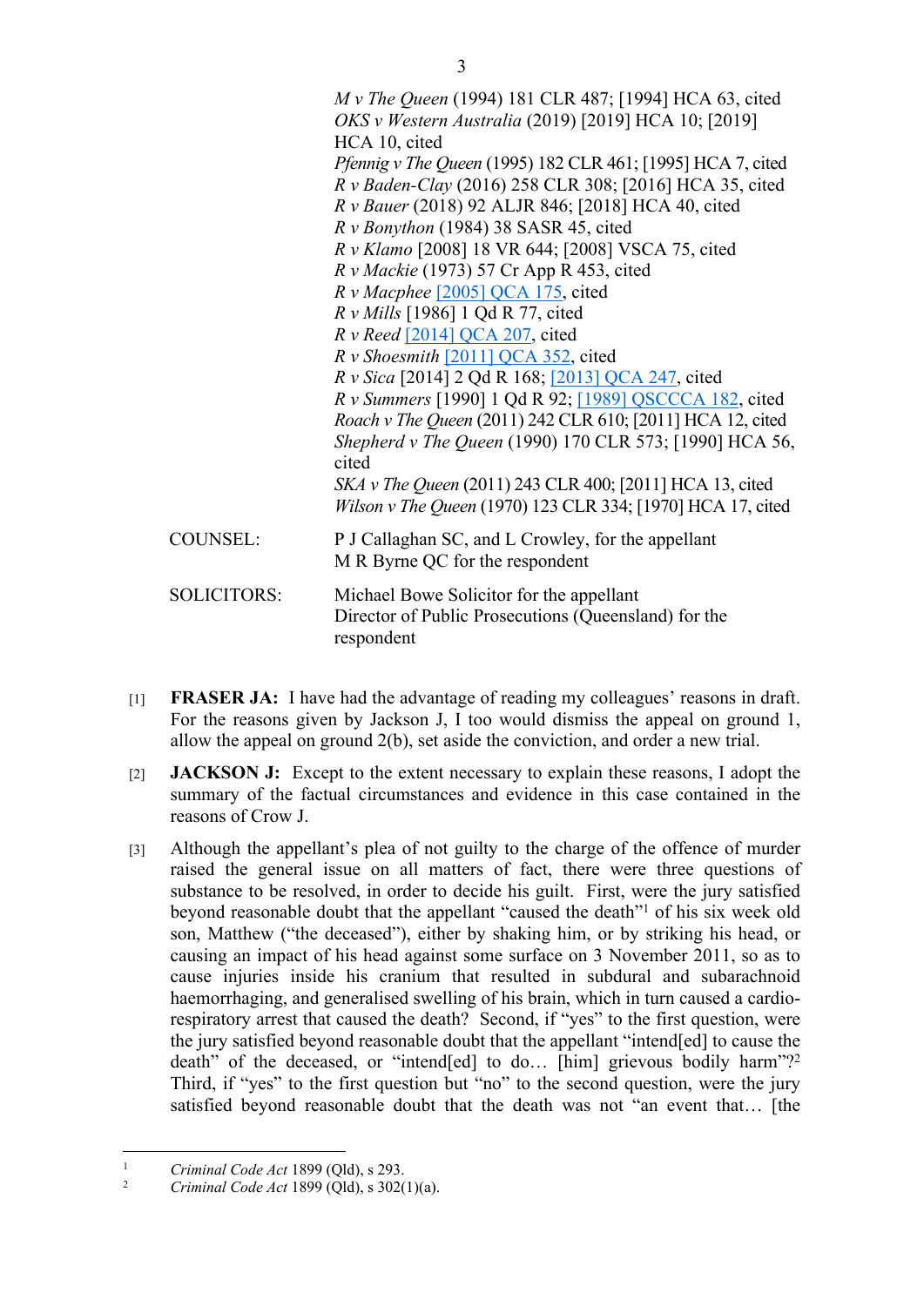*M v The Queen* (1994) 181 CLR 487; [1994] HCA 63, cited
*OKS v Western Australia* (2019) [2019] HCA 10; [2019] HCA 10, cited
*Pfennig v The Queen* (1995) 182 CLR 461; [1995] HCA 7, cited
*R v Baden-Clay* (2016) 258 CLR 308; [2016] HCA 35, cited
*R v Bauer* (2018) 92 ALJR 846; [2018] HCA 40, cited
*R v Bonython* (1984) 38 SASR 45, cited
*R v Klamo* [2008] 18 VR 644; [2008] VSCA 75, cited
*R v Mackie* (1973) 57 Cr App R 453, cited
*R v Macphee* [2005] QCA 175, cited
*R v Mills* [1986] 1 Qd R 77, cited
*R v Reed* [2014] QCA 207, cited
*R v Shoesmith* [2011] QCA 352, cited
*R v Sica* [2014] 2 Qd R 168; [2013] QCA 247, cited
*R v Summers* [1990] 1 Qd R 92; [1989] QSCCCA 182, cited
*Roach v The Queen* (2011) 242 CLR 610; [2011] HCA 12, cited
*Shepherd v The Queen* (1990) 170 CLR 573; [1990] HCA 56, cited
*SKA v The Queen* (2011) 243 CLR 400; [2011] HCA 13, cited
*Wilson v The Queen* (1970) 123 CLR 334; [1970] HCA 17, cited

COUNSEL: P J Callaghan SC, and L Crowley, for the appellant
M R Byrne QC for the respondent

SOLICITORS: Michael Bowe Solicitor for the appellant
Director of Public Prosecutions (Queensland) for the respondent

[1] **FRASER JA:** I have had the advantage of reading my colleagues' reasons in draft. For the reasons given by Jackson J, I too would dismiss the appeal on ground 1, allow the appeal on ground 2(b), set aside the conviction, and order a new trial.

[2] **JACKSON J:** Except to the extent necessary to explain these reasons, I adopt the summary of the factual circumstances and evidence in this case contained in the reasons of Crow J.

[3] Although the appellant's plea of not guilty to the charge of the offence of murder raised the general issue on all matters of fact, there were three questions of substance to be resolved, in order to decide his guilt. First, were the jury satisfied beyond reasonable doubt that the appellant "caused the death"[1] of his six week old son, Matthew ("the deceased"), either by shaking him, or by striking his head, or causing an impact of his head against some surface on 3 November 2011, so as to cause injuries inside his cranium that resulted in subdural and subarachnoid haemorrhaging, and generalised swelling of his brain, which in turn caused a cardio-respiratory arrest that caused the death? Second, if "yes" to the first question, were the jury satisfied beyond reasonable doubt that the appellant "intend[ed] to cause the death" of the deceased, or "intend[ed] to do… [him] grievous bodily harm"?[2] Third, if "yes" to the first question but "no" to the second question, were the jury satisfied beyond reasonable doubt that the death was not "an event that… [the

[1] *Criminal Code Act* 1899 (Qld), s 293.

[2] *Criminal Code Act* 1899 (Qld), s 302(1)(a).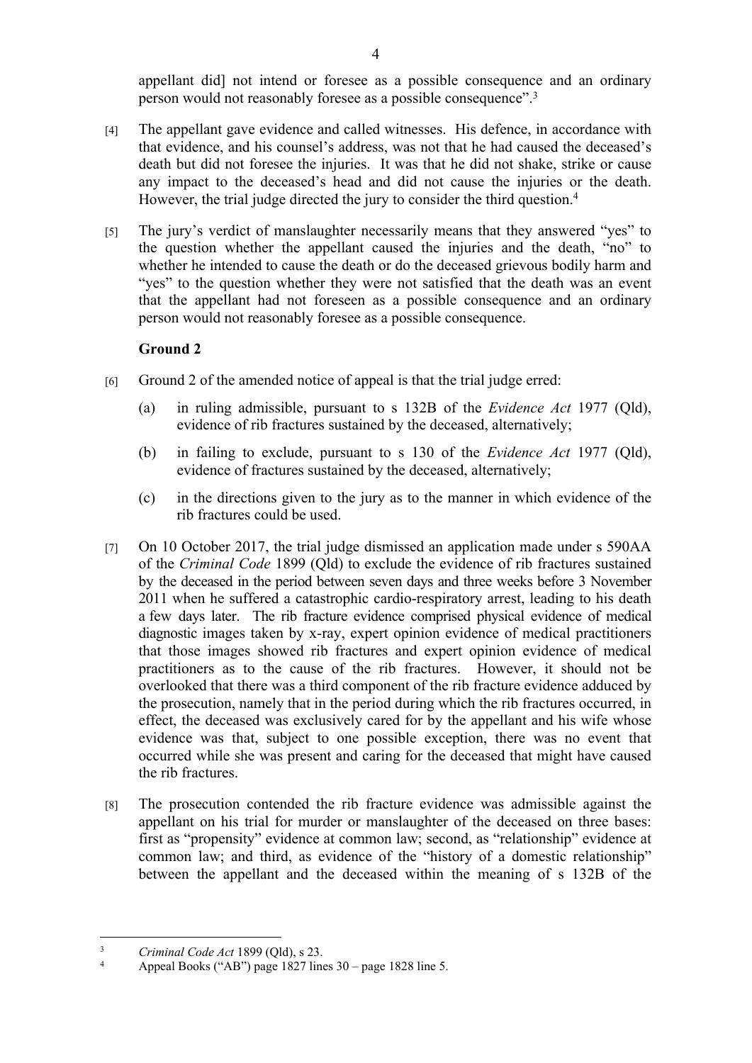appellant did] not intend or foresee as a possible consequence and an ordinary person would not reasonably foresee as a possible consequence".[3]

[4] The appellant gave evidence and called witnesses. His defence, in accordance with that evidence, and his counsel's address, was not that he had caused the deceased's death but did not foresee the injuries. It was that he did not shake, strike or cause any impact to the deceased's head and did not cause the injuries or the death. However, the trial judge directed the jury to consider the third question.[4]

[5] The jury's verdict of manslaughter necessarily means that they answered "yes" to the question whether the appellant caused the injuries and the death, "no" to whether he intended to cause the death or do the deceased grievous bodily harm and "yes" to the question whether they were not satisfied that the death was an event that the appellant had not foreseen as a possible consequence and an ordinary person would not reasonably foresee as a possible consequence.

### Ground 2

[6] Ground 2 of the amended notice of appeal is that the trial judge erred:

(a) in ruling admissible, pursuant to s 132B of the *Evidence Act* 1977 (Qld), evidence of rib fractures sustained by the deceased, alternatively;

(b) in failing to exclude, pursuant to s 130 of the *Evidence Act* 1977 (Qld), evidence of fractures sustained by the deceased, alternatively;

(c) in the directions given to the jury as to the manner in which evidence of the rib fractures could be used.

[7] On 10 October 2017, the trial judge dismissed an application made under s 590AA of the *Criminal Code* 1899 (Qld) to exclude the evidence of rib fractures sustained by the deceased in the period between seven days and three weeks before 3 November 2011 when he suffered a catastrophic cardio-respiratory arrest, leading to his death a few days later. The rib fracture evidence comprised physical evidence of medical diagnostic images taken by x-ray, expert opinion evidence of medical practitioners that those images showed rib fractures and expert opinion evidence of medical practitioners as to the cause of the rib fractures. However, it should not be overlooked that there was a third component of the rib fracture evidence adduced by the prosecution, namely that in the period during which the rib fractures occurred, in effect, the deceased was exclusively cared for by the appellant and his wife whose evidence was that, subject to one possible exception, there was no event that occurred while she was present and caring for the deceased that might have caused the rib fractures.

[8] The prosecution contended the rib fracture evidence was admissible against the appellant on his trial for murder or manslaughter of the deceased on three bases: first as "propensity" evidence at common law; second, as "relationship" evidence at common law; and third, as evidence of the "history of a domestic relationship" between the appellant and the deceased within the meaning of s 132B of the

---

[3] *Criminal Code Act* 1899 (Qld), s 23.

[4] Appeal Books ("AB") page 1827 lines 30 – page 1828 line 5.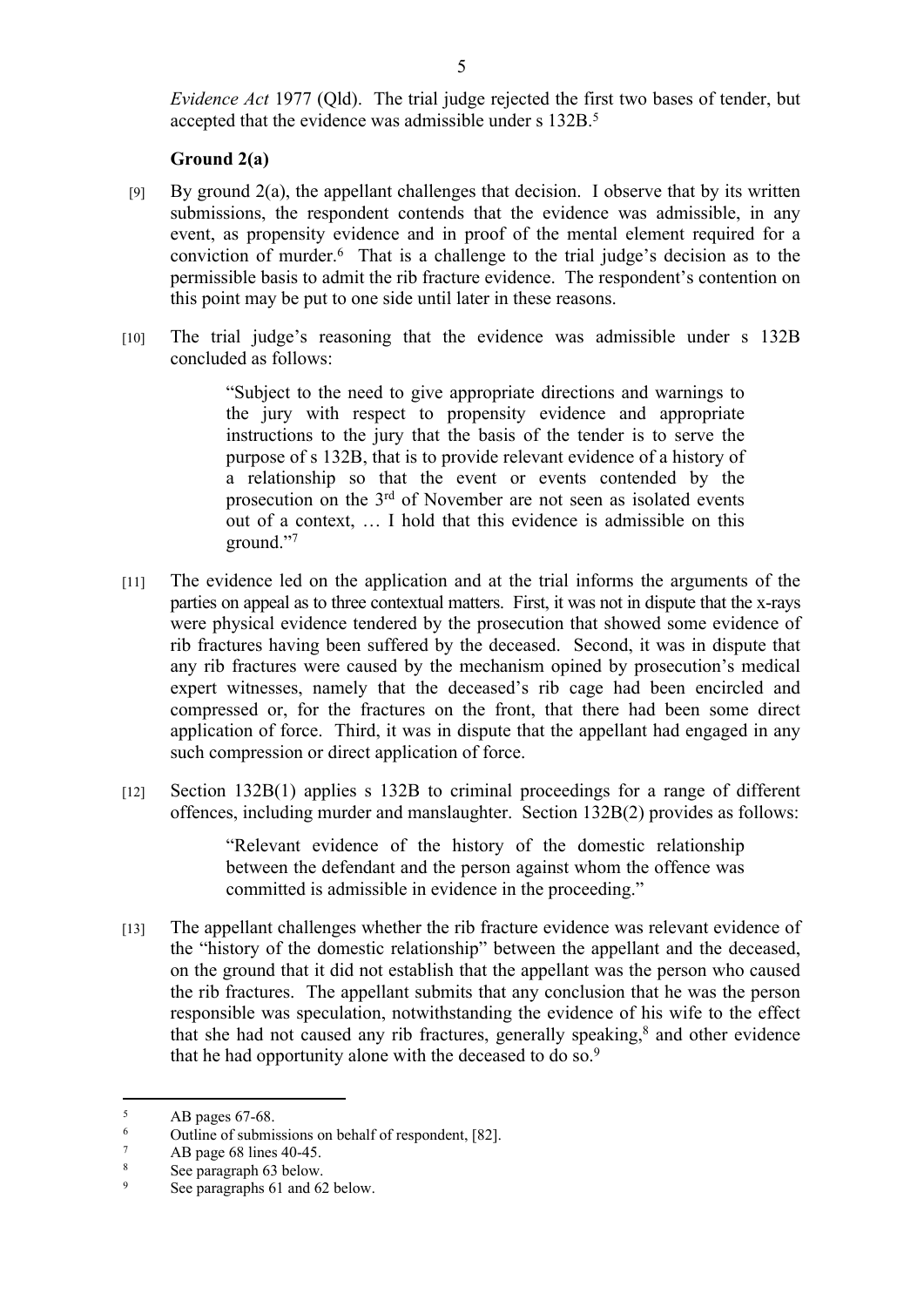*Evidence Act* 1977 (Qld). The trial judge rejected the first two bases of tender, but accepted that the evidence was admissible under s 132B.[5]

**Ground 2(a)**

[9] By ground 2(a), the appellant challenges that decision. I observe that by its written submissions, the respondent contends that the evidence was admissible, in any event, as propensity evidence and in proof of the mental element required for a conviction of murder.[6] That is a challenge to the trial judge's decision as to the permissible basis to admit the rib fracture evidence. The respondent's contention on this point may be put to one side until later in these reasons.

[10] The trial judge's reasoning that the evidence was admissible under s 132B concluded as follows:

> "Subject to the need to give appropriate directions and warnings to the jury with respect to propensity evidence and appropriate instructions to the jury that the basis of the tender is to serve the purpose of s 132B, that is to provide relevant evidence of a history of a relationship so that the event or events contended by the prosecution on the 3rd of November are not seen as isolated events out of a context, … I hold that this evidence is admissible on this ground."[7]

[11] The evidence led on the application and at the trial informs the arguments of the parties on appeal as to three contextual matters. First, it was not in dispute that the x-rays were physical evidence tendered by the prosecution that showed some evidence of rib fractures having been suffered by the deceased. Second, it was in dispute that any rib fractures were caused by the mechanism opined by prosecution's medical expert witnesses, namely that the deceased's rib cage had been encircled and compressed or, for the fractures on the front, that there had been some direct application of force. Third, it was in dispute that the appellant had engaged in any such compression or direct application of force.

[12] Section 132B(1) applies s 132B to criminal proceedings for a range of different offences, including murder and manslaughter. Section 132B(2) provides as follows:

> "Relevant evidence of the history of the domestic relationship between the defendant and the person against whom the offence was committed is admissible in evidence in the proceeding."

[13] The appellant challenges whether the rib fracture evidence was relevant evidence of the "history of the domestic relationship" between the appellant and the deceased, on the ground that it did not establish that the appellant was the person who caused the rib fractures. The appellant submits that any conclusion that he was the person responsible was speculation, notwithstanding the evidence of his wife to the effect that she had not caused any rib fractures, generally speaking,[8] and other evidence that he had opportunity alone with the deceased to do so.[9]

---

[5] AB pages 67-68.

[6] Outline of submissions on behalf of respondent, [82].

[7] AB page 68 lines 40-45.

[8] See paragraph 63 below.

[9] See paragraphs 61 and 62 below.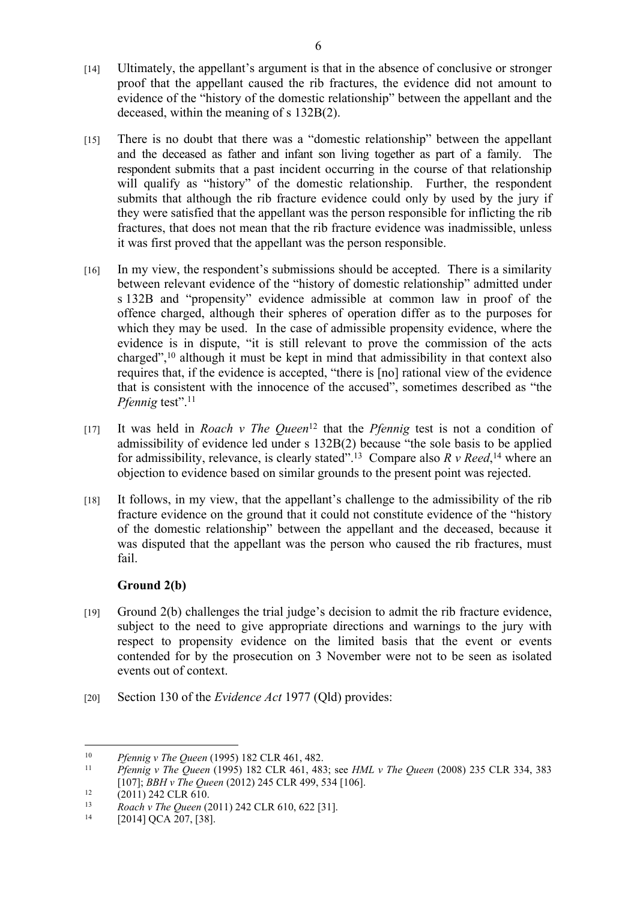[14] Ultimately, the appellant's argument is that in the absence of conclusive or stronger proof that the appellant caused the rib fractures, the evidence did not amount to evidence of the "history of the domestic relationship" between the appellant and the deceased, within the meaning of s 132B(2).

[15] There is no doubt that there was a "domestic relationship" between the appellant and the deceased as father and infant son living together as part of a family. The respondent submits that a past incident occurring in the course of that relationship will qualify as "history" of the domestic relationship. Further, the respondent submits that although the rib fracture evidence could only by used by the jury if they were satisfied that the appellant was the person responsible for inflicting the rib fractures, that does not mean that the rib fracture evidence was inadmissible, unless it was first proved that the appellant was the person responsible.

[16] In my view, the respondent's submissions should be accepted. There is a similarity between relevant evidence of the "history of domestic relationship" admitted under s 132B and "propensity" evidence admissible at common law in proof of the offence charged, although their spheres of operation differ as to the purposes for which they may be used. In the case of admissible propensity evidence, where the evidence is in dispute, "it is still relevant to prove the commission of the acts charged",[10] although it must be kept in mind that admissibility in that context also requires that, if the evidence is accepted, "there is [no] rational view of the evidence that is consistent with the innocence of the accused", sometimes described as "the *Pfennig* test".[11]

[17] It was held in *Roach v The Queen*[12] that the *Pfennig* test is not a condition of admissibility of evidence led under s 132B(2) because "the sole basis to be applied for admissibility, relevance, is clearly stated".[13] Compare also *R v Reed*,[14] where an objection to evidence based on similar grounds to the present point was rejected.

[18] It follows, in my view, that the appellant's challenge to the admissibility of the rib fracture evidence on the ground that it could not constitute evidence of the "history of the domestic relationship" between the appellant and the deceased, because it was disputed that the appellant was the person who caused the rib fractures, must fail.

### Ground 2(b)

[19] Ground 2(b) challenges the trial judge's decision to admit the rib fracture evidence, subject to the need to give appropriate directions and warnings to the jury with respect to propensity evidence on the limited basis that the event or events contended for by the prosecution on 3 November were not to be seen as isolated events out of context.

[20] Section 130 of the *Evidence Act* 1977 (Qld) provides:

---

[10] *Pfennig v The Queen* (1995) 182 CLR 461, 482.

[11] *Pfennig v The Queen* (1995) 182 CLR 461, 483; see *HML v The Queen* (2008) 235 CLR 334, 383 [107]; *BBH v The Queen* (2012) 245 CLR 499, 534 [106].

[12] (2011) 242 CLR 610.

[13] *Roach v The Queen* (2011) 242 CLR 610, 622 [31].

[14] [2014] QCA 207, [38].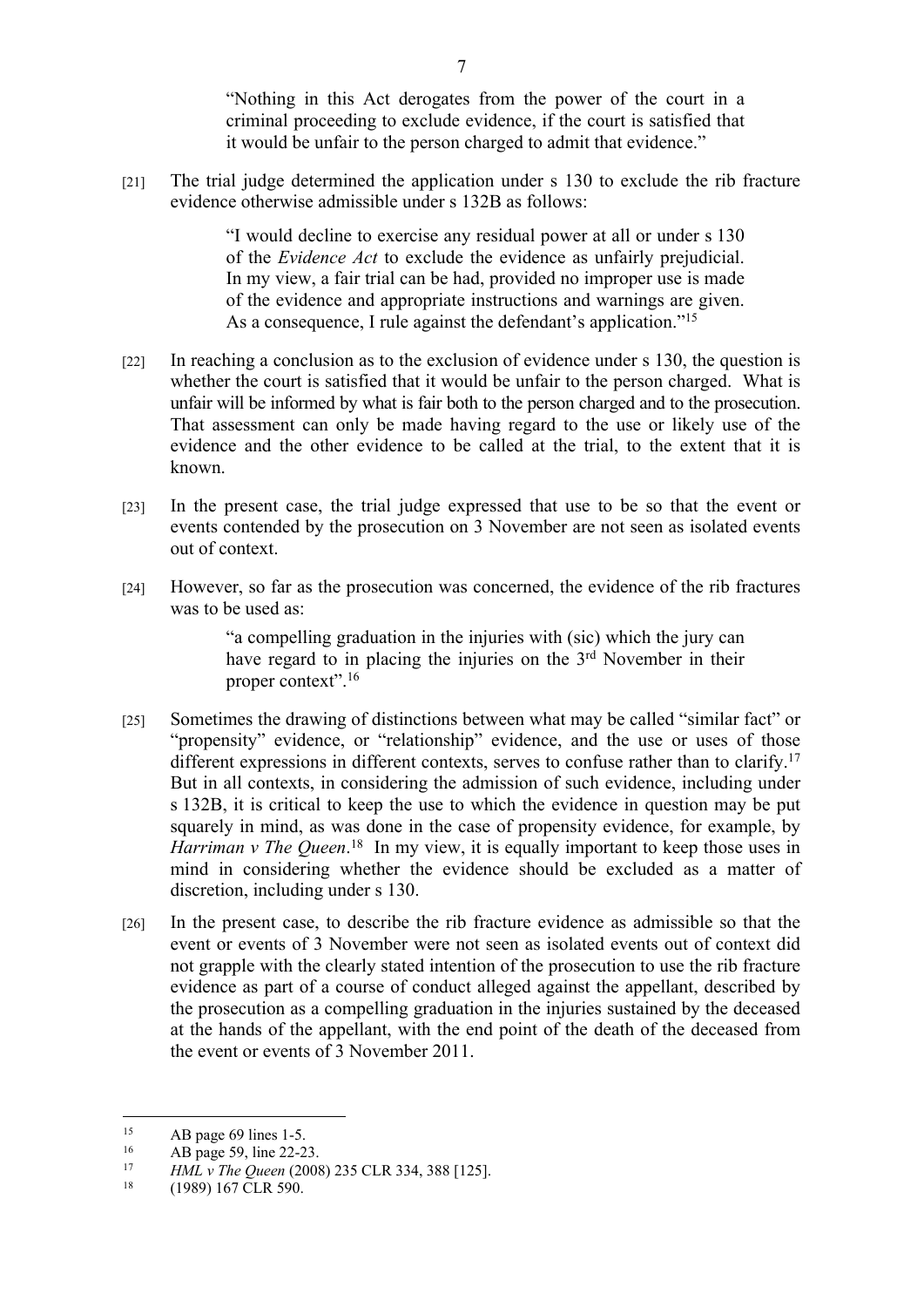> "Nothing in this Act derogates from the power of the court in a criminal proceeding to exclude evidence, if the court is satisfied that it would be unfair to the person charged to admit that evidence."

[21] The trial judge determined the application under s 130 to exclude the rib fracture evidence otherwise admissible under s 132B as follows:

> "I would decline to exercise any residual power at all or under s 130 of the *Evidence Act* to exclude the evidence as unfairly prejudicial. In my view, a fair trial can be had, provided no improper use is made of the evidence and appropriate instructions and warnings are given. As a consequence, I rule against the defendant's application."[15]

[22] In reaching a conclusion as to the exclusion of evidence under s 130, the question is whether the court is satisfied that it would be unfair to the person charged. What is unfair will be informed by what is fair both to the person charged and to the prosecution. That assessment can only be made having regard to the use or likely use of the evidence and the other evidence to be called at the trial, to the extent that it is known.

[23] In the present case, the trial judge expressed that use to be so that the event or events contended by the prosecution on 3 November are not seen as isolated events out of context.

[24] However, so far as the prosecution was concerned, the evidence of the rib fractures was to be used as:

> "a compelling graduation in the injuries with (sic) which the jury can have regard to in placing the injuries on the 3rd November in their proper context".[16]

[25] Sometimes the drawing of distinctions between what may be called "similar fact" or "propensity" evidence, or "relationship" evidence, and the use or uses of those different expressions in different contexts, serves to confuse rather than to clarify.[17] But in all contexts, in considering the admission of such evidence, including under s 132B, it is critical to keep the use to which the evidence in question may be put squarely in mind, as was done in the case of propensity evidence, for example, by *Harriman v The Queen*.[18] In my view, it is equally important to keep those uses in mind in considering whether the evidence should be excluded as a matter of discretion, including under s 130.

[26] In the present case, to describe the rib fracture evidence as admissible so that the event or events of 3 November were not seen as isolated events out of context did not grapple with the clearly stated intention of the prosecution to use the rib fracture evidence as part of a course of conduct alleged against the appellant, described by the prosecution as a compelling graduation in the injuries sustained by the deceased at the hands of the appellant, with the end point of the death of the deceased from the event or events of 3 November 2011.

---

[15] AB page 69 lines 1-5.

[16] AB page 59, line 22-23.

[17] *HML v The Queen* (2008) 235 CLR 334, 388 [125].

[18] (1989) 167 CLR 590.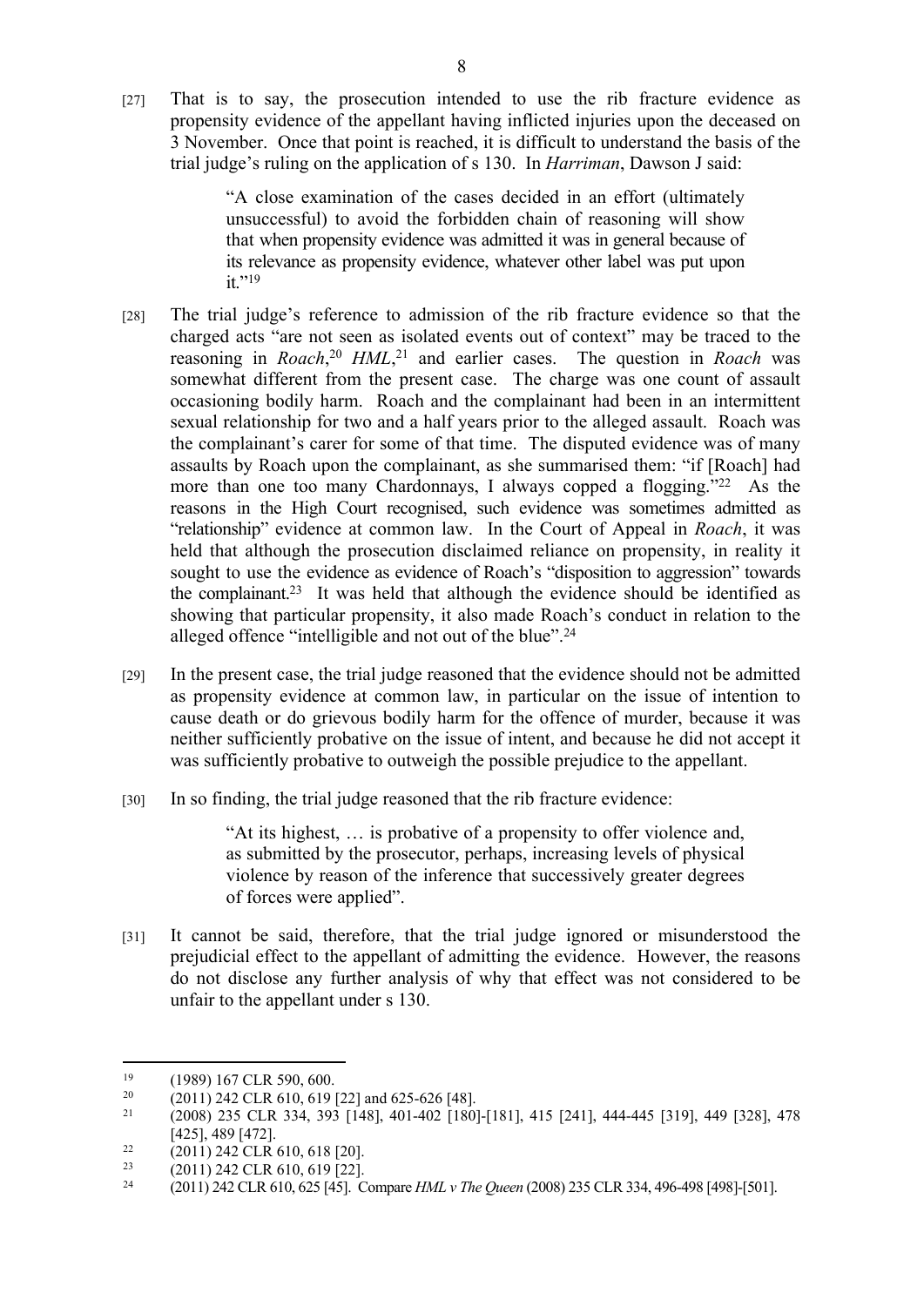[27] That is to say, the prosecution intended to use the rib fracture evidence as propensity evidence of the appellant having inflicted injuries upon the deceased on 3 November. Once that point is reached, it is difficult to understand the basis of the trial judge's ruling on the application of s 130. In *Harriman*, Dawson J said:

> "A close examination of the cases decided in an effort (ultimately unsuccessful) to avoid the forbidden chain of reasoning will show that when propensity evidence was admitted it was in general because of its relevance as propensity evidence, whatever other label was put upon it."[19]

[28] The trial judge's reference to admission of the rib fracture evidence so that the charged acts "are not seen as isolated events out of context" may be traced to the reasoning in *Roach*,[20] *HML*,[21] and earlier cases. The question in *Roach* was somewhat different from the present case. The charge was one count of assault occasioning bodily harm. Roach and the complainant had been in an intermittent sexual relationship for two and a half years prior to the alleged assault. Roach was the complainant's carer for some of that time. The disputed evidence was of many assaults by Roach upon the complainant, as she summarised them: "if [Roach] had more than one too many Chardonnays, I always copped a flogging."[22] As the reasons in the High Court recognised, such evidence was sometimes admitted as "relationship" evidence at common law. In the Court of Appeal in *Roach*, it was held that although the prosecution disclaimed reliance on propensity, in reality it sought to use the evidence as evidence of Roach's "disposition to aggression" towards the complainant.[23] It was held that although the evidence should be identified as showing that particular propensity, it also made Roach's conduct in relation to the alleged offence "intelligible and not out of the blue".[24]

[29] In the present case, the trial judge reasoned that the evidence should not be admitted as propensity evidence at common law, in particular on the issue of intention to cause death or do grievous bodily harm for the offence of murder, because it was neither sufficiently probative on the issue of intent, and because he did not accept it was sufficiently probative to outweigh the possible prejudice to the appellant.

[30] In so finding, the trial judge reasoned that the rib fracture evidence:

> "At its highest, … is probative of a propensity to offer violence and, as submitted by the prosecutor, perhaps, increasing levels of physical violence by reason of the inference that successively greater degrees of forces were applied".

[31] It cannot be said, therefore, that the trial judge ignored or misunderstood the prejudicial effect to the appellant of admitting the evidence. However, the reasons do not disclose any further analysis of why that effect was not considered to be unfair to the appellant under s 130.

---

[19] (1989) 167 CLR 590, 600.

[20] (2011) 242 CLR 610, 619 [22] and 625-626 [48].

[21] (2008) 235 CLR 334, 393 [148], 401-402 [180]-[181], 415 [241], 444-445 [319], 449 [328], 478 [425], 489 [472].

[22] (2011) 242 CLR 610, 618 [20].

[23] (2011) 242 CLR 610, 619 [22].

[24] (2011) 242 CLR 610, 625 [45]. Compare *HML v The Queen* (2008) 235 CLR 334, 496-498 [498]-[501].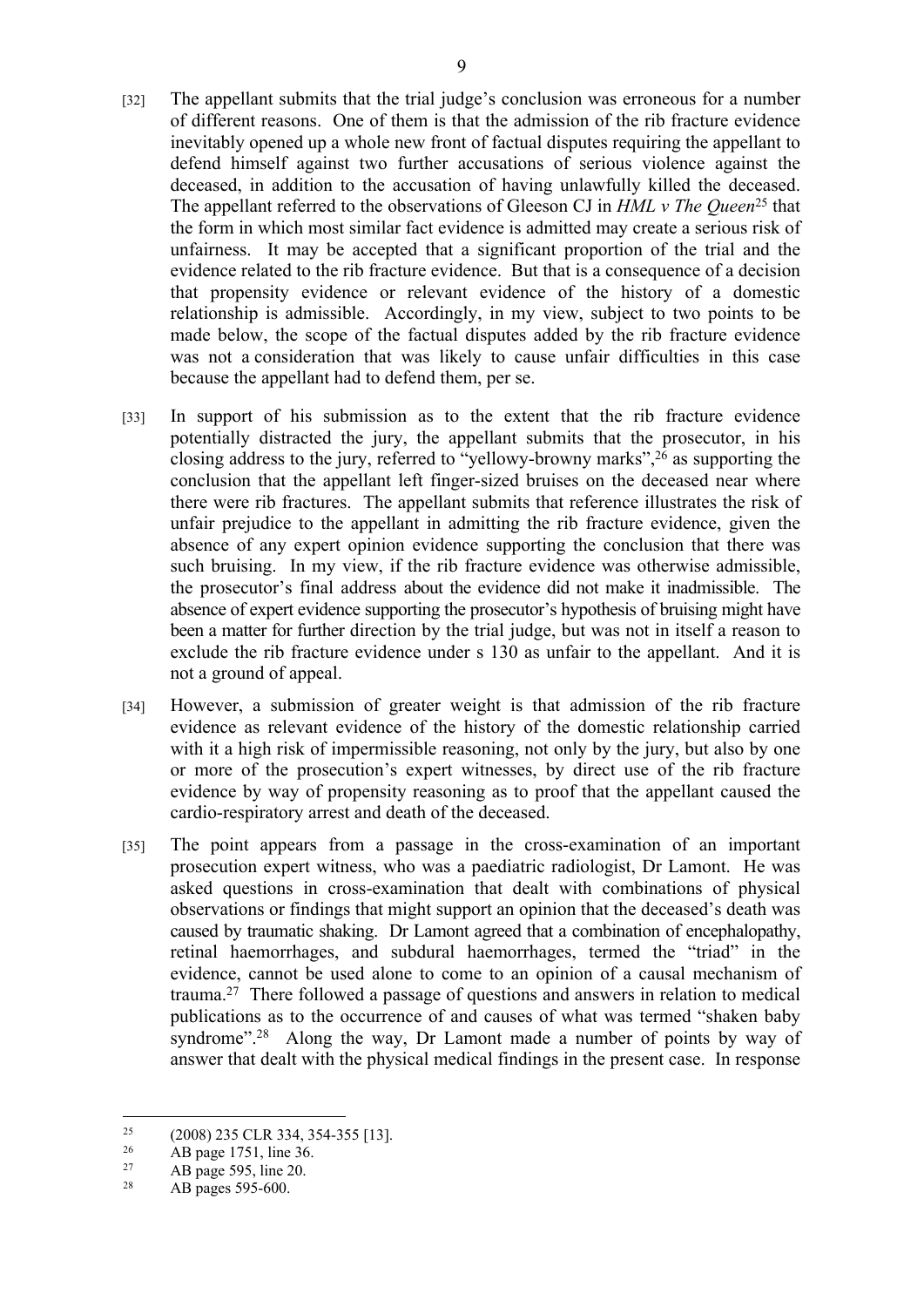[32] The appellant submits that the trial judge's conclusion was erroneous for a number of different reasons. One of them is that the admission of the rib fracture evidence inevitably opened up a whole new front of factual disputes requiring the appellant to defend himself against two further accusations of serious violence against the deceased, in addition to the accusation of having unlawfully killed the deceased. The appellant referred to the observations of Gleeson CJ in *HML v The Queen*[25] that the form in which most similar fact evidence is admitted may create a serious risk of unfairness. It may be accepted that a significant proportion of the trial and the evidence related to the rib fracture evidence. But that is a consequence of a decision that propensity evidence or relevant evidence of the history of a domestic relationship is admissible. Accordingly, in my view, subject to two points to be made below, the scope of the factual disputes added by the rib fracture evidence was not a consideration that was likely to cause unfair difficulties in this case because the appellant had to defend them, per se.

[33] In support of his submission as to the extent that the rib fracture evidence potentially distracted the jury, the appellant submits that the prosecutor, in his closing address to the jury, referred to "yellowy-browny marks",[26] as supporting the conclusion that the appellant left finger-sized bruises on the deceased near where there were rib fractures. The appellant submits that reference illustrates the risk of unfair prejudice to the appellant in admitting the rib fracture evidence, given the absence of any expert opinion evidence supporting the conclusion that there was such bruising. In my view, if the rib fracture evidence was otherwise admissible, the prosecutor's final address about the evidence did not make it inadmissible. The absence of expert evidence supporting the prosecutor's hypothesis of bruising might have been a matter for further direction by the trial judge, but was not in itself a reason to exclude the rib fracture evidence under s 130 as unfair to the appellant. And it is not a ground of appeal.

[34] However, a submission of greater weight is that admission of the rib fracture evidence as relevant evidence of the history of the domestic relationship carried with it a high risk of impermissible reasoning, not only by the jury, but also by one or more of the prosecution's expert witnesses, by direct use of the rib fracture evidence by way of propensity reasoning as to proof that the appellant caused the cardio-respiratory arrest and death of the deceased.

[35] The point appears from a passage in the cross-examination of an important prosecution expert witness, who was a paediatric radiologist, Dr Lamont. He was asked questions in cross-examination that dealt with combinations of physical observations or findings that might support an opinion that the deceased's death was caused by traumatic shaking. Dr Lamont agreed that a combination of encephalopathy, retinal haemorrhages, and subdural haemorrhages, termed the "triad" in the evidence, cannot be used alone to come to an opinion of a causal mechanism of trauma.[27] There followed a passage of questions and answers in relation to medical publications as to the occurrence of and causes of what was termed "shaken baby syndrome".[28] Along the way, Dr Lamont made a number of points by way of answer that dealt with the physical medical findings in the present case. In response

---

[25] (2008) 235 CLR 334, 354-355 [13].

[26] AB page 1751, line 36.

[27] AB page 595, line 20.

[28] AB pages 595-600.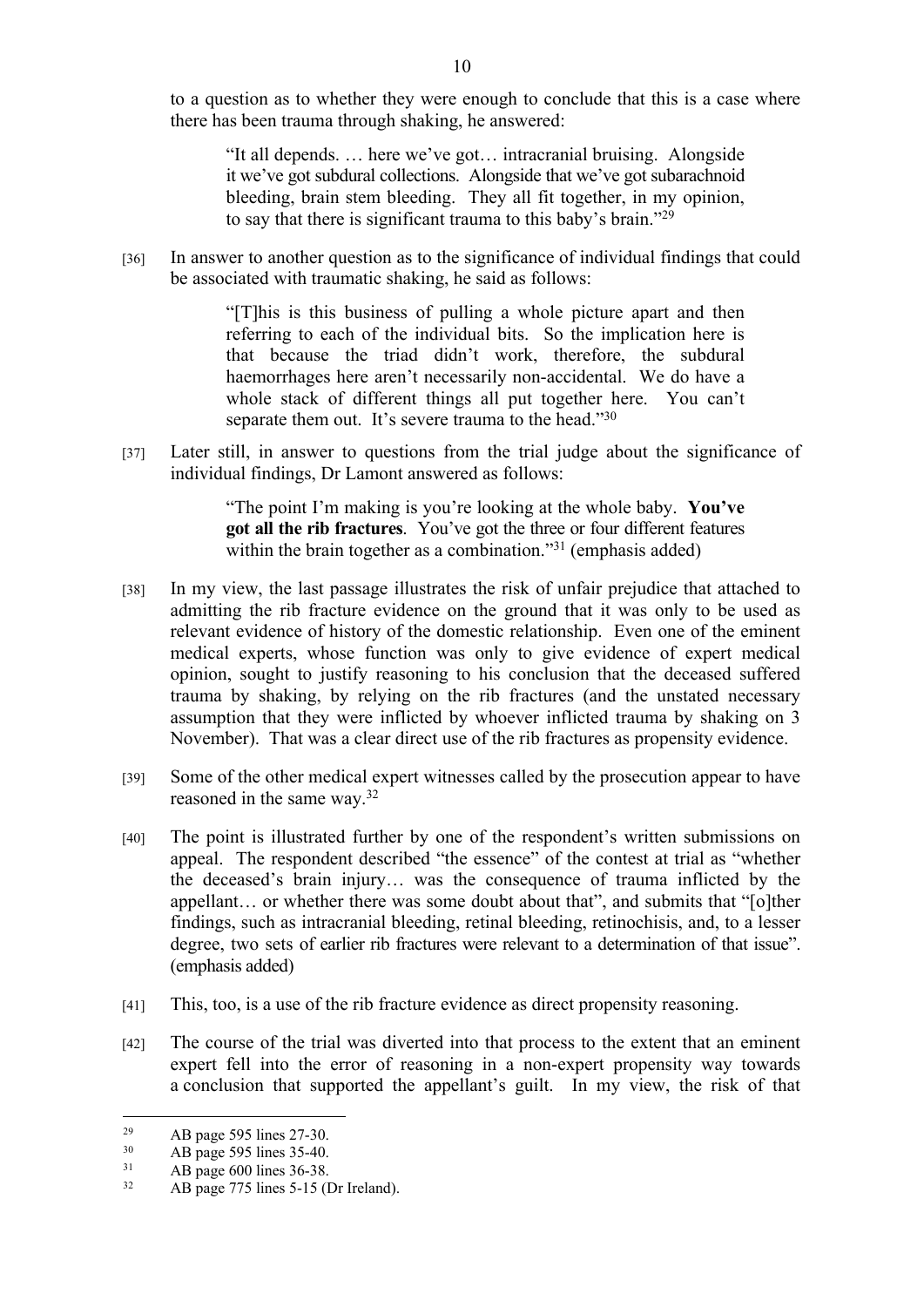to a question as to whether they were enough to conclude that this is a case where there has been trauma through shaking, he answered:

> "It all depends. … here we've got… intracranial bruising. Alongside it we've got subdural collections. Alongside that we've got subarachnoid bleeding, brain stem bleeding. They all fit together, in my opinion, to say that there is significant trauma to this baby's brain."[29]

[36] In answer to another question as to the significance of individual findings that could be associated with traumatic shaking, he said as follows:

> "[T]his is this business of pulling a whole picture apart and then referring to each of the individual bits. So the implication here is that because the triad didn't work, therefore, the subdural haemorrhages here aren't necessarily non-accidental. We do have a whole stack of different things all put together here. You can't separate them out. It's severe trauma to the head."[30]

[37] Later still, in answer to questions from the trial judge about the significance of individual findings, Dr Lamont answered as follows:

> "The point I'm making is you're looking at the whole baby. **You've got all the rib fractures**. You've got the three or four different features within the brain together as a combination."[31] (emphasis added)

[38] In my view, the last passage illustrates the risk of unfair prejudice that attached to admitting the rib fracture evidence on the ground that it was only to be used as relevant evidence of history of the domestic relationship. Even one of the eminent medical experts, whose function was only to give evidence of expert medical opinion, sought to justify reasoning to his conclusion that the deceased suffered trauma by shaking, by relying on the rib fractures (and the unstated necessary assumption that they were inflicted by whoever inflicted trauma by shaking on 3 November). That was a clear direct use of the rib fractures as propensity evidence.

[39] Some of the other medical expert witnesses called by the prosecution appear to have reasoned in the same way.[32]

[40] The point is illustrated further by one of the respondent's written submissions on appeal. The respondent described "the essence" of the contest at trial as "whether the deceased's brain injury… was the consequence of trauma inflicted by the appellant… or whether there was some doubt about that", and submits that "[o]ther findings, such as intracranial bleeding, retinal bleeding, retinochisis, and, to a lesser degree, two sets of earlier rib fractures were relevant to a determination of that issue". (emphasis added)

[41] This, too, is a use of the rib fracture evidence as direct propensity reasoning.

[42] The course of the trial was diverted into that process to the extent that an eminent expert fell into the error of reasoning in a non-expert propensity way towards a conclusion that supported the appellant's guilt. In my view, the risk of that

---

[29] AB page 595 lines 27-30.

[30] AB page 595 lines 35-40.

[31] AB page 600 lines 36-38.

[32] AB page 775 lines 5-15 (Dr Ireland).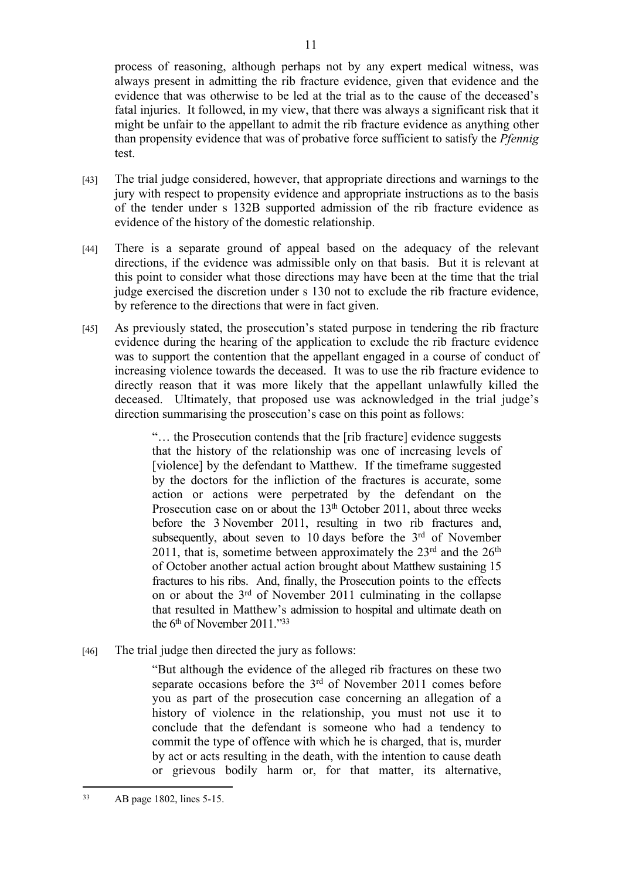process of reasoning, although perhaps not by any expert medical witness, was always present in admitting the rib fracture evidence, given that evidence and the evidence that was otherwise to be led at the trial as to the cause of the deceased's fatal injuries. It followed, in my view, that there was always a significant risk that it might be unfair to the appellant to admit the rib fracture evidence as anything other than propensity evidence that was of probative force sufficient to satisfy the *Pfennig* test.

[43] The trial judge considered, however, that appropriate directions and warnings to the jury with respect to propensity evidence and appropriate instructions as to the basis of the tender under s 132B supported admission of the rib fracture evidence as evidence of the history of the domestic relationship.

[44] There is a separate ground of appeal based on the adequacy of the relevant directions, if the evidence was admissible only on that basis. But it is relevant at this point to consider what those directions may have been at the time that the trial judge exercised the discretion under s 130 not to exclude the rib fracture evidence, by reference to the directions that were in fact given.

[45] As previously stated, the prosecution's stated purpose in tendering the rib fracture evidence during the hearing of the application to exclude the rib fracture evidence was to support the contention that the appellant engaged in a course of conduct of increasing violence towards the deceased. It was to use the rib fracture evidence to directly reason that it was more likely that the appellant unlawfully killed the deceased. Ultimately, that proposed use was acknowledged in the trial judge's direction summarising the prosecution's case on this point as follows:

> "… the Prosecution contends that the [rib fracture] evidence suggests that the history of the relationship was one of increasing levels of [violence] by the defendant to Matthew. If the timeframe suggested by the doctors for the infliction of the fractures is accurate, some action or actions were perpetrated by the defendant on the Prosecution case on or about the 13th October 2011, about three weeks before the 3 November 2011, resulting in two rib fractures and, subsequently, about seven to 10 days before the 3rd of November 2011, that is, sometime between approximately the 23rd and the 26th of October another actual action brought about Matthew sustaining 15 fractures to his ribs. And, finally, the Prosecution points to the effects on or about the 3rd of November 2011 culminating in the collapse that resulted in Matthew's admission to hospital and ultimate death on the 6th of November 2011."[33]

[46] The trial judge then directed the jury as follows:

> "But although the evidence of the alleged rib fractures on these two separate occasions before the 3rd of November 2011 comes before you as part of the prosecution case concerning an allegation of a history of violence in the relationship, you must not use it to conclude that the defendant is someone who had a tendency to commit the type of offence with which he is charged, that is, murder by act or acts resulting in the death, with the intention to cause death or grievous bodily harm or, for that matter, its alternative,

[33] AB page 1802, lines 5-15.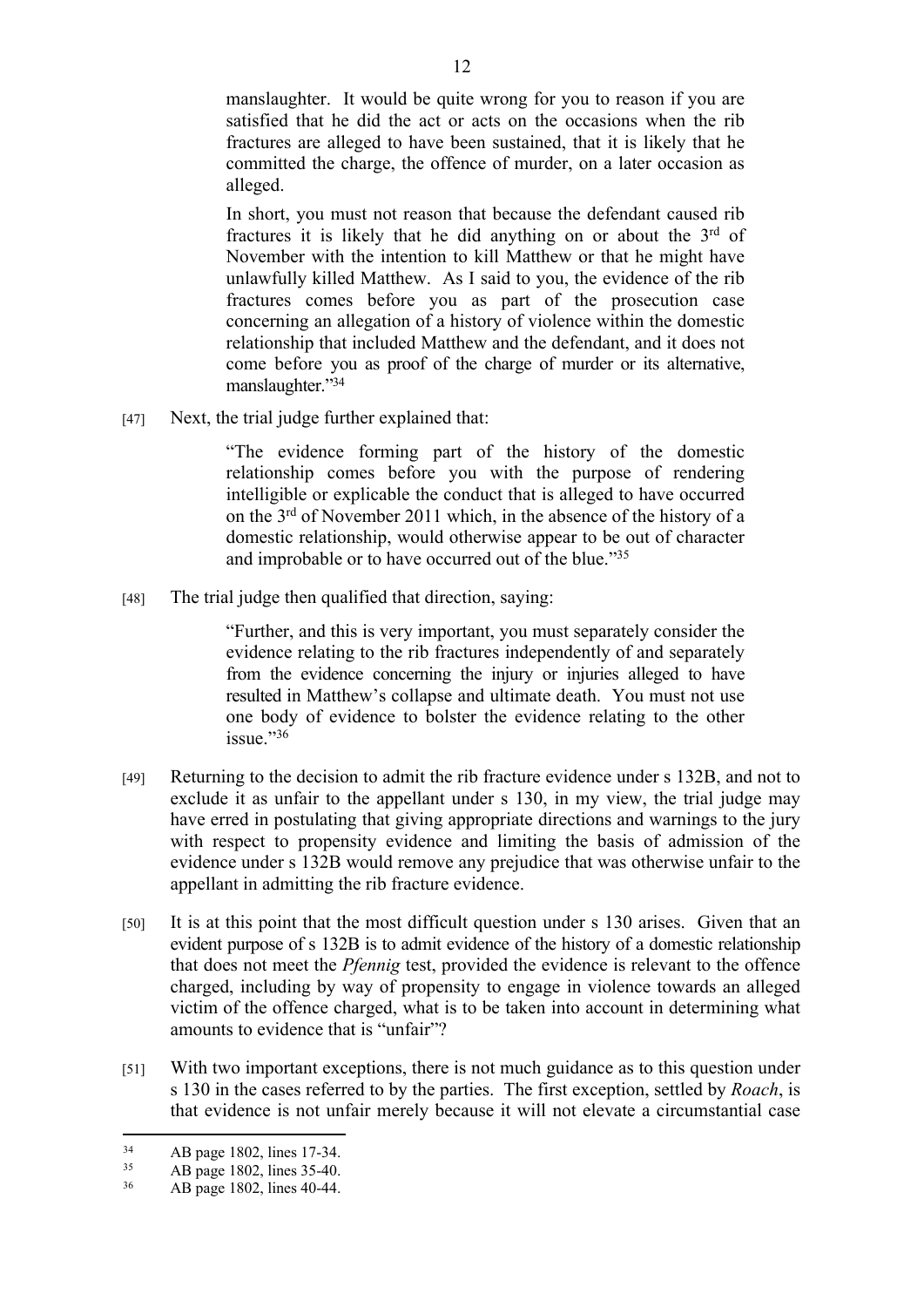> manslaughter. It would be quite wrong for you to reason if you are satisfied that he did the act or acts on the occasions when the rib fractures are alleged to have been sustained, that it is likely that he committed the charge, the offence of murder, on a later occasion as alleged.
>
> In short, you must not reason that because the defendant caused rib fractures it is likely that he did anything on or about the 3rd of November with the intention to kill Matthew or that he might have unlawfully killed Matthew. As I said to you, the evidence of the rib fractures comes before you as part of the prosecution case concerning an allegation of a history of violence within the domestic relationship that included Matthew and the defendant, and it does not come before you as proof of the charge of murder or its alternative, manslaughter."[34]

[47] Next, the trial judge further explained that:

> "The evidence forming part of the history of the domestic relationship comes before you with the purpose of rendering intelligible or explicable the conduct that is alleged to have occurred on the 3rd of November 2011 which, in the absence of the history of a domestic relationship, would otherwise appear to be out of character and improbable or to have occurred out of the blue."[35]

[48] The trial judge then qualified that direction, saying:

> "Further, and this is very important, you must separately consider the evidence relating to the rib fractures independently of and separately from the evidence concerning the injury or injuries alleged to have resulted in Matthew's collapse and ultimate death. You must not use one body of evidence to bolster the evidence relating to the other issue."[36]

[49] Returning to the decision to admit the rib fracture evidence under s 132B, and not to exclude it as unfair to the appellant under s 130, in my view, the trial judge may have erred in postulating that giving appropriate directions and warnings to the jury with respect to propensity evidence and limiting the basis of admission of the evidence under s 132B would remove any prejudice that was otherwise unfair to the appellant in admitting the rib fracture evidence.

[50] It is at this point that the most difficult question under s 130 arises. Given that an evident purpose of s 132B is to admit evidence of the history of a domestic relationship that does not meet the *Pfennig* test, provided the evidence is relevant to the offence charged, including by way of propensity to engage in violence towards an alleged victim of the offence charged, what is to be taken into account in determining what amounts to evidence that is "unfair"?

[51] With two important exceptions, there is not much guidance as to this question under s 130 in the cases referred to by the parties. The first exception, settled by *Roach*, is that evidence is not unfair merely because it will not elevate a circumstantial case

---

[34] AB page 1802, lines 17-34.

[35] AB page 1802, lines 35-40.

[36] AB page 1802, lines 40-44.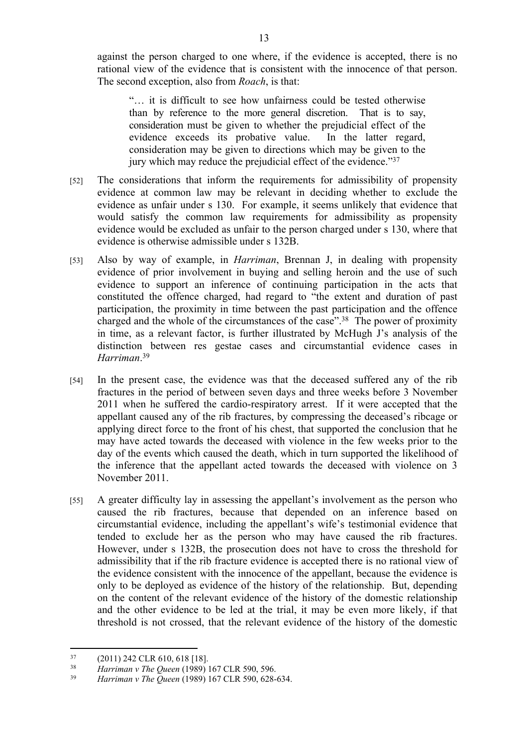against the person charged to one where, if the evidence is accepted, there is no rational view of the evidence that is consistent with the innocence of that person. The second exception, also from *Roach*, is that:

> "… it is difficult to see how unfairness could be tested otherwise than by reference to the more general discretion. That is to say, consideration must be given to whether the prejudicial effect of the evidence exceeds its probative value. In the latter regard, consideration may be given to directions which may be given to the jury which may reduce the prejudicial effect of the evidence."[37]

[52] The considerations that inform the requirements for admissibility of propensity evidence at common law may be relevant in deciding whether to exclude the evidence as unfair under s 130. For example, it seems unlikely that evidence that would satisfy the common law requirements for admissibility as propensity evidence would be excluded as unfair to the person charged under s 130, where that evidence is otherwise admissible under s 132B.

[53] Also by way of example, in *Harriman*, Brennan J, in dealing with propensity evidence of prior involvement in buying and selling heroin and the use of such evidence to support an inference of continuing participation in the acts that constituted the offence charged, had regard to "the extent and duration of past participation, the proximity in time between the past participation and the offence charged and the whole of the circumstances of the case".[38] The power of proximity in time, as a relevant factor, is further illustrated by McHugh J's analysis of the distinction between res gestae cases and circumstantial evidence cases in *Harriman*.[39]

[54] In the present case, the evidence was that the deceased suffered any of the rib fractures in the period of between seven days and three weeks before 3 November 2011 when he suffered the cardio-respiratory arrest. If it were accepted that the appellant caused any of the rib fractures, by compressing the deceased's ribcage or applying direct force to the front of his chest, that supported the conclusion that he may have acted towards the deceased with violence in the few weeks prior to the day of the events which caused the death, which in turn supported the likelihood of the inference that the appellant acted towards the deceased with violence on 3 November 2011.

[55] A greater difficulty lay in assessing the appellant's involvement as the person who caused the rib fractures, because that depended on an inference based on circumstantial evidence, including the appellant's wife's testimonial evidence that tended to exclude her as the person who may have caused the rib fractures. However, under s 132B, the prosecution does not have to cross the threshold for admissibility that if the rib fracture evidence is accepted there is no rational view of the evidence consistent with the innocence of the appellant, because the evidence is only to be deployed as evidence of the history of the relationship. But, depending on the content of the relevant evidence of the history of the domestic relationship and the other evidence to be led at the trial, it may be even more likely, if that threshold is not crossed, that the relevant evidence of the history of the domestic

---

[37] (2011) 242 CLR 610, 618 [18].

[38] *Harriman v The Queen* (1989) 167 CLR 590, 596.

[39] *Harriman v The Queen* (1989) 167 CLR 590, 628-634.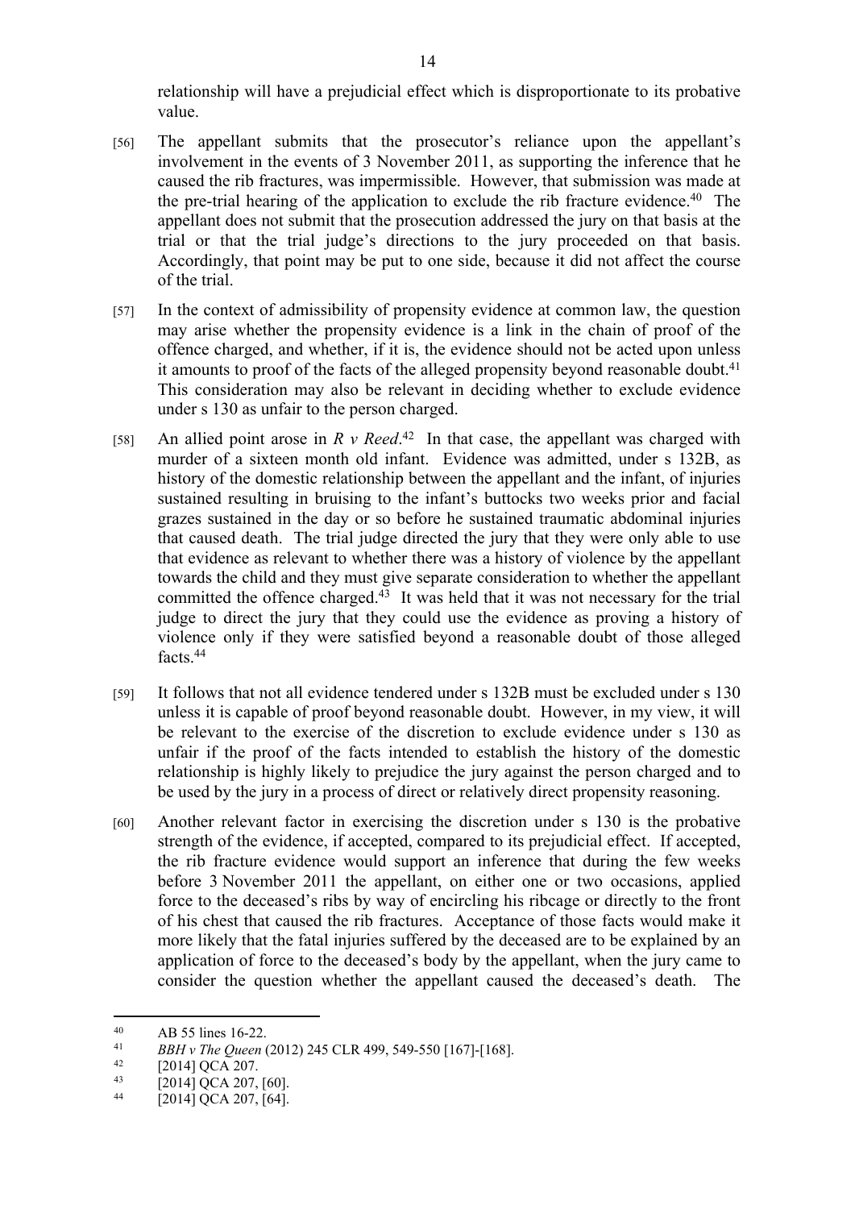relationship will have a prejudicial effect which is disproportionate to its probative value.

[56] The appellant submits that the prosecutor's reliance upon the appellant's involvement in the events of 3 November 2011, as supporting the inference that he caused the rib fractures, was impermissible. However, that submission was made at the pre-trial hearing of the application to exclude the rib fracture evidence.[40] The appellant does not submit that the prosecution addressed the jury on that basis at the trial or that the trial judge's directions to the jury proceeded on that basis. Accordingly, that point may be put to one side, because it did not affect the course of the trial.

[57] In the context of admissibility of propensity evidence at common law, the question may arise whether the propensity evidence is a link in the chain of proof of the offence charged, and whether, if it is, the evidence should not be acted upon unless it amounts to proof of the facts of the alleged propensity beyond reasonable doubt.[41] This consideration may also be relevant in deciding whether to exclude evidence under s 130 as unfair to the person charged.

[58] An allied point arose in *R v Reed*.[42] In that case, the appellant was charged with murder of a sixteen month old infant. Evidence was admitted, under s 132B, as history of the domestic relationship between the appellant and the infant, of injuries sustained resulting in bruising to the infant's buttocks two weeks prior and facial grazes sustained in the day or so before he sustained traumatic abdominal injuries that caused death. The trial judge directed the jury that they were only able to use that evidence as relevant to whether there was a history of violence by the appellant towards the child and they must give separate consideration to whether the appellant committed the offence charged.[43] It was held that it was not necessary for the trial judge to direct the jury that they could use the evidence as proving a history of violence only if they were satisfied beyond a reasonable doubt of those alleged facts.[44]

[59] It follows that not all evidence tendered under s 132B must be excluded under s 130 unless it is capable of proof beyond reasonable doubt. However, in my view, it will be relevant to the exercise of the discretion to exclude evidence under s 130 as unfair if the proof of the facts intended to establish the history of the domestic relationship is highly likely to prejudice the jury against the person charged and to be used by the jury in a process of direct or relatively direct propensity reasoning.

[60] Another relevant factor in exercising the discretion under s 130 is the probative strength of the evidence, if accepted, compared to its prejudicial effect. If accepted, the rib fracture evidence would support an inference that during the few weeks before 3 November 2011 the appellant, on either one or two occasions, applied force to the deceased's ribs by way of encircling his ribcage or directly to the front of his chest that caused the rib fractures. Acceptance of those facts would make it more likely that the fatal injuries suffered by the deceased are to be explained by an application of force to the deceased's body by the appellant, when the jury came to consider the question whether the appellant caused the deceased's death. The

---

[40] AB 55 lines 16-22.

[41] *BBH v The Queen* (2012) 245 CLR 499, 549-550 [167]-[168].

[42] [2014] QCA 207.

[43] [2014] QCA 207, [60].

[44] [2014] QCA 207, [64].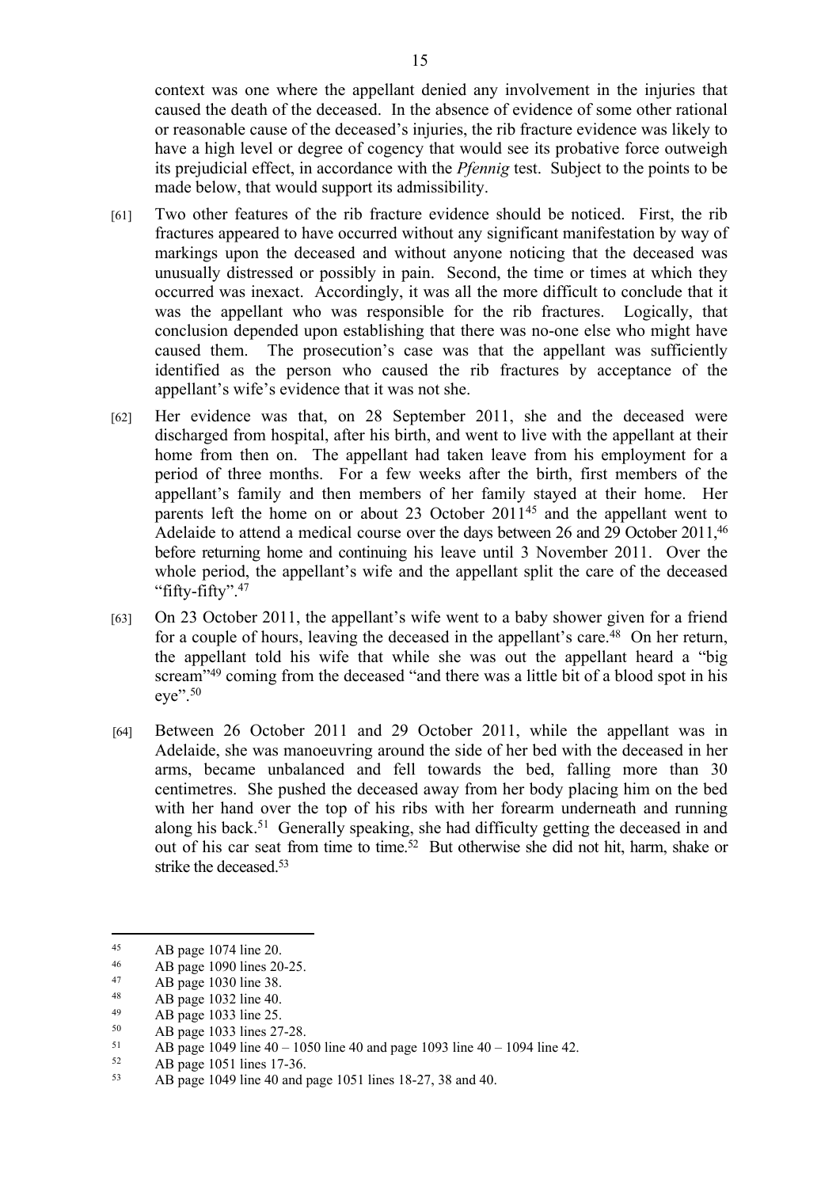context was one where the appellant denied any involvement in the injuries that caused the death of the deceased. In the absence of evidence of some other rational or reasonable cause of the deceased's injuries, the rib fracture evidence was likely to have a high level or degree of cogency that would see its probative force outweigh its prejudicial effect, in accordance with the *Pfennig* test. Subject to the points to be made below, that would support its admissibility.

[61] Two other features of the rib fracture evidence should be noticed. First, the rib fractures appeared to have occurred without any significant manifestation by way of markings upon the deceased and without anyone noticing that the deceased was unusually distressed or possibly in pain. Second, the time or times at which they occurred was inexact. Accordingly, it was all the more difficult to conclude that it was the appellant who was responsible for the rib fractures. Logically, that conclusion depended upon establishing that there was no-one else who might have caused them. The prosecution's case was that the appellant was sufficiently identified as the person who caused the rib fractures by acceptance of the appellant's wife's evidence that it was not she.

[62] Her evidence was that, on 28 September 2011, she and the deceased were discharged from hospital, after his birth, and went to live with the appellant at their home from then on. The appellant had taken leave from his employment for a period of three months. For a few weeks after the birth, first members of the appellant's family and then members of her family stayed at their home. Her parents left the home on or about 23 October 2011[45] and the appellant went to Adelaide to attend a medical course over the days between 26 and 29 October 2011,[46] before returning home and continuing his leave until 3 November 2011. Over the whole period, the appellant's wife and the appellant split the care of the deceased "fifty-fifty".[47]

[63] On 23 October 2011, the appellant's wife went to a baby shower given for a friend for a couple of hours, leaving the deceased in the appellant's care.[48] On her return, the appellant told his wife that while she was out the appellant heard a "big scream"[49] coming from the deceased "and there was a little bit of a blood spot in his eye".[50]

[64] Between 26 October 2011 and 29 October 2011, while the appellant was in Adelaide, she was manoeuvring around the side of her bed with the deceased in her arms, became unbalanced and fell towards the bed, falling more than 30 centimetres. She pushed the deceased away from her body placing him on the bed with her hand over the top of his ribs with her forearm underneath and running along his back.[51] Generally speaking, she had difficulty getting the deceased in and out of his car seat from time to time.[52] But otherwise she did not hit, harm, shake or strike the deceased.[53]

---

[45] AB page 1074 line 20.

[46] AB page 1090 lines 20-25.

[47] AB page 1030 line 38.

[48] AB page 1032 line 40.

[49] AB page 1033 line 25.

[50] AB page 1033 lines 27-28.

[51] AB page 1049 line 40 – 1050 line 40 and page 1093 line 40 – 1094 line 42.

[52] AB page 1051 lines 17-36.

[53] AB page 1049 line 40 and page 1051 lines 18-27, 38 and 40.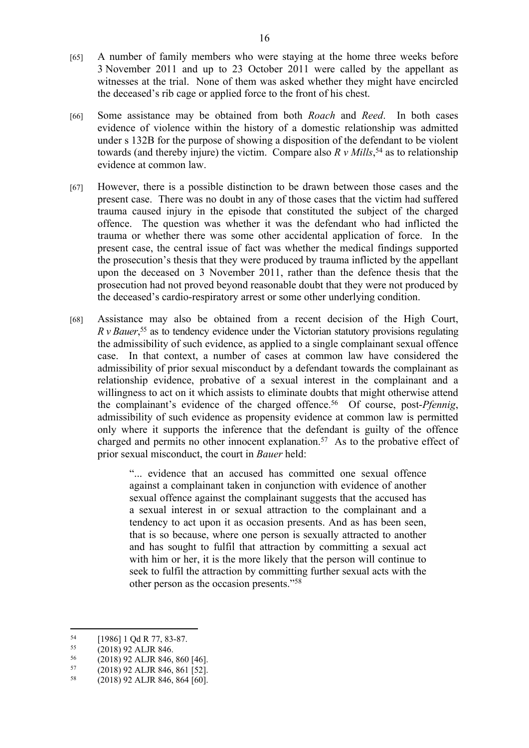[65] A number of family members who were staying at the home three weeks before 3 November 2011 and up to 23 October 2011 were called by the appellant as witnesses at the trial. None of them was asked whether they might have encircled the deceased's rib cage or applied force to the front of his chest.

[66] Some assistance may be obtained from both *Roach* and *Reed*. In both cases evidence of violence within the history of a domestic relationship was admitted under s 132B for the purpose of showing a disposition of the defendant to be violent towards (and thereby injure) the victim. Compare also *R v Mills*,[54] as to relationship evidence at common law.

[67] However, there is a possible distinction to be drawn between those cases and the present case. There was no doubt in any of those cases that the victim had suffered trauma caused injury in the episode that constituted the subject of the charged offence. The question was whether it was the defendant who had inflicted the trauma or whether there was some other accidental application of force. In the present case, the central issue of fact was whether the medical findings supported the prosecution's thesis that they were produced by trauma inflicted by the appellant upon the deceased on 3 November 2011, rather than the defence thesis that the prosecution had not proved beyond reasonable doubt that they were not produced by the deceased's cardio-respiratory arrest or some other underlying condition.

[68] Assistance may also be obtained from a recent decision of the High Court, *R v Bauer*,[55] as to tendency evidence under the Victorian statutory provisions regulating the admissibility of such evidence, as applied to a single complainant sexual offence case. In that context, a number of cases at common law have considered the admissibility of prior sexual misconduct by a defendant towards the complainant as relationship evidence, probative of a sexual interest in the complainant and a willingness to act on it which assists to eliminate doubts that might otherwise attend the complainant's evidence of the charged offence.[56] Of course, post-*Pfennig*, admissibility of such evidence as propensity evidence at common law is permitted only where it supports the inference that the defendant is guilty of the offence charged and permits no other innocent explanation.[57] As to the probative effect of prior sexual misconduct, the court in *Bauer* held:

> "... evidence that an accused has committed one sexual offence against a complainant taken in conjunction with evidence of another sexual offence against the complainant suggests that the accused has a sexual interest in or sexual attraction to the complainant and a tendency to act upon it as occasion presents. And as has been seen, that is so because, where one person is sexually attracted to another and has sought to fulfil that attraction by committing a sexual act with him or her, it is the more likely that the person will continue to seek to fulfil the attraction by committing further sexual acts with the other person as the occasion presents."[58]

---

[54] [1986] 1 Qd R 77, 83-87.

[55] (2018) 92 ALJR 846.

[56] (2018) 92 ALJR 846, 860 [46].

[57] (2018) 92 ALJR 846, 861 [52].

[58] (2018) 92 ALJR 846, 864 [60].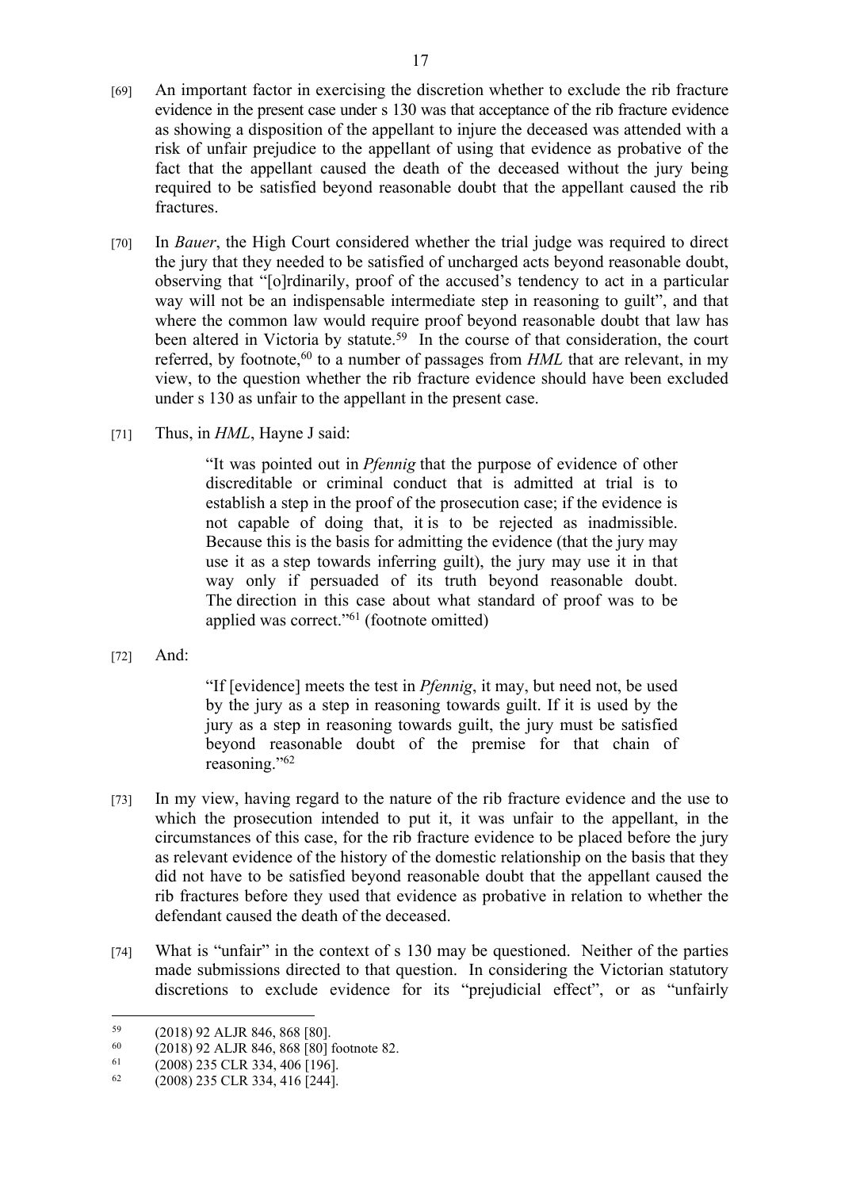[69] An important factor in exercising the discretion whether to exclude the rib fracture evidence in the present case under s 130 was that acceptance of the rib fracture evidence as showing a disposition of the appellant to injure the deceased was attended with a risk of unfair prejudice to the appellant of using that evidence as probative of the fact that the appellant caused the death of the deceased without the jury being required to be satisfied beyond reasonable doubt that the appellant caused the rib fractures.

[70] In *Bauer*, the High Court considered whether the trial judge was required to direct the jury that they needed to be satisfied of uncharged acts beyond reasonable doubt, observing that "[o]rdinarily, proof of the accused's tendency to act in a particular way will not be an indispensable intermediate step in reasoning to guilt", and that where the common law would require proof beyond reasonable doubt that law has been altered in Victoria by statute.[59] In the course of that consideration, the court referred, by footnote,[60] to a number of passages from *HML* that are relevant, in my view, to the question whether the rib fracture evidence should have been excluded under s 130 as unfair to the appellant in the present case.

[71] Thus, in *HML*, Hayne J said:

> "It was pointed out in *Pfennig* that the purpose of evidence of other discreditable or criminal conduct that is admitted at trial is to establish a step in the proof of the prosecution case; if the evidence is not capable of doing that, it is to be rejected as inadmissible. Because this is the basis for admitting the evidence (that the jury may use it as a step towards inferring guilt), the jury may use it in that way only if persuaded of its truth beyond reasonable doubt. The direction in this case about what standard of proof was to be applied was correct."[61] (footnote omitted)

[72] And:

> "If [evidence] meets the test in *Pfennig*, it may, but need not, be used by the jury as a step in reasoning towards guilt. If it is used by the jury as a step in reasoning towards guilt, the jury must be satisfied beyond reasonable doubt of the premise for that chain of reasoning."[62]

[73] In my view, having regard to the nature of the rib fracture evidence and the use to which the prosecution intended to put it, it was unfair to the appellant, in the circumstances of this case, for the rib fracture evidence to be placed before the jury as relevant evidence of the history of the domestic relationship on the basis that they did not have to be satisfied beyond reasonable doubt that the appellant caused the rib fractures before they used that evidence as probative in relation to whether the defendant caused the death of the deceased.

[74] What is "unfair" in the context of s 130 may be questioned. Neither of the parties made submissions directed to that question. In considering the Victorian statutory discretions to exclude evidence for its "prejudicial effect", or as "unfairly

---

[59] (2018) 92 ALJR 846, 868 [80].

[60] (2018) 92 ALJR 846, 868 [80] footnote 82.

[61] (2008) 235 CLR 334, 406 [196].

[62] (2008) 235 CLR 334, 416 [244].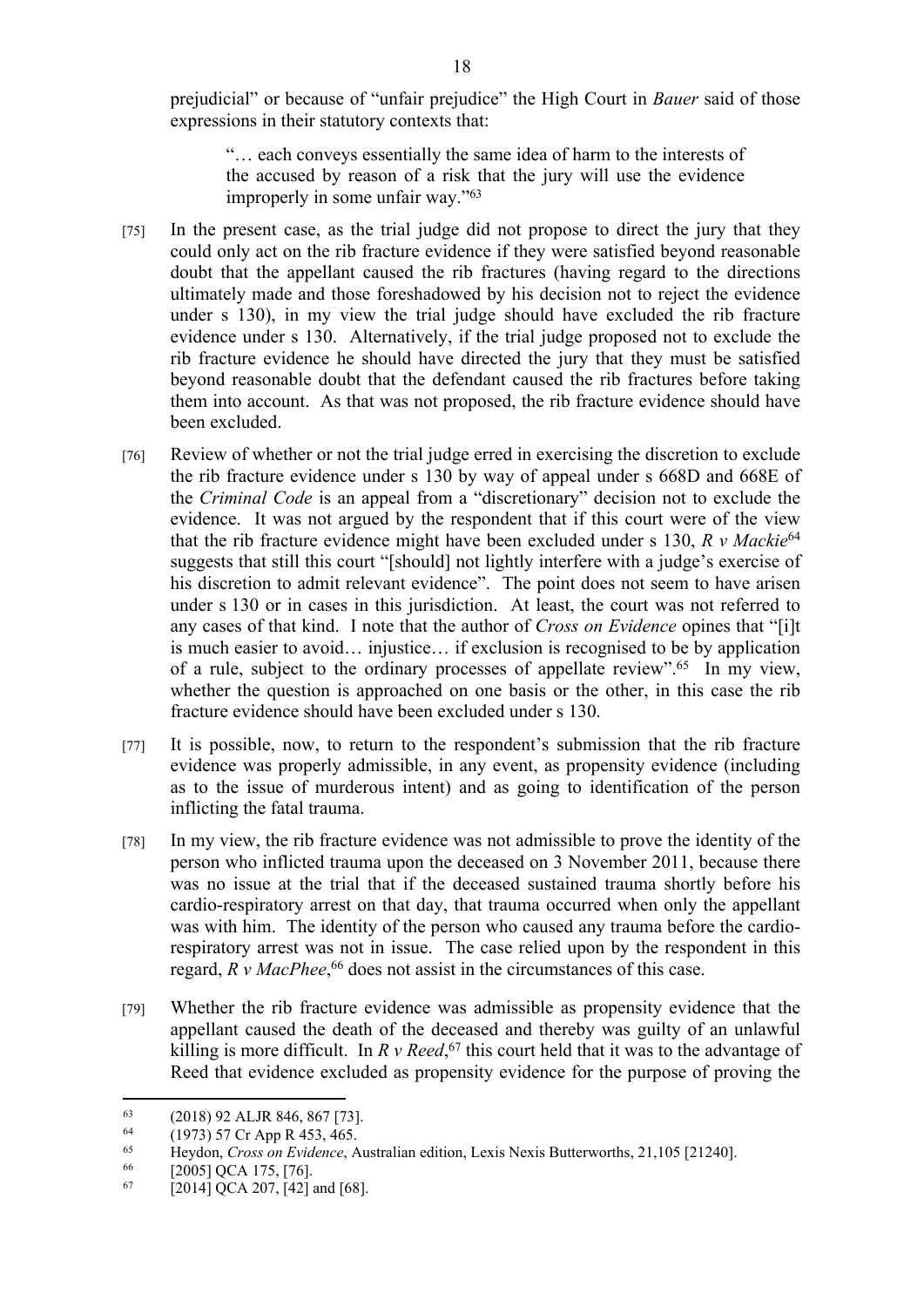prejudicial" or because of "unfair prejudice" the High Court in *Bauer* said of those expressions in their statutory contexts that:

> "… each conveys essentially the same idea of harm to the interests of the accused by reason of a risk that the jury will use the evidence improperly in some unfair way."[63]

[75] In the present case, as the trial judge did not propose to direct the jury that they could only act on the rib fracture evidence if they were satisfied beyond reasonable doubt that the appellant caused the rib fractures (having regard to the directions ultimately made and those foreshadowed by his decision not to reject the evidence under s 130), in my view the trial judge should have excluded the rib fracture evidence under s 130. Alternatively, if the trial judge proposed not to exclude the rib fracture evidence he should have directed the jury that they must be satisfied beyond reasonable doubt that the defendant caused the rib fractures before taking them into account. As that was not proposed, the rib fracture evidence should have been excluded.

[76] Review of whether or not the trial judge erred in exercising the discretion to exclude the rib fracture evidence under s 130 by way of appeal under s 668D and 668E of the *Criminal Code* is an appeal from a "discretionary" decision not to exclude the evidence. It was not argued by the respondent that if this court were of the view that the rib fracture evidence might have been excluded under s 130, *R v Mackie*[64] suggests that still this court "[should] not lightly interfere with a judge's exercise of his discretion to admit relevant evidence". The point does not seem to have arisen under s 130 or in cases in this jurisdiction. At least, the court was not referred to any cases of that kind. I note that the author of *Cross on Evidence* opines that "[i]t is much easier to avoid… injustice… if exclusion is recognised to be by application of a rule, subject to the ordinary processes of appellate review".[65] In my view, whether the question is approached on one basis or the other, in this case the rib fracture evidence should have been excluded under s 130.

[77] It is possible, now, to return to the respondent's submission that the rib fracture evidence was properly admissible, in any event, as propensity evidence (including as to the issue of murderous intent) and as going to identification of the person inflicting the fatal trauma.

[78] In my view, the rib fracture evidence was not admissible to prove the identity of the person who inflicted trauma upon the deceased on 3 November 2011, because there was no issue at the trial that if the deceased sustained trauma shortly before his cardio-respiratory arrest on that day, that trauma occurred when only the appellant was with him. The identity of the person who caused any trauma before the cardio-respiratory arrest was not in issue. The case relied upon by the respondent in this regard, *R v MacPhee*,[66] does not assist in the circumstances of this case.

[79] Whether the rib fracture evidence was admissible as propensity evidence that the appellant caused the death of the deceased and thereby was guilty of an unlawful killing is more difficult. In *R v Reed*,[67] this court held that it was to the advantage of Reed that evidence excluded as propensity evidence for the purpose of proving the

---

[63] (2018) 92 ALJR 846, 867 [73].

[64] (1973) 57 Cr App R 453, 465.

[65] Heydon, *Cross on Evidence*, Australian edition, Lexis Nexis Butterworths, 21,105 [21240].

[66] [2005] QCA 175, [76].

[67] [2014] QCA 207, [42] and [68].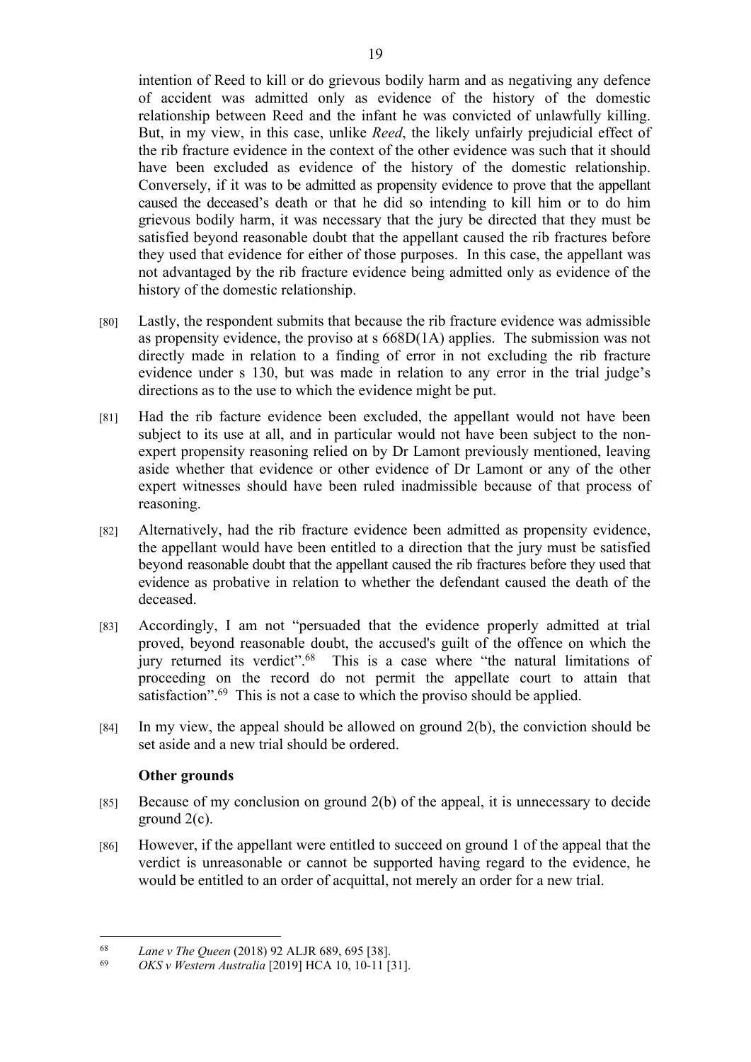intention of Reed to kill or do grievous bodily harm and as negativing any defence of accident was admitted only as evidence of the history of the domestic relationship between Reed and the infant he was convicted of unlawfully killing. But, in my view, in this case, unlike *Reed*, the likely unfairly prejudicial effect of the rib fracture evidence in the context of the other evidence was such that it should have been excluded as evidence of the history of the domestic relationship. Conversely, if it was to be admitted as propensity evidence to prove that the appellant caused the deceased's death or that he did so intending to kill him or to do him grievous bodily harm, it was necessary that the jury be directed that they must be satisfied beyond reasonable doubt that the appellant caused the rib fractures before they used that evidence for either of those purposes. In this case, the appellant was not advantaged by the rib fracture evidence being admitted only as evidence of the history of the domestic relationship.

[80] Lastly, the respondent submits that because the rib fracture evidence was admissible as propensity evidence, the proviso at s 668D(1A) applies. The submission was not directly made in relation to a finding of error in not excluding the rib fracture evidence under s 130, but was made in relation to any error in the trial judge's directions as to the use to which the evidence might be put.

[81] Had the rib facture evidence been excluded, the appellant would not have been subject to its use at all, and in particular would not have been subject to the non-expert propensity reasoning relied on by Dr Lamont previously mentioned, leaving aside whether that evidence or other evidence of Dr Lamont or any of the other expert witnesses should have been ruled inadmissible because of that process of reasoning.

[82] Alternatively, had the rib fracture evidence been admitted as propensity evidence, the appellant would have been entitled to a direction that the jury must be satisfied beyond reasonable doubt that the appellant caused the rib fractures before they used that evidence as probative in relation to whether the defendant caused the death of the deceased.

[83] Accordingly, I am not "persuaded that the evidence properly admitted at trial proved, beyond reasonable doubt, the accused's guilt of the offence on which the jury returned its verdict".[68] This is a case where "the natural limitations of proceeding on the record do not permit the appellate court to attain that satisfaction".[69] This is not a case to which the proviso should be applied.

[84] In my view, the appeal should be allowed on ground 2(b), the conviction should be set aside and a new trial should be ordered.

### Other grounds

[85] Because of my conclusion on ground 2(b) of the appeal, it is unnecessary to decide ground 2(c).

[86] However, if the appellant were entitled to succeed on ground 1 of the appeal that the verdict is unreasonable or cannot be supported having regard to the evidence, he would be entitled to an order of acquittal, not merely an order for a new trial.

---

[68] *Lane v The Queen* (2018) 92 ALJR 689, 695 [38].

[69] *OKS v Western Australia* [2019] HCA 10, 10-11 [31].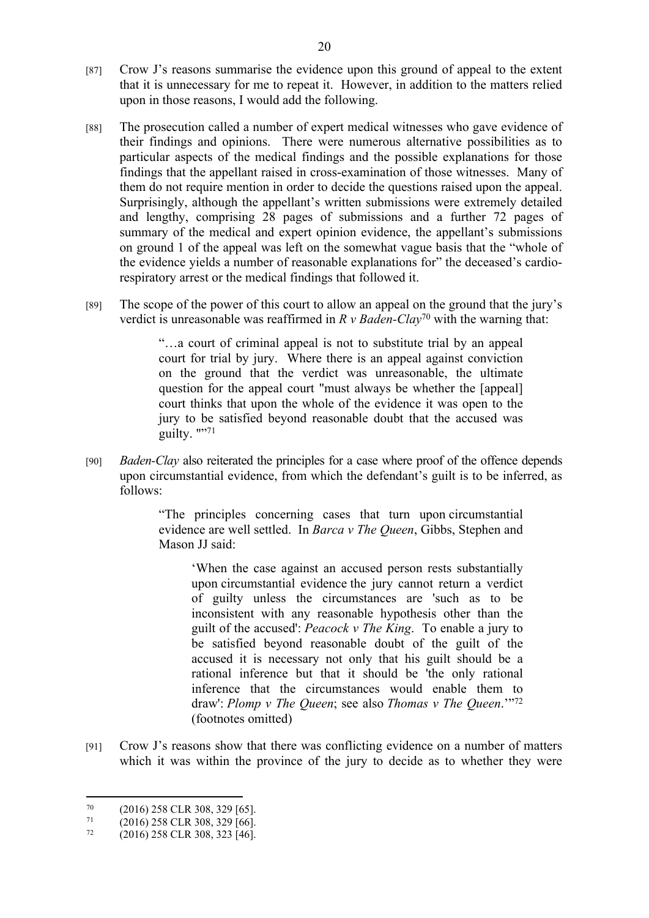[87] Crow J's reasons summarise the evidence upon this ground of appeal to the extent that it is unnecessary for me to repeat it. However, in addition to the matters relied upon in those reasons, I would add the following.

[88] The prosecution called a number of expert medical witnesses who gave evidence of their findings and opinions. There were numerous alternative possibilities as to particular aspects of the medical findings and the possible explanations for those findings that the appellant raised in cross-examination of those witnesses. Many of them do not require mention in order to decide the questions raised upon the appeal. Surprisingly, although the appellant's written submissions were extremely detailed and lengthy, comprising 28 pages of submissions and a further 72 pages of summary of the medical and expert opinion evidence, the appellant's submissions on ground 1 of the appeal was left on the somewhat vague basis that the "whole of the evidence yields a number of reasonable explanations for" the deceased's cardio-respiratory arrest or the medical findings that followed it.

[89] The scope of the power of this court to allow an appeal on the ground that the jury's verdict is unreasonable was reaffirmed in *R v Baden-Clay*[70] with the warning that:

> "…a court of criminal appeal is not to substitute trial by an appeal court for trial by jury. Where there is an appeal against conviction on the ground that the verdict was unreasonable, the ultimate question for the appeal court "must always be whether the [appeal] court thinks that upon the whole of the evidence it was open to the jury to be satisfied beyond reasonable doubt that the accused was guilty. ""[71]

[90] *Baden-Clay* also reiterated the principles for a case where proof of the offence depends upon circumstantial evidence, from which the defendant's guilt is to be inferred, as follows:

> "The principles concerning cases that turn upon circumstantial evidence are well settled. In *Barca v The Queen*, Gibbs, Stephen and Mason JJ said:
>
> > 'When the case against an accused person rests substantially upon circumstantial evidence the jury cannot return a verdict of guilty unless the circumstances are 'such as to be inconsistent with any reasonable hypothesis other than the guilt of the accused': *Peacock v The King*. To enable a jury to be satisfied beyond reasonable doubt of the guilt of the accused it is necessary not only that his guilt should be a rational inference but that it should be 'the only rational inference that the circumstances would enable them to draw': *Plomp v The Queen*; see also *Thomas v The Queen*.'"[72] (footnotes omitted)

[91] Crow J's reasons show that there was conflicting evidence on a number of matters which it was within the province of the jury to decide as to whether they were

---

[70] (2016) 258 CLR 308, 329 [65].

[71] (2016) 258 CLR 308, 329 [66].

[72] (2016) 258 CLR 308, 323 [46].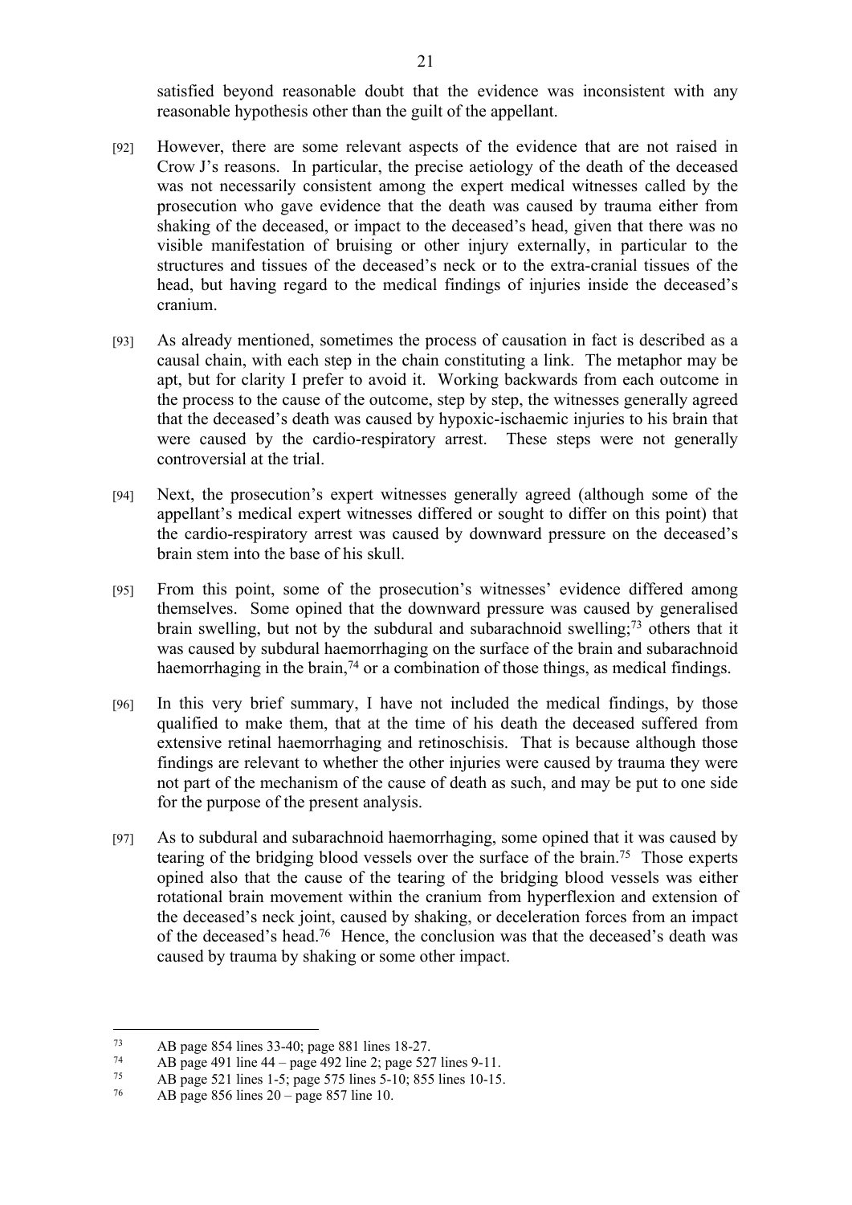satisfied beyond reasonable doubt that the evidence was inconsistent with any reasonable hypothesis other than the guilt of the appellant.

[92] However, there are some relevant aspects of the evidence that are not raised in Crow J's reasons. In particular, the precise aetiology of the death of the deceased was not necessarily consistent among the expert medical witnesses called by the prosecution who gave evidence that the death was caused by trauma either from shaking of the deceased, or impact to the deceased's head, given that there was no visible manifestation of bruising or other injury externally, in particular to the structures and tissues of the deceased's neck or to the extra-cranial tissues of the head, but having regard to the medical findings of injuries inside the deceased's cranium.

[93] As already mentioned, sometimes the process of causation in fact is described as a causal chain, with each step in the chain constituting a link. The metaphor may be apt, but for clarity I prefer to avoid it. Working backwards from each outcome in the process to the cause of the outcome, step by step, the witnesses generally agreed that the deceased's death was caused by hypoxic-ischaemic injuries to his brain that were caused by the cardio-respiratory arrest. These steps were not generally controversial at the trial.

[94] Next, the prosecution's expert witnesses generally agreed (although some of the appellant's medical expert witnesses differed or sought to differ on this point) that the cardio-respiratory arrest was caused by downward pressure on the deceased's brain stem into the base of his skull.

[95] From this point, some of the prosecution's witnesses' evidence differed among themselves. Some opined that the downward pressure was caused by generalised brain swelling, but not by the subdural and subarachnoid swelling;[73] others that it was caused by subdural haemorrhaging on the surface of the brain and subarachnoid haemorrhaging in the brain,[74] or a combination of those things, as medical findings.

[96] In this very brief summary, I have not included the medical findings, by those qualified to make them, that at the time of his death the deceased suffered from extensive retinal haemorrhaging and retinoschisis. That is because although those findings are relevant to whether the other injuries were caused by trauma they were not part of the mechanism of the cause of death as such, and may be put to one side for the purpose of the present analysis.

[97] As to subdural and subarachnoid haemorrhaging, some opined that it was caused by tearing of the bridging blood vessels over the surface of the brain.[75] Those experts opined also that the cause of the tearing of the bridging blood vessels was either rotational brain movement within the cranium from hyperflexion and extension of the deceased's neck joint, caused by shaking, or deceleration forces from an impact of the deceased's head.[76] Hence, the conclusion was that the deceased's death was caused by trauma by shaking or some other impact.

---

[73] AB page 854 lines 33-40; page 881 lines 18-27.

[74] AB page 491 line 44 – page 492 line 2; page 527 lines 9-11.

[75] AB page 521 lines 1-5; page 575 lines 5-10; 855 lines 10-15.

[76] AB page 856 lines 20 – page 857 line 10.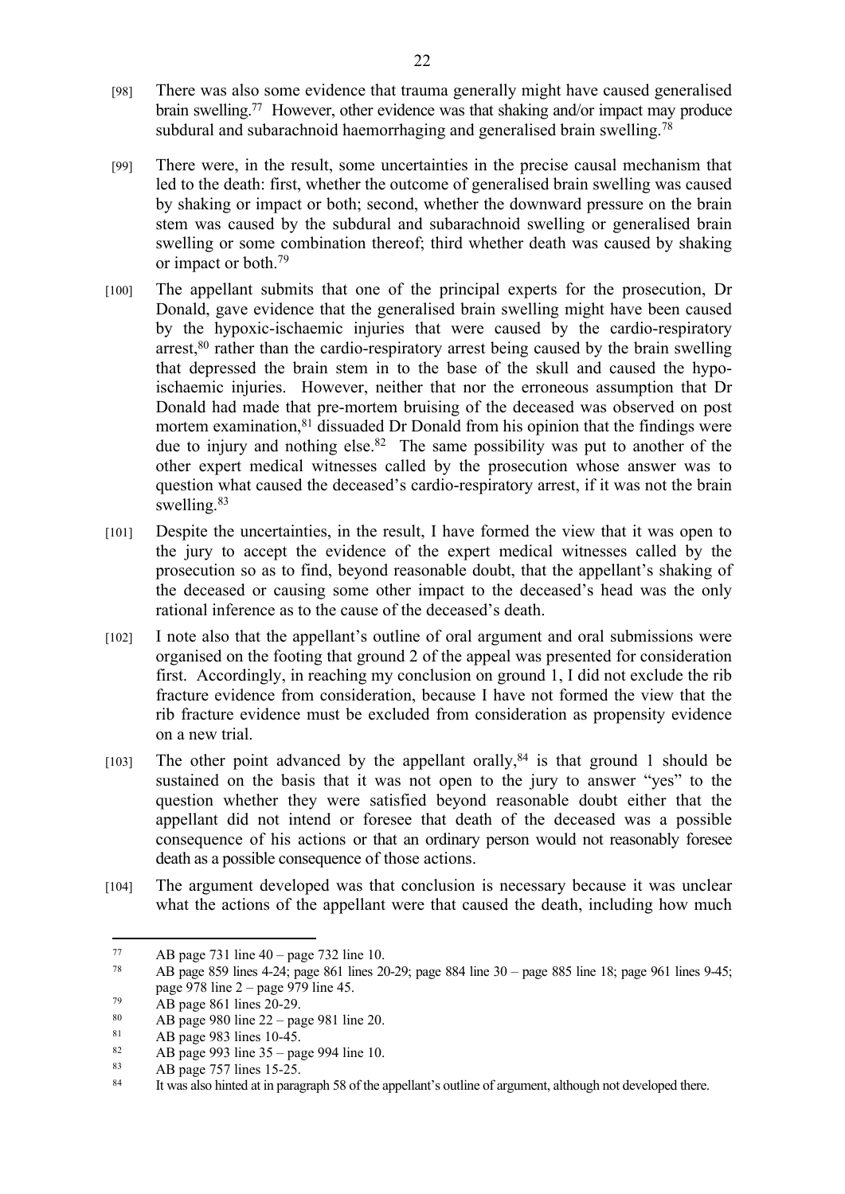[98] There was also some evidence that trauma generally might have caused generalised brain swelling.[77] However, other evidence was that shaking and/or impact may produce subdural and subarachnoid haemorrhaging and generalised brain swelling.[78]

[99] There were, in the result, some uncertainties in the precise causal mechanism that led to the death: first, whether the outcome of generalised brain swelling was caused by shaking or impact or both; second, whether the downward pressure on the brain stem was caused by the subdural and subarachnoid swelling or generalised brain swelling or some combination thereof; third whether death was caused by shaking or impact or both.[79]

[100] The appellant submits that one of the principal experts for the prosecution, Dr Donald, gave evidence that the generalised brain swelling might have been caused by the hypoxic-ischaemic injuries that were caused by the cardio-respiratory arrest,[80] rather than the cardio-respiratory arrest being caused by the brain swelling that depressed the brain stem in to the base of the skull and caused the hypo-ischaemic injuries. However, neither that nor the erroneous assumption that Dr Donald had made that pre-mortem bruising of the deceased was observed on post mortem examination,[81] dissuaded Dr Donald from his opinion that the findings were due to injury and nothing else.[82] The same possibility was put to another of the other expert medical witnesses called by the prosecution whose answer was to question what caused the deceased's cardio-respiratory arrest, if it was not the brain swelling.[83]

[101] Despite the uncertainties, in the result, I have formed the view that it was open to the jury to accept the evidence of the expert medical witnesses called by the prosecution so as to find, beyond reasonable doubt, that the appellant's shaking of the deceased or causing some other impact to the deceased's head was the only rational inference as to the cause of the deceased's death.

[102] I note also that the appellant's outline of oral argument and oral submissions were organised on the footing that ground 2 of the appeal was presented for consideration first. Accordingly, in reaching my conclusion on ground 1, I did not exclude the rib fracture evidence from consideration, because I have not formed the view that the rib fracture evidence must be excluded from consideration as propensity evidence on a new trial.

[103] The other point advanced by the appellant orally,[84] is that ground 1 should be sustained on the basis that it was not open to the jury to answer "yes" to the question whether they were satisfied beyond reasonable doubt either that the appellant did not intend or foresee that death of the deceased was a possible consequence of his actions or that an ordinary person would not reasonably foresee death as a possible consequence of those actions.

[104] The argument developed was that conclusion is necessary because it was unclear what the actions of the appellant were that caused the death, including how much

---

[77] AB page 731 line 40 – page 732 line 10.

[78] AB page 859 lines 4-24; page 861 lines 20-29; page 884 line 30 – page 885 line 18; page 961 lines 9-45; page 978 line 2 – page 979 line 45.

[79] AB page 861 lines 20-29.

[80] AB page 980 line 22 – page 981 line 20.

[81] AB page 983 lines 10-45.

[82] AB page 993 line 35 – page 994 line 10.

[83] AB page 757 lines 15-25.

[84] It was also hinted at in paragraph 58 of the appellant's outline of argument, although not developed there.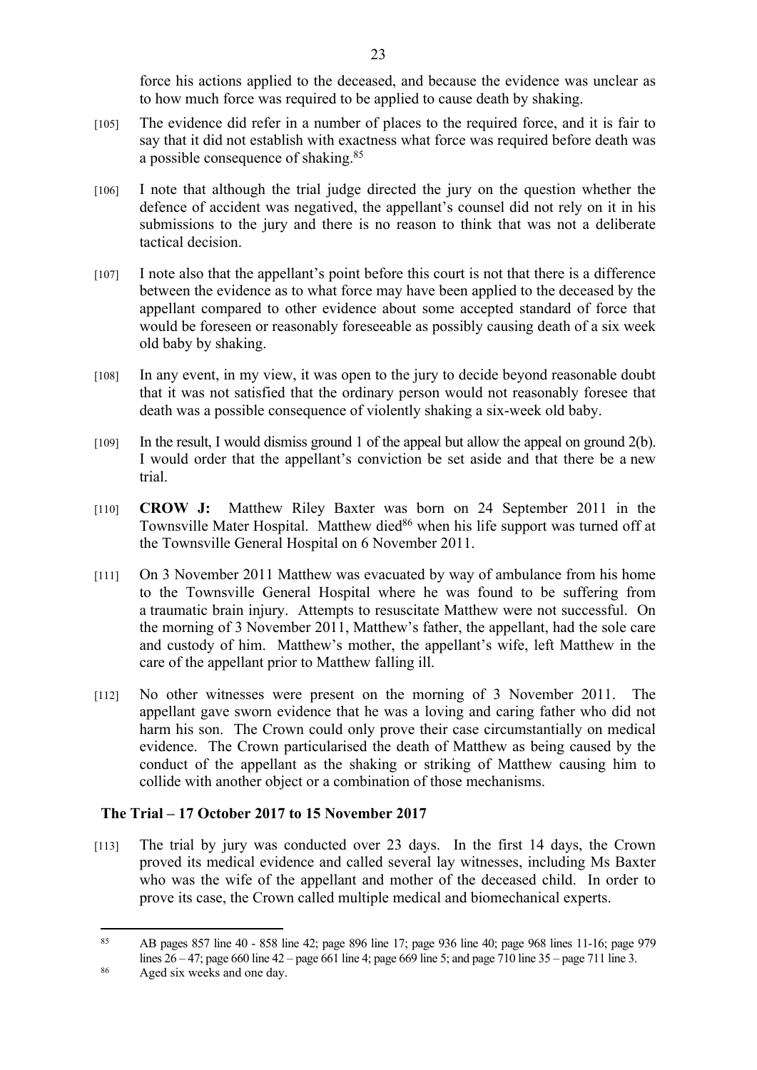force his actions applied to the deceased, and because the evidence was unclear as to how much force was required to be applied to cause death by shaking.

[105] The evidence did refer in a number of places to the required force, and it is fair to say that it did not establish with exactness what force was required before death was a possible consequence of shaking.[85]

[106] I note that although the trial judge directed the jury on the question whether the defence of accident was negatived, the appellant's counsel did not rely on it in his submissions to the jury and there is no reason to think that was not a deliberate tactical decision.

[107] I note also that the appellant's point before this court is not that there is a difference between the evidence as to what force may have been applied to the deceased by the appellant compared to other evidence about some accepted standard of force that would be foreseen or reasonably foreseeable as possibly causing death of a six week old baby by shaking.

[108] In any event, in my view, it was open to the jury to decide beyond reasonable doubt that it was not satisfied that the ordinary person would not reasonably foresee that death was a possible consequence of violently shaking a six-week old baby.

[109] In the result, I would dismiss ground 1 of the appeal but allow the appeal on ground 2(b). I would order that the appellant's conviction be set aside and that there be a new trial.

[110] **CROW J:** Matthew Riley Baxter was born on 24 September 2011 in the Townsville Mater Hospital. Matthew died[86] when his life support was turned off at the Townsville General Hospital on 6 November 2011.

[111] On 3 November 2011 Matthew was evacuated by way of ambulance from his home to the Townsville General Hospital where he was found to be suffering from a traumatic brain injury. Attempts to resuscitate Matthew were not successful. On the morning of 3 November 2011, Matthew's father, the appellant, had the sole care and custody of him. Matthew's mother, the appellant's wife, left Matthew in the care of the appellant prior to Matthew falling ill.

[112] No other witnesses were present on the morning of 3 November 2011. The appellant gave sworn evidence that he was a loving and caring father who did not harm his son. The Crown could only prove their case circumstantially on medical evidence. The Crown particularised the death of Matthew as being caused by the conduct of the appellant as the shaking or striking of Matthew causing him to collide with another object or a combination of those mechanisms.

## The Trial – 17 October 2017 to 15 November 2017

[113] The trial by jury was conducted over 23 days. In the first 14 days, the Crown proved its medical evidence and called several lay witnesses, including Ms Baxter who was the wife of the appellant and mother of the deceased child. In order to prove its case, the Crown called multiple medical and biomechanical experts.

---

[85] AB pages 857 line 40 - 858 line 42; page 896 line 17; page 936 line 40; page 968 lines 11-16; page 979 lines 26 – 47; page 660 line 42 – page 661 line 4; page 669 line 5; and page 710 line 35 – page 711 line 3.

[86] Aged six weeks and one day.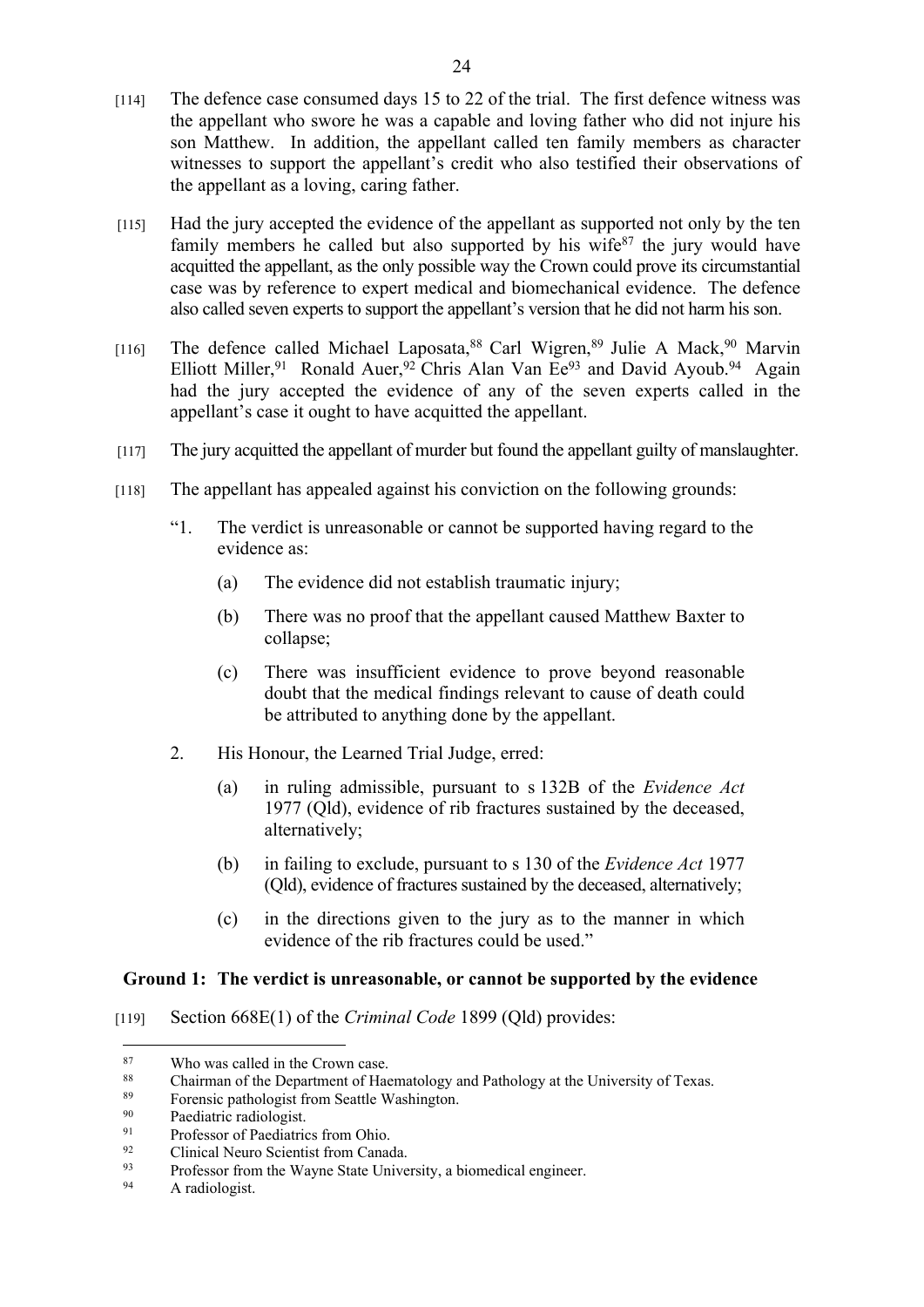[114] The defence case consumed days 15 to 22 of the trial. The first defence witness was the appellant who swore he was a capable and loving father who did not injure his son Matthew. In addition, the appellant called ten family members as character witnesses to support the appellant's credit who also testified their observations of the appellant as a loving, caring father.

[115] Had the jury accepted the evidence of the appellant as supported not only by the ten family members he called but also supported by his wife[87] the jury would have acquitted the appellant, as the only possible way the Crown could prove its circumstantial case was by reference to expert medical and biomechanical evidence. The defence also called seven experts to support the appellant's version that he did not harm his son.

[116] The defence called Michael Laposata,[88] Carl Wigren,[89] Julie A Mack,[90] Marvin Elliott Miller,[91] Ronald Auer,[92] Chris Alan Van Ee[93] and David Ayoub.[94] Again had the jury accepted the evidence of any of the seven experts called in the appellant's case it ought to have acquitted the appellant.

[117] The jury acquitted the appellant of murder but found the appellant guilty of manslaughter.

[118] The appellant has appealed against his conviction on the following grounds:

> "1. The verdict is unreasonable or cannot be supported having regard to the evidence as:
>
> (a) The evidence did not establish traumatic injury;
>
> (b) There was no proof that the appellant caused Matthew Baxter to collapse;
>
> (c) There was insufficient evidence to prove beyond reasonable doubt that the medical findings relevant to cause of death could be attributed to anything done by the appellant.
>
> 2. His Honour, the Learned Trial Judge, erred:
>
> (a) in ruling admissible, pursuant to s 132B of the *Evidence Act* 1977 (Qld), evidence of rib fractures sustained by the deceased, alternatively;
>
> (b) in failing to exclude, pursuant to s 130 of the *Evidence Act* 1977 (Qld), evidence of fractures sustained by the deceased, alternatively;
>
> (c) in the directions given to the jury as to the manner in which evidence of the rib fractures could be used."

### Ground 1: The verdict is unreasonable, or cannot be supported by the evidence

[119] Section 668E(1) of the *Criminal Code* 1899 (Qld) provides:

---

[87] Who was called in the Crown case.

[88] Chairman of the Department of Haematology and Pathology at the University of Texas.

[89] Forensic pathologist from Seattle Washington.

[90] Paediatric radiologist.

[91] Professor of Paediatrics from Ohio.

[92] Clinical Neuro Scientist from Canada.

[93] Professor from the Wayne State University, a biomedical engineer.

[94] A radiologist.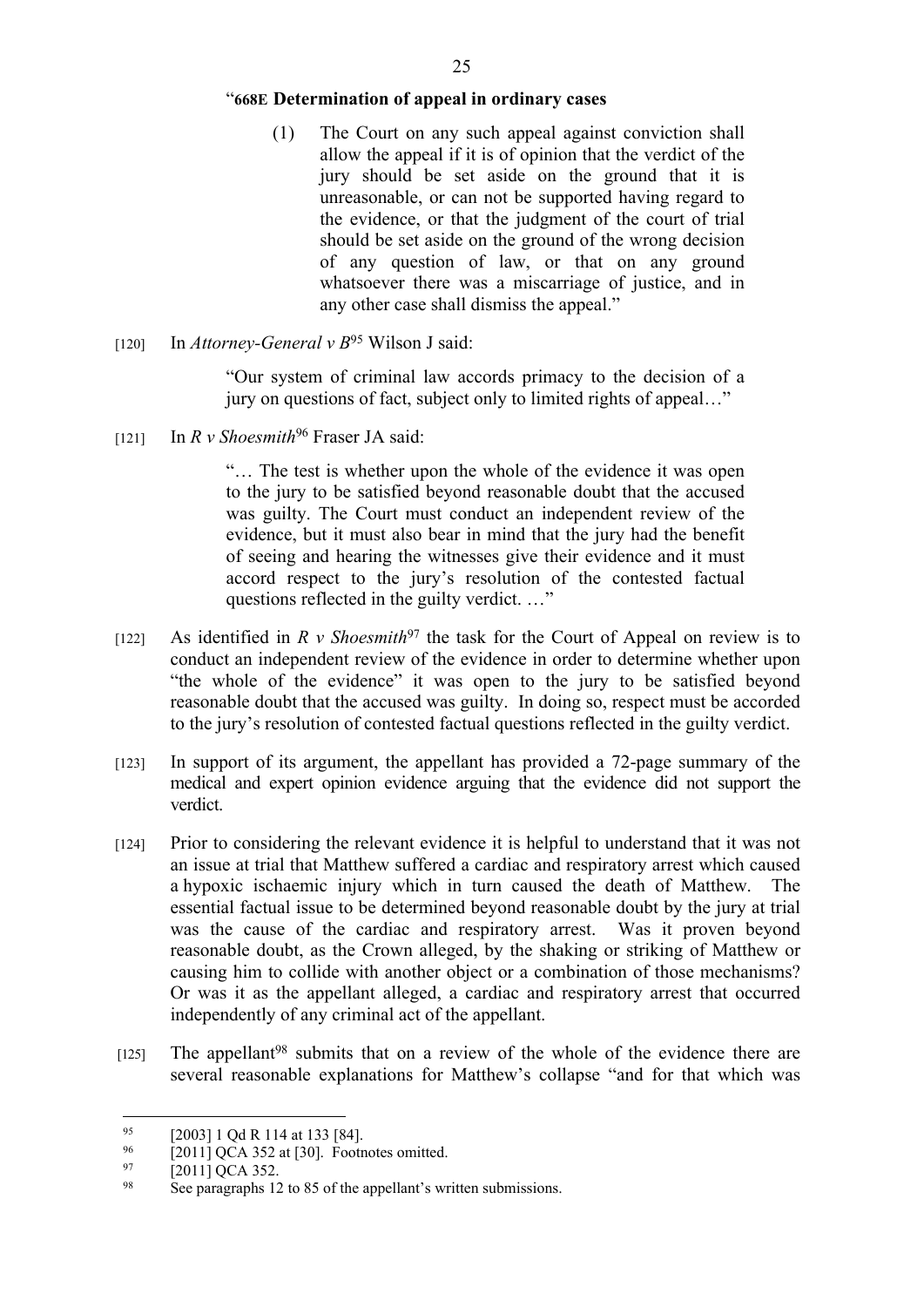"**668E Determination of appeal in ordinary cases**

> (1) The Court on any such appeal against conviction shall allow the appeal if it is of opinion that the verdict of the jury should be set aside on the ground that it is unreasonable, or can not be supported having regard to the evidence, or that the judgment of the court of trial should be set aside on the ground of the wrong decision of any question of law, or that on any ground whatsoever there was a miscarriage of justice, and in any other case shall dismiss the appeal."

[120] In *Attorney-General v B*[95] Wilson J said:

> "Our system of criminal law accords primacy to the decision of a jury on questions of fact, subject only to limited rights of appeal…"

[121] In *R v Shoesmith*[96] Fraser JA said:

> "… The test is whether upon the whole of the evidence it was open to the jury to be satisfied beyond reasonable doubt that the accused was guilty. The Court must conduct an independent review of the evidence, but it must also bear in mind that the jury had the benefit of seeing and hearing the witnesses give their evidence and it must accord respect to the jury's resolution of the contested factual questions reflected in the guilty verdict. …"

[122] As identified in *R v Shoesmith*[97] the task for the Court of Appeal on review is to conduct an independent review of the evidence in order to determine whether upon "the whole of the evidence" it was open to the jury to be satisfied beyond reasonable doubt that the accused was guilty. In doing so, respect must be accorded to the jury's resolution of contested factual questions reflected in the guilty verdict.

[123] In support of its argument, the appellant has provided a 72-page summary of the medical and expert opinion evidence arguing that the evidence did not support the verdict.

[124] Prior to considering the relevant evidence it is helpful to understand that it was not an issue at trial that Matthew suffered a cardiac and respiratory arrest which caused a hypoxic ischaemic injury which in turn caused the death of Matthew. The essential factual issue to be determined beyond reasonable doubt by the jury at trial was the cause of the cardiac and respiratory arrest. Was it proven beyond reasonable doubt, as the Crown alleged, by the shaking or striking of Matthew or causing him to collide with another object or a combination of those mechanisms? Or was it as the appellant alleged, a cardiac and respiratory arrest that occurred independently of any criminal act of the appellant.

[125] The appellant[98] submits that on a review of the whole of the evidence there are several reasonable explanations for Matthew's collapse "and for that which was

---

[95] [2003] 1 Qd R 114 at 133 [84].

[96] [2011] QCA 352 at [30]. Footnotes omitted.

[97] [2011] QCA 352.

[98] See paragraphs 12 to 85 of the appellant's written submissions.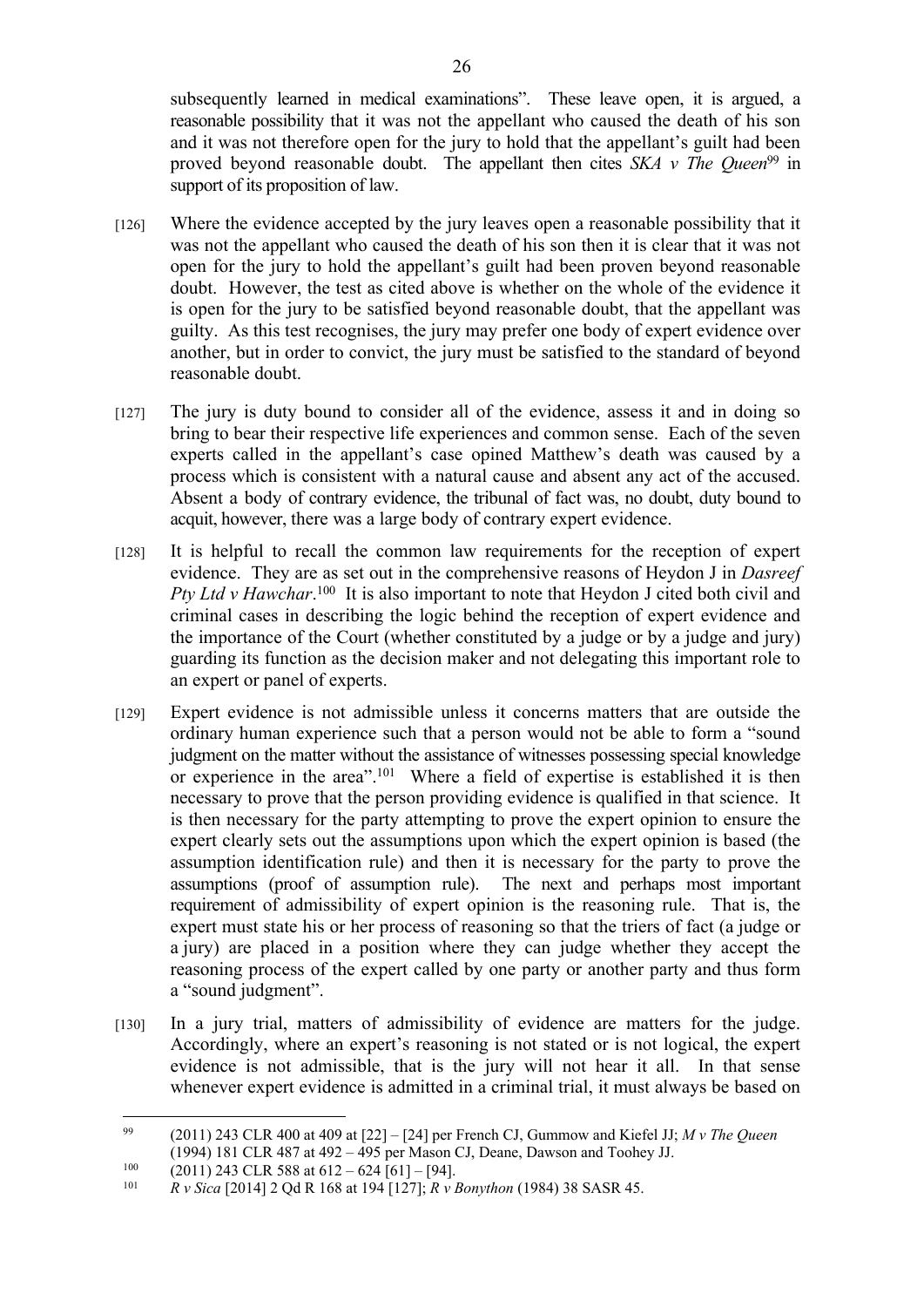subsequently learned in medical examinations". These leave open, it is argued, a reasonable possibility that it was not the appellant who caused the death of his son and it was not therefore open for the jury to hold that the appellant's guilt had been proved beyond reasonable doubt. The appellant then cites *SKA v The Queen*[99] in support of its proposition of law.

[126] Where the evidence accepted by the jury leaves open a reasonable possibility that it was not the appellant who caused the death of his son then it is clear that it was not open for the jury to hold the appellant's guilt had been proven beyond reasonable doubt. However, the test as cited above is whether on the whole of the evidence it is open for the jury to be satisfied beyond reasonable doubt, that the appellant was guilty. As this test recognises, the jury may prefer one body of expert evidence over another, but in order to convict, the jury must be satisfied to the standard of beyond reasonable doubt.

[127] The jury is duty bound to consider all of the evidence, assess it and in doing so bring to bear their respective life experiences and common sense. Each of the seven experts called in the appellant's case opined Matthew's death was caused by a process which is consistent with a natural cause and absent any act of the accused. Absent a body of contrary evidence, the tribunal of fact was, no doubt, duty bound to acquit, however, there was a large body of contrary expert evidence.

[128] It is helpful to recall the common law requirements for the reception of expert evidence. They are as set out in the comprehensive reasons of Heydon J in *Dasreef Pty Ltd v Hawchar*.[100] It is also important to note that Heydon J cited both civil and criminal cases in describing the logic behind the reception of expert evidence and the importance of the Court (whether constituted by a judge or by a judge and jury) guarding its function as the decision maker and not delegating this important role to an expert or panel of experts.

[129] Expert evidence is not admissible unless it concerns matters that are outside the ordinary human experience such that a person would not be able to form a "sound judgment on the matter without the assistance of witnesses possessing special knowledge or experience in the area".[101] Where a field of expertise is established it is then necessary to prove that the person providing evidence is qualified in that science. It is then necessary for the party attempting to prove the expert opinion to ensure the expert clearly sets out the assumptions upon which the expert opinion is based (the assumption identification rule) and then it is necessary for the party to prove the assumptions (proof of assumption rule). The next and perhaps most important requirement of admissibility of expert opinion is the reasoning rule. That is, the expert must state his or her process of reasoning so that the triers of fact (a judge or a jury) are placed in a position where they can judge whether they accept the reasoning process of the expert called by one party or another party and thus form a "sound judgment".

[130] In a jury trial, matters of admissibility of evidence are matters for the judge. Accordingly, where an expert's reasoning is not stated or is not logical, the expert evidence is not admissible, that is the jury will not hear it all. In that sense whenever expert evidence is admitted in a criminal trial, it must always be based on

---

[99] (2011) 243 CLR 400 at 409 at [22] – [24] per French CJ, Gummow and Kiefel JJ; *M v The Queen* (1994) 181 CLR 487 at 492 – 495 per Mason CJ, Deane, Dawson and Toohey JJ.

[100] (2011) 243 CLR 588 at 612 – 624 [61] – [94].

[101] *R v Sica* [2014] 2 Qd R 168 at 194 [127]; *R v Bonython* (1984) 38 SASR 45.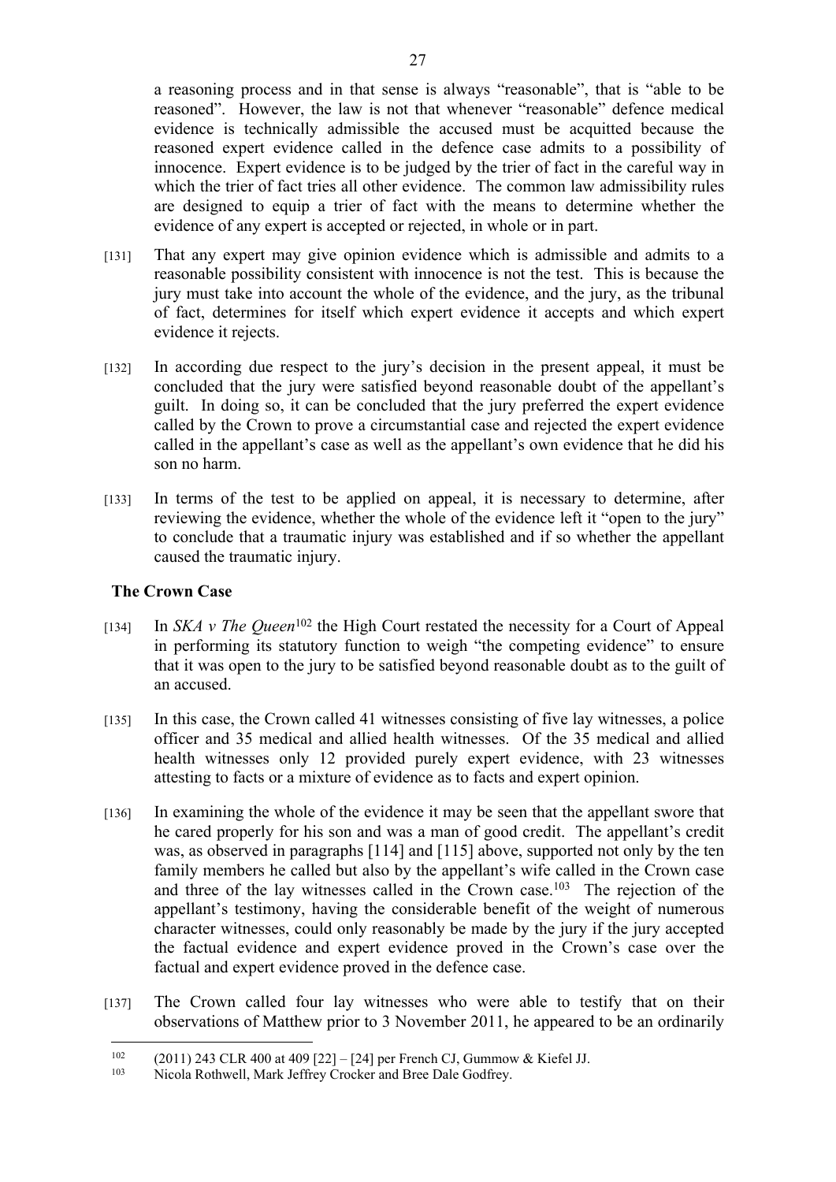a reasoning process and in that sense is always "reasonable", that is "able to be reasoned". However, the law is not that whenever "reasonable" defence medical evidence is technically admissible the accused must be acquitted because the reasoned expert evidence called in the defence case admits to a possibility of innocence. Expert evidence is to be judged by the trier of fact in the careful way in which the trier of fact tries all other evidence. The common law admissibility rules are designed to equip a trier of fact with the means to determine whether the evidence of any expert is accepted or rejected, in whole or in part.

[131] That any expert may give opinion evidence which is admissible and admits to a reasonable possibility consistent with innocence is not the test. This is because the jury must take into account the whole of the evidence, and the jury, as the tribunal of fact, determines for itself which expert evidence it accepts and which expert evidence it rejects.

[132] In according due respect to the jury's decision in the present appeal, it must be concluded that the jury were satisfied beyond reasonable doubt of the appellant's guilt. In doing so, it can be concluded that the jury preferred the expert evidence called by the Crown to prove a circumstantial case and rejected the expert evidence called in the appellant's case as well as the appellant's own evidence that he did his son no harm.

[133] In terms of the test to be applied on appeal, it is necessary to determine, after reviewing the evidence, whether the whole of the evidence left it "open to the jury" to conclude that a traumatic injury was established and if so whether the appellant caused the traumatic injury.

## The Crown Case

[134] In *SKA v The Queen*[102] the High Court restated the necessity for a Court of Appeal in performing its statutory function to weigh "the competing evidence" to ensure that it was open to the jury to be satisfied beyond reasonable doubt as to the guilt of an accused.

[135] In this case, the Crown called 41 witnesses consisting of five lay witnesses, a police officer and 35 medical and allied health witnesses. Of the 35 medical and allied health witnesses only 12 provided purely expert evidence, with 23 witnesses attesting to facts or a mixture of evidence as to facts and expert opinion.

[136] In examining the whole of the evidence it may be seen that the appellant swore that he cared properly for his son and was a man of good credit. The appellant's credit was, as observed in paragraphs [114] and [115] above, supported not only by the ten family members he called but also by the appellant's wife called in the Crown case and three of the lay witnesses called in the Crown case.[103] The rejection of the appellant's testimony, having the considerable benefit of the weight of numerous character witnesses, could only reasonably be made by the jury if the jury accepted the factual evidence and expert evidence proved in the Crown's case over the factual and expert evidence proved in the defence case.

[137] The Crown called four lay witnesses who were able to testify that on their observations of Matthew prior to 3 November 2011, he appeared to be an ordinarily

---

[102] (2011) 243 CLR 400 at 409 [22] – [24] per French CJ, Gummow & Kiefel JJ.

[103] Nicola Rothwell, Mark Jeffrey Crocker and Bree Dale Godfrey.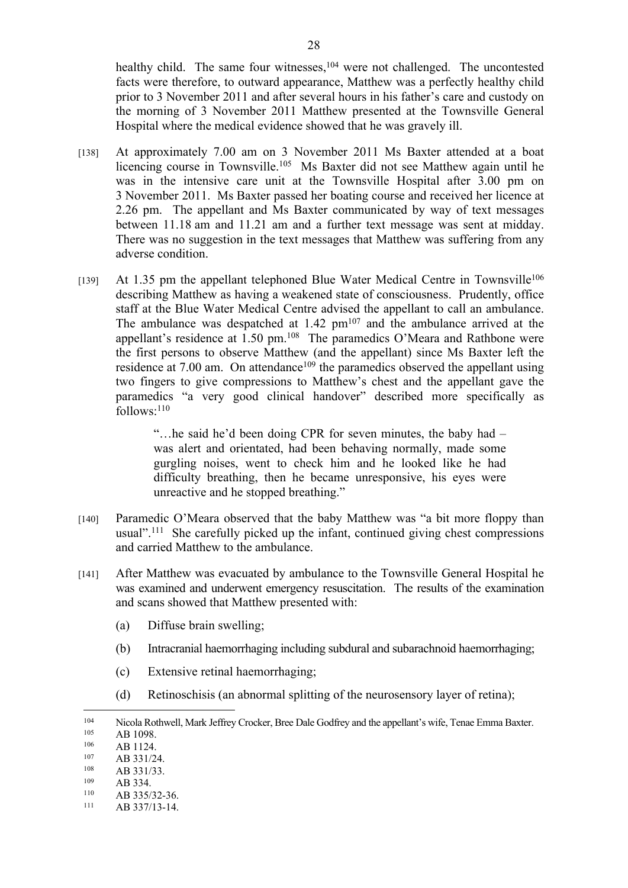healthy child. The same four witnesses,[104] were not challenged. The uncontested facts were therefore, to outward appearance, Matthew was a perfectly healthy child prior to 3 November 2011 and after several hours in his father's care and custody on the morning of 3 November 2011 Matthew presented at the Townsville General Hospital where the medical evidence showed that he was gravely ill.

[138] At approximately 7.00 am on 3 November 2011 Ms Baxter attended at a boat licencing course in Townsville.[105] Ms Baxter did not see Matthew again until he was in the intensive care unit at the Townsville Hospital after 3.00 pm on 3 November 2011. Ms Baxter passed her boating course and received her licence at 2.26 pm. The appellant and Ms Baxter communicated by way of text messages between 11.18 am and 11.21 am and a further text message was sent at midday. There was no suggestion in the text messages that Matthew was suffering from any adverse condition.

[139] At 1.35 pm the appellant telephoned Blue Water Medical Centre in Townsville[106] describing Matthew as having a weakened state of consciousness. Prudently, office staff at the Blue Water Medical Centre advised the appellant to call an ambulance. The ambulance was despatched at 1.42 pm[107] and the ambulance arrived at the appellant's residence at 1.50 pm.[108] The paramedics O'Meara and Rathbone were the first persons to observe Matthew (and the appellant) since Ms Baxter left the residence at 7.00 am. On attendance[109] the paramedics observed the appellant using two fingers to give compressions to Matthew's chest and the appellant gave the paramedics "a very good clinical handover" described more specifically as follows:[110]

> "…he said he'd been doing CPR for seven minutes, the baby had – was alert and orientated, had been behaving normally, made some gurgling noises, went to check him and he looked like he had difficulty breathing, then he became unresponsive, his eyes were unreactive and he stopped breathing."

[140] Paramedic O'Meara observed that the baby Matthew was "a bit more floppy than usual".[111] She carefully picked up the infant, continued giving chest compressions and carried Matthew to the ambulance.

[141] After Matthew was evacuated by ambulance to the Townsville General Hospital he was examined and underwent emergency resuscitation. The results of the examination and scans showed that Matthew presented with:

(a) Diffuse brain swelling;

(b) Intracranial haemorrhaging including subdural and subarachnoid haemorrhaging;

(c) Extensive retinal haemorrhaging;

(d) Retinoschisis (an abnormal splitting of the neurosensory layer of retina);

---

[104] Nicola Rothwell, Mark Jeffrey Crocker, Bree Dale Godfrey and the appellant's wife, Tenae Emma Baxter.

[105] AB 1098.

[106] AB 1124.

[107] AB 331/24.

[108] AB 331/33.

[109] AB 334.

[110] AB 335/32-36.

[111] AB 337/13-14.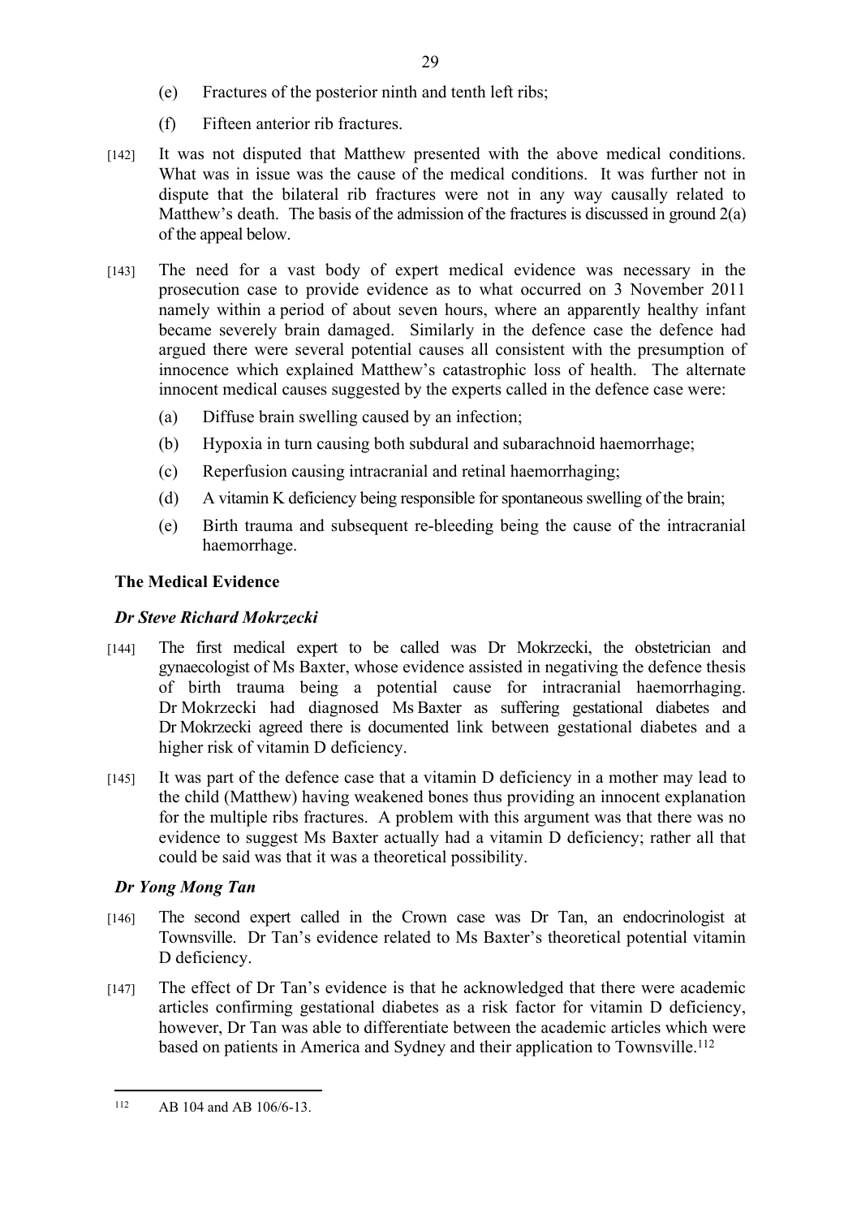(e) Fractures of the posterior ninth and tenth left ribs;

(f) Fifteen anterior rib fractures.

[142] It was not disputed that Matthew presented with the above medical conditions. What was in issue was the cause of the medical conditions. It was further not in dispute that the bilateral rib fractures were not in any way causally related to Matthew's death. The basis of the admission of the fractures is discussed in ground 2(a) of the appeal below.

[143] The need for a vast body of expert medical evidence was necessary in the prosecution case to provide evidence as to what occurred on 3 November 2011 namely within a period of about seven hours, where an apparently healthy infant became severely brain damaged. Similarly in the defence case the defence had argued there were several potential causes all consistent with the presumption of innocence which explained Matthew's catastrophic loss of health. The alternate innocent medical causes suggested by the experts called in the defence case were:

(a) Diffuse brain swelling caused by an infection;

(b) Hypoxia in turn causing both subdural and subarachnoid haemorrhage;

(c) Reperfusion causing intracranial and retinal haemorrhaging;

(d) A vitamin K deficiency being responsible for spontaneous swelling of the brain;

(e) Birth trauma and subsequent re-bleeding being the cause of the intracranial haemorrhage.

## The Medical Evidence

### *Dr Steve Richard Mokrzecki*

[144] The first medical expert to be called was Dr Mokrzecki, the obstetrician and gynaecologist of Ms Baxter, whose evidence assisted in negativing the defence thesis of birth trauma being a potential cause for intracranial haemorrhaging. Dr Mokrzecki had diagnosed Ms Baxter as suffering gestational diabetes and Dr Mokrzecki agreed there is documented link between gestational diabetes and a higher risk of vitamin D deficiency.

[145] It was part of the defence case that a vitamin D deficiency in a mother may lead to the child (Matthew) having weakened bones thus providing an innocent explanation for the multiple ribs fractures. A problem with this argument was that there was no evidence to suggest Ms Baxter actually had a vitamin D deficiency; rather all that could be said was that it was a theoretical possibility.

### *Dr Yong Mong Tan*

[146] The second expert called in the Crown case was Dr Tan, an endocrinologist at Townsville. Dr Tan's evidence related to Ms Baxter's theoretical potential vitamin D deficiency.

[147] The effect of Dr Tan's evidence is that he acknowledged that there were academic articles confirming gestational diabetes as a risk factor for vitamin D deficiency, however, Dr Tan was able to differentiate between the academic articles which were based on patients in America and Sydney and their application to Townsville.[112]

---

[112] AB 104 and AB 106/6-13.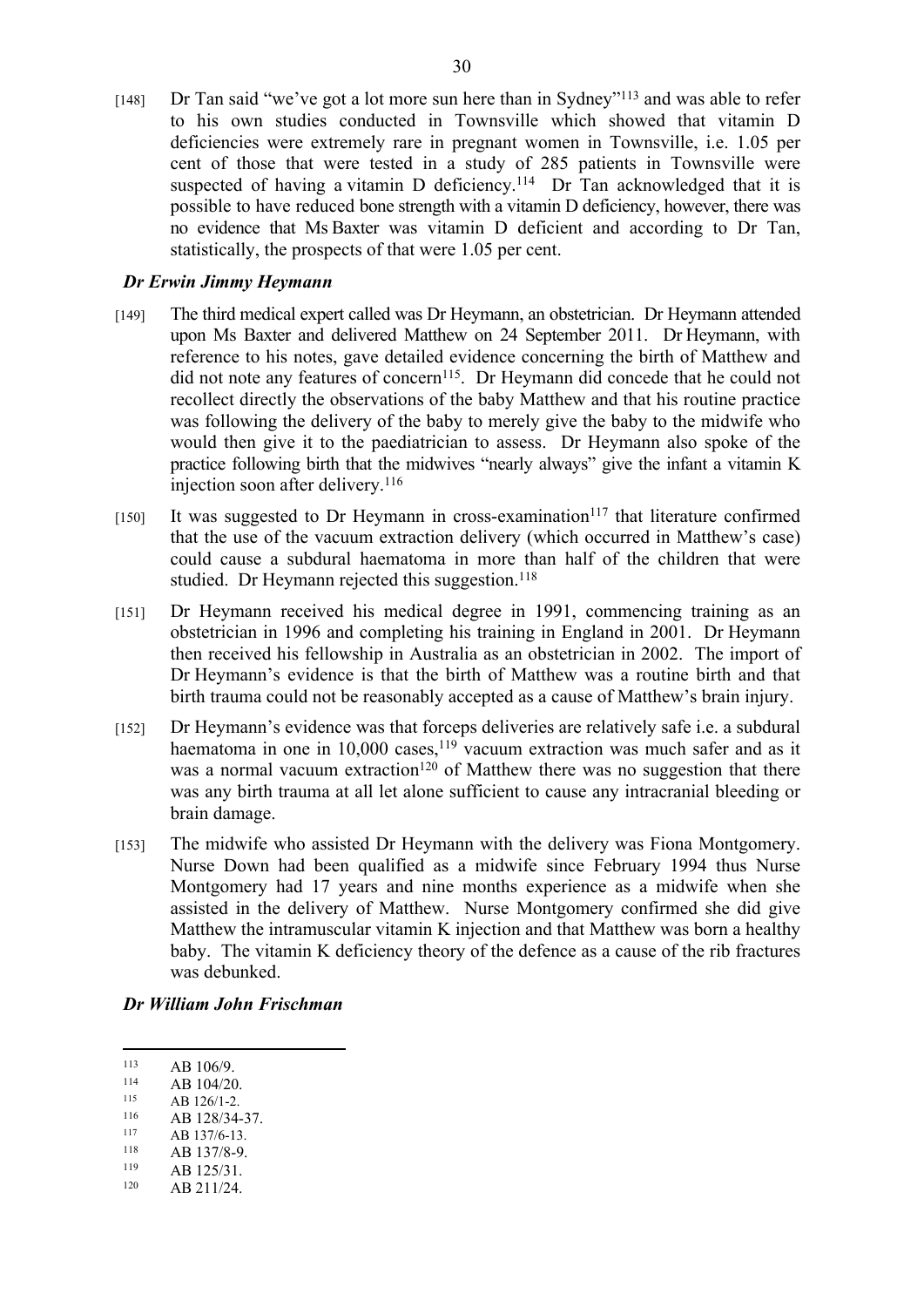[148] Dr Tan said "we've got a lot more sun here than in Sydney"[113] and was able to refer to his own studies conducted in Townsville which showed that vitamin D deficiencies were extremely rare in pregnant women in Townsville, i.e. 1.05 per cent of those that were tested in a study of 285 patients in Townsville were suspected of having a vitamin D deficiency.[114] Dr Tan acknowledged that it is possible to have reduced bone strength with a vitamin D deficiency, however, there was no evidence that Ms Baxter was vitamin D deficient and according to Dr Tan, statistically, the prospects of that were 1.05 per cent.

***Dr Erwin Jimmy Heymann***

[149] The third medical expert called was Dr Heymann, an obstetrician. Dr Heymann attended upon Ms Baxter and delivered Matthew on 24 September 2011. Dr Heymann, with reference to his notes, gave detailed evidence concerning the birth of Matthew and did not note any features of concern[115]. Dr Heymann did concede that he could not recollect directly the observations of the baby Matthew and that his routine practice was following the delivery of the baby to merely give the baby to the midwife who would then give it to the paediatrician to assess. Dr Heymann also spoke of the practice following birth that the midwives "nearly always" give the infant a vitamin K injection soon after delivery.[116]

[150] It was suggested to Dr Heymann in cross-examination[117] that literature confirmed that the use of the vacuum extraction delivery (which occurred in Matthew's case) could cause a subdural haematoma in more than half of the children that were studied. Dr Heymann rejected this suggestion.[118]

[151] Dr Heymann received his medical degree in 1991, commencing training as an obstetrician in 1996 and completing his training in England in 2001. Dr Heymann then received his fellowship in Australia as an obstetrician in 2002. The import of Dr Heymann's evidence is that the birth of Matthew was a routine birth and that birth trauma could not be reasonably accepted as a cause of Matthew's brain injury.

[152] Dr Heymann's evidence was that forceps deliveries are relatively safe i.e. a subdural haematoma in one in 10,000 cases,[119] vacuum extraction was much safer and as it was a normal vacuum extraction[120] of Matthew there was no suggestion that there was any birth trauma at all let alone sufficient to cause any intracranial bleeding or brain damage.

[153] The midwife who assisted Dr Heymann with the delivery was Fiona Montgomery. Nurse Down had been qualified as a midwife since February 1994 thus Nurse Montgomery had 17 years and nine months experience as a midwife when she assisted in the delivery of Matthew. Nurse Montgomery confirmed she did give Matthew the intramuscular vitamin K injection and that Matthew was born a healthy baby. The vitamin K deficiency theory of the defence as a cause of the rib fractures was debunked.

***Dr William John Frischman***

---

[113] AB 106/9.
[114] AB 104/20.
[115] AB 126/1-2.
[116] AB 128/34-37.
[117] AB 137/6-13.
[118] AB 137/8-9.
[119] AB 125/31.
[120] AB 211/24.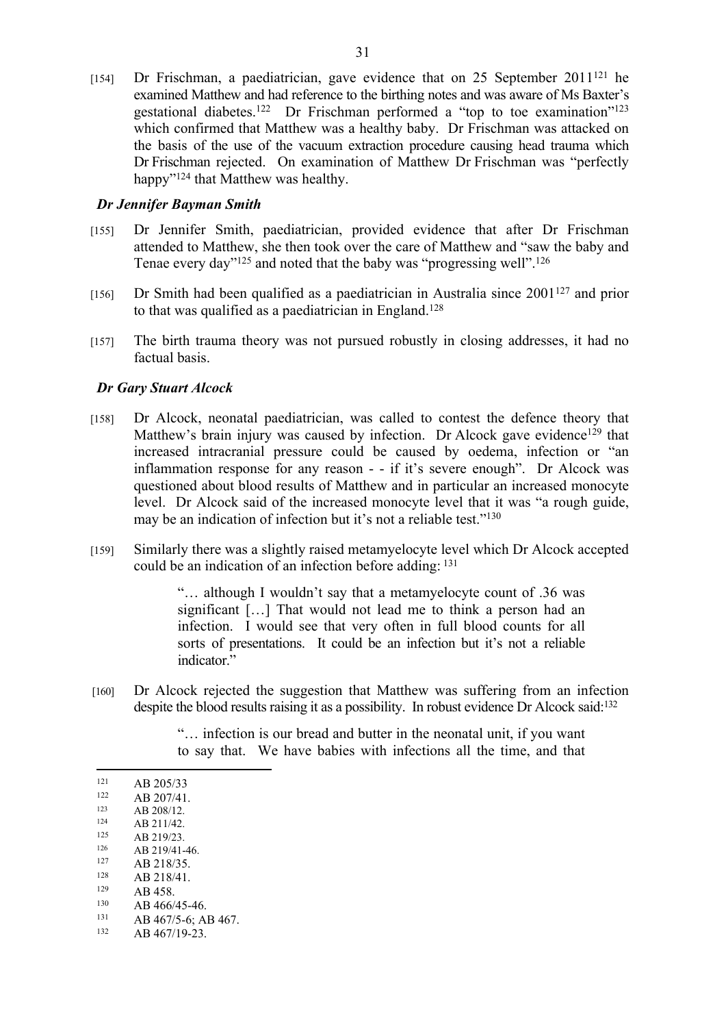[154] Dr Frischman, a paediatrician, gave evidence that on 25 September 2011[121] he examined Matthew and had reference to the birthing notes and was aware of Ms Baxter's gestational diabetes.[122] Dr Frischman performed a "top to toe examination"[123] which confirmed that Matthew was a healthy baby. Dr Frischman was attacked on the basis of the use of the vacuum extraction procedure causing head trauma which Dr Frischman rejected. On examination of Matthew Dr Frischman was "perfectly happy"[124] that Matthew was healthy.

### *Dr Jennifer Bayman Smith*

[155] Dr Jennifer Smith, paediatrician, provided evidence that after Dr Frischman attended to Matthew, she then took over the care of Matthew and "saw the baby and Tenae every day"[125] and noted that the baby was "progressing well".[126]

[156] Dr Smith had been qualified as a paediatrician in Australia since 2001[127] and prior to that was qualified as a paediatrician in England.[128]

[157] The birth trauma theory was not pursued robustly in closing addresses, it had no factual basis.

### *Dr Gary Stuart Alcock*

[158] Dr Alcock, neonatal paediatrician, was called to contest the defence theory that Matthew's brain injury was caused by infection. Dr Alcock gave evidence[129] that increased intracranial pressure could be caused by oedema, infection or "an inflammation response for any reason - - if it's severe enough". Dr Alcock was questioned about blood results of Matthew and in particular an increased monocyte level. Dr Alcock said of the increased monocyte level that it was "a rough guide, may be an indication of infection but it's not a reliable test."[130]

[159] Similarly there was a slightly raised metamyelocyte level which Dr Alcock accepted could be an indication of an infection before adding: [131]

> "… although I wouldn't say that a metamyelocyte count of .36 was significant […] That would not lead me to think a person had an infection. I would see that very often in full blood counts for all sorts of presentations. It could be an infection but it's not a reliable indicator."

[160] Dr Alcock rejected the suggestion that Matthew was suffering from an infection despite the blood results raising it as a possibility. In robust evidence Dr Alcock said:[132]

> "… infection is our bread and butter in the neonatal unit, if you want to say that. We have babies with infections all the time, and that

---

[121] AB 205/33

[122] AB 207/41.

[123] AB 208/12.

[124] AB 211/42.

[125] AB 219/23.

[126] AB 219/41-46.

[127] AB 218/35.

[128] AB 218/41.

[129] AB 458.

[130] AB 466/45-46.

[131] AB 467/5-6; AB 467.

[132] AB 467/19-23.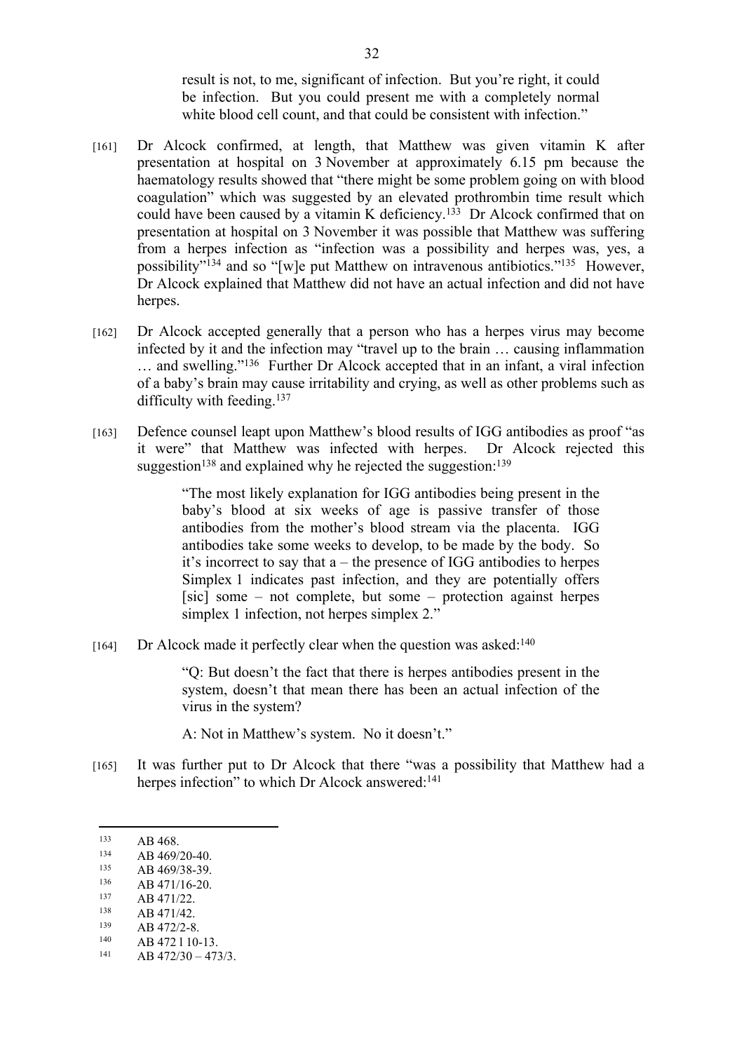> result is not, to me, significant of infection. But you're right, it could be infection. But you could present me with a completely normal white blood cell count, and that could be consistent with infection."

[161] Dr Alcock confirmed, at length, that Matthew was given vitamin K after presentation at hospital on 3 November at approximately 6.15 pm because the haematology results showed that "there might be some problem going on with blood coagulation" which was suggested by an elevated prothrombin time result which could have been caused by a vitamin K deficiency.[133] Dr Alcock confirmed that on presentation at hospital on 3 November it was possible that Matthew was suffering from a herpes infection as "infection was a possibility and herpes was, yes, a possibility"[134] and so "[w]e put Matthew on intravenous antibiotics."[135] However, Dr Alcock explained that Matthew did not have an actual infection and did not have herpes.

[162] Dr Alcock accepted generally that a person who has a herpes virus may become infected by it and the infection may "travel up to the brain … causing inflammation … and swelling."[136] Further Dr Alcock accepted that in an infant, a viral infection of a baby's brain may cause irritability and crying, as well as other problems such as difficulty with feeding.[137]

[163] Defence counsel leapt upon Matthew's blood results of IGG antibodies as proof "as it were" that Matthew was infected with herpes. Dr Alcock rejected this suggestion[138] and explained why he rejected the suggestion:[139]

> "The most likely explanation for IGG antibodies being present in the baby's blood at six weeks of age is passive transfer of those antibodies from the mother's blood stream via the placenta. IGG antibodies take some weeks to develop, to be made by the body. So it's incorrect to say that a – the presence of IGG antibodies to herpes Simplex 1 indicates past infection, and they are potentially offers [sic] some – not complete, but some – protection against herpes simplex 1 infection, not herpes simplex 2."

[164] Dr Alcock made it perfectly clear when the question was asked:[140]

> "Q: But doesn't the fact that there is herpes antibodies present in the system, doesn't that mean there has been an actual infection of the virus in the system?
>
> A: Not in Matthew's system. No it doesn't."

[165] It was further put to Dr Alcock that there "was a possibility that Matthew had a herpes infection" to which Dr Alcock answered:[141]

---

[133] AB 468.
[134] AB 469/20-40.
[135] AB 469/38-39.
[136] AB 471/16-20.
[137] AB 471/22.
[138] AB 471/42.
[139] AB 472/2-8.
[140] AB 472 l 10-13.
[141] AB 472/30 – 473/3.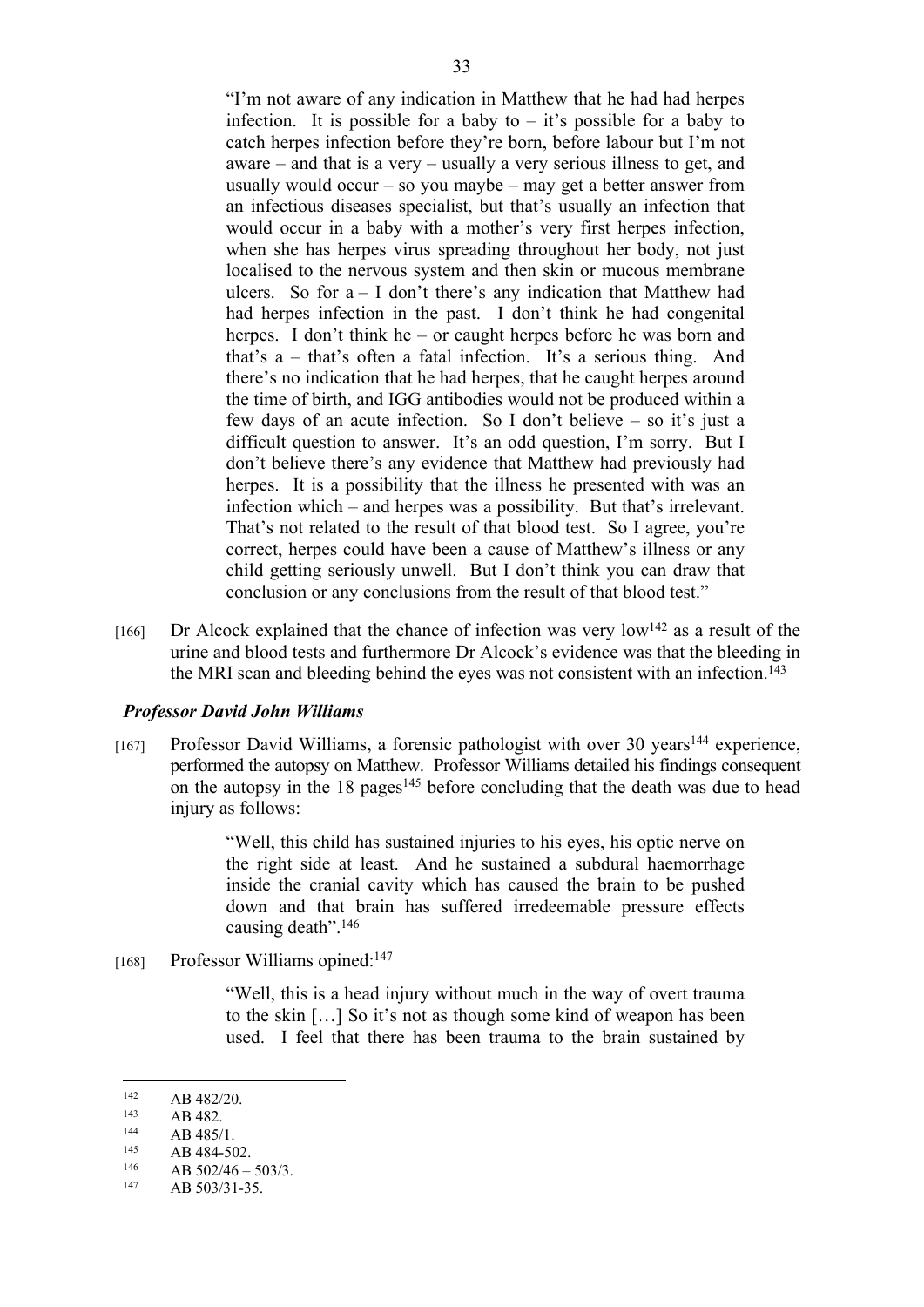> "I'm not aware of any indication in Matthew that he had had herpes infection. It is possible for a baby to – it's possible for a baby to catch herpes infection before they're born, before labour but I'm not aware – and that is a very – usually a very serious illness to get, and usually would occur – so you maybe – may get a better answer from an infectious diseases specialist, but that's usually an infection that would occur in a baby with a mother's very first herpes infection, when she has herpes virus spreading throughout her body, not just localised to the nervous system and then skin or mucous membrane ulcers. So for a – I don't there's any indication that Matthew had had herpes infection in the past. I don't think he had congenital herpes. I don't think he – or caught herpes before he was born and that's a – that's often a fatal infection. It's a serious thing. And there's no indication that he had herpes, that he caught herpes around the time of birth, and IGG antibodies would not be produced within a few days of an acute infection. So I don't believe – so it's just a difficult question to answer. It's an odd question, I'm sorry. But I don't believe there's any evidence that Matthew had previously had herpes. It is a possibility that the illness he presented with was an infection which – and herpes was a possibility. But that's irrelevant. That's not related to the result of that blood test. So I agree, you're correct, herpes could have been a cause of Matthew's illness or any child getting seriously unwell. But I don't think you can draw that conclusion or any conclusions from the result of that blood test."

[166] Dr Alcock explained that the chance of infection was very low[142] as a result of the urine and blood tests and furthermore Dr Alcock's evidence was that the bleeding in the MRI scan and bleeding behind the eyes was not consistent with an infection.[143]

### *Professor David John Williams*

[167] Professor David Williams, a forensic pathologist with over 30 years[144] experience, performed the autopsy on Matthew. Professor Williams detailed his findings consequent on the autopsy in the 18 pages[145] before concluding that the death was due to head injury as follows:

> "Well, this child has sustained injuries to his eyes, his optic nerve on the right side at least. And he sustained a subdural haemorrhage inside the cranial cavity which has caused the brain to be pushed down and that brain has suffered irredeemable pressure effects causing death".[146]

[168] Professor Williams opined:[147]

> "Well, this is a head injury without much in the way of overt trauma to the skin […] So it's not as though some kind of weapon has been used. I feel that there has been trauma to the brain sustained by

---

142 AB 482/20.
143 AB 482.
144 AB 485/1.
145 AB 484-502.
146 AB 502/46 – 503/3.
147 AB 503/31-35.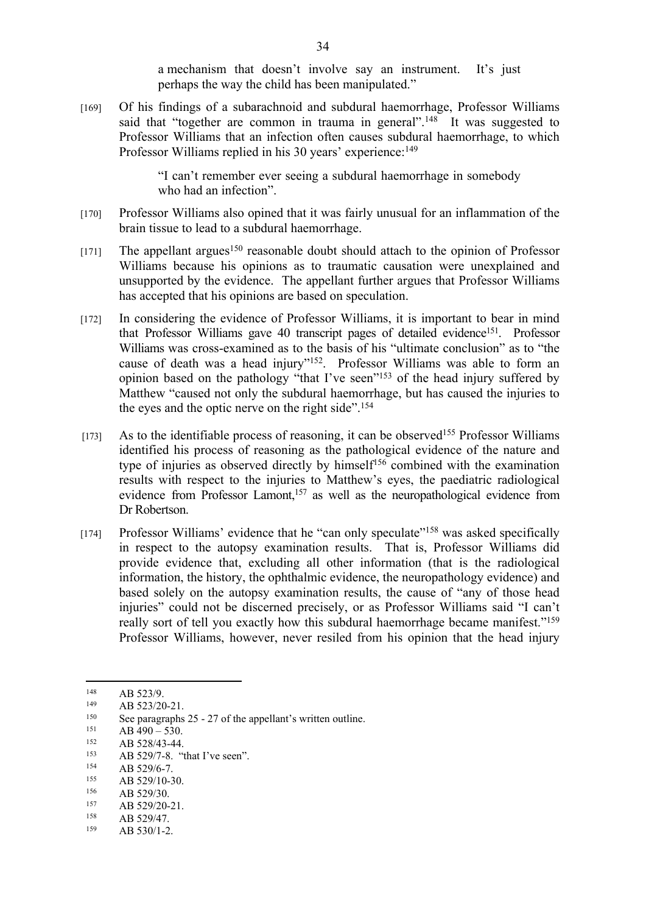a mechanism that doesn't involve say an instrument. It's just perhaps the way the child has been manipulated."

[169] Of his findings of a subarachnoid and subdural haemorrhage, Professor Williams said that "together are common in trauma in general".[148] It was suggested to Professor Williams that an infection often causes subdural haemorrhage, to which Professor Williams replied in his 30 years' experience:[149]

> "I can't remember ever seeing a subdural haemorrhage in somebody who had an infection".

[170] Professor Williams also opined that it was fairly unusual for an inflammation of the brain tissue to lead to a subdural haemorrhage.

[171] The appellant argues[150] reasonable doubt should attach to the opinion of Professor Williams because his opinions as to traumatic causation were unexplained and unsupported by the evidence. The appellant further argues that Professor Williams has accepted that his opinions are based on speculation.

[172] In considering the evidence of Professor Williams, it is important to bear in mind that Professor Williams gave 40 transcript pages of detailed evidence[151]. Professor Williams was cross-examined as to the basis of his "ultimate conclusion" as to "the cause of death was a head injury"[152]. Professor Williams was able to form an opinion based on the pathology "that I've seen"[153] of the head injury suffered by Matthew "caused not only the subdural haemorrhage, but has caused the injuries to the eyes and the optic nerve on the right side".[154]

[173] As to the identifiable process of reasoning, it can be observed[155] Professor Williams identified his process of reasoning as the pathological evidence of the nature and type of injuries as observed directly by himself[156] combined with the examination results with respect to the injuries to Matthew's eyes, the paediatric radiological evidence from Professor Lamont,[157] as well as the neuropathological evidence from Dr Robertson.

[174] Professor Williams' evidence that he "can only speculate"[158] was asked specifically in respect to the autopsy examination results. That is, Professor Williams did provide evidence that, excluding all other information (that is the radiological information, the history, the ophthalmic evidence, the neuropathology evidence) and based solely on the autopsy examination results, the cause of "any of those head injuries" could not be discerned precisely, or as Professor Williams said "I can't really sort of tell you exactly how this subdural haemorrhage became manifest."[159] Professor Williams, however, never resiled from his opinion that the head injury

---

[148] AB 523/9.

[149] AB 523/20-21.

[150] See paragraphs 25 - 27 of the appellant's written outline.

[151] AB 490 – 530.

[152] AB 528/43-44.

[153] AB 529/7-8. "that I've seen".

[154] AB 529/6-7.

[155] AB 529/10-30.

[156] AB 529/30.

[157] AB 529/20-21.

[158] AB 529/47.

[159] AB 530/1-2.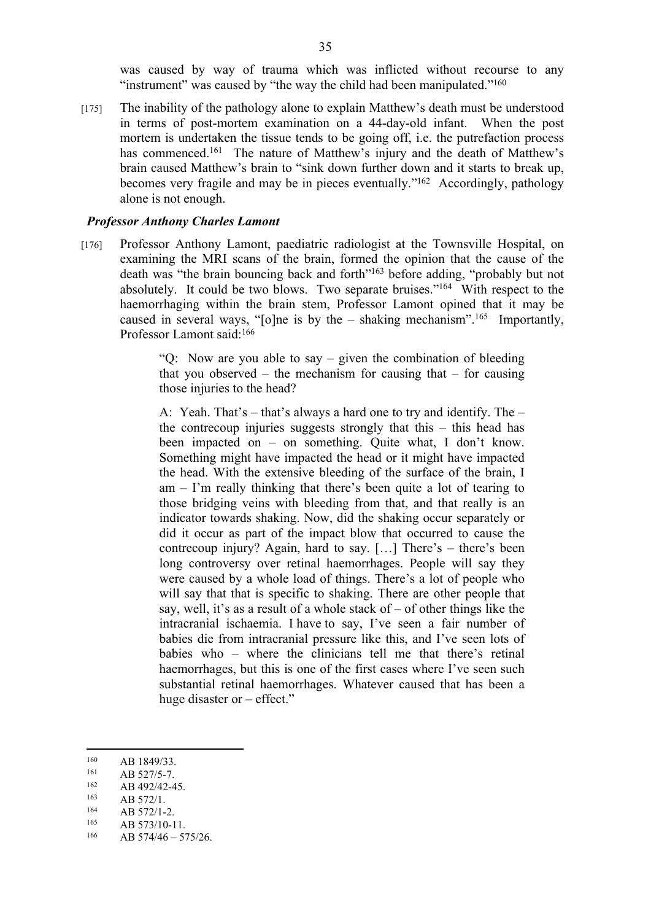was caused by way of trauma which was inflicted without recourse to any "instrument" was caused by "the way the child had been manipulated."[160]

[175] The inability of the pathology alone to explain Matthew's death must be understood in terms of post-mortem examination on a 44-day-old infant. When the post mortem is undertaken the tissue tends to be going off, i.e. the putrefaction process has commenced.[161] The nature of Matthew's injury and the death of Matthew's brain caused Matthew's brain to "sink down further down and it starts to break up, becomes very fragile and may be in pieces eventually."[162] Accordingly, pathology alone is not enough.

### *Professor Anthony Charles Lamont*

[176] Professor Anthony Lamont, paediatric radiologist at the Townsville Hospital, on examining the MRI scans of the brain, formed the opinion that the cause of the death was "the brain bouncing back and forth"[163] before adding, "probably but not absolutely. It could be two blows. Two separate bruises."[164] With respect to the haemorrhaging within the brain stem, Professor Lamont opined that it may be caused in several ways, "[o]ne is by the – shaking mechanism".[165] Importantly, Professor Lamont said:[166]

> "Q: Now are you able to say – given the combination of bleeding that you observed – the mechanism for causing that – for causing those injuries to the head?
>
> A: Yeah. That's – that's always a hard one to try and identify. The – the contrecoup injuries suggests strongly that this – this head has been impacted on – on something. Quite what, I don't know. Something might have impacted the head or it might have impacted the head. With the extensive bleeding of the surface of the brain, I am – I'm really thinking that there's been quite a lot of tearing to those bridging veins with bleeding from that, and that really is an indicator towards shaking. Now, did the shaking occur separately or did it occur as part of the impact blow that occurred to cause the contrecoup injury? Again, hard to say. […] There's – there's been long controversy over retinal haemorrhages. People will say they were caused by a whole load of things. There's a lot of people who will say that that is specific to shaking. There are other people that say, well, it's as a result of a whole stack of – of other things like the intracranial ischaemia. I have to say, I've seen a fair number of babies die from intracranial pressure like this, and I've seen lots of babies who – where the clinicians tell me that there's retinal haemorrhages, but this is one of the first cases where I've seen such substantial retinal haemorrhages. Whatever caused that has been a huge disaster or – effect."

---

[160] AB 1849/33.

[161] AB 527/5-7.

[162] AB 492/42-45.

[163] AB 572/1.

[164] AB 572/1-2.

[165] AB 573/10-11.

[166] AB 574/46 – 575/26.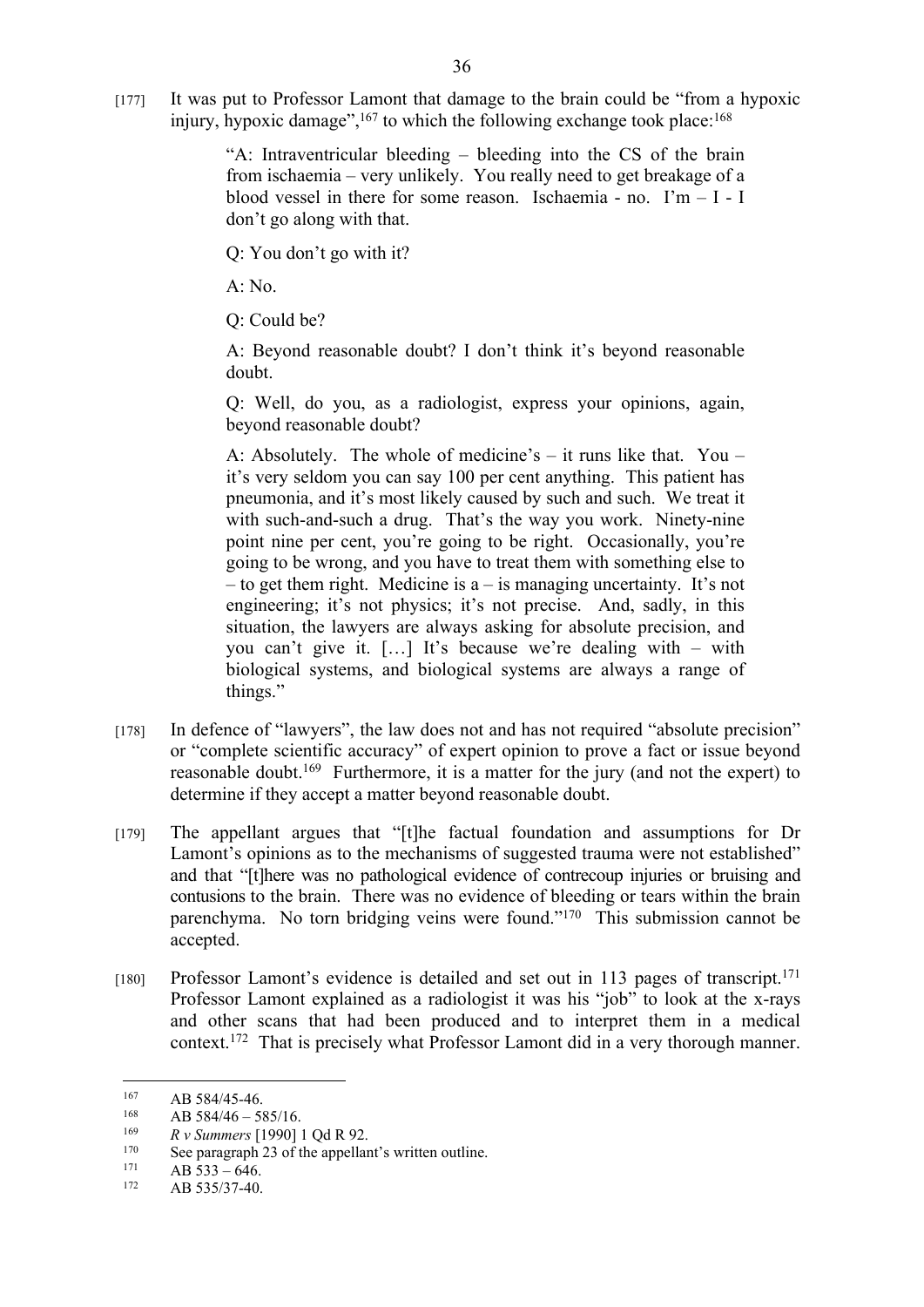[177] It was put to Professor Lamont that damage to the brain could be "from a hypoxic injury, hypoxic damage",[167] to which the following exchange took place:[168]

> "A: Intraventricular bleeding – bleeding into the CS of the brain from ischaemia – very unlikely. You really need to get breakage of a blood vessel in there for some reason. Ischaemia - no. I'm – I - I don't go along with that.
>
> Q: You don't go with it?
>
> A: No.
>
> Q: Could be?
>
> A: Beyond reasonable doubt? I don't think it's beyond reasonable doubt.
>
> Q: Well, do you, as a radiologist, express your opinions, again, beyond reasonable doubt?
>
> A: Absolutely. The whole of medicine's – it runs like that. You – it's very seldom you can say 100 per cent anything. This patient has pneumonia, and it's most likely caused by such and such. We treat it with such-and-such a drug. That's the way you work. Ninety-nine point nine per cent, you're going to be right. Occasionally, you're going to be wrong, and you have to treat them with something else to – to get them right. Medicine is a – is managing uncertainty. It's not engineering; it's not physics; it's not precise. And, sadly, in this situation, the lawyers are always asking for absolute precision, and you can't give it. […] It's because we're dealing with – with biological systems, and biological systems are always a range of things."

[178] In defence of "lawyers", the law does not and has not required "absolute precision" or "complete scientific accuracy" of expert opinion to prove a fact or issue beyond reasonable doubt.[169] Furthermore, it is a matter for the jury (and not the expert) to determine if they accept a matter beyond reasonable doubt.

[179] The appellant argues that "[t]he factual foundation and assumptions for Dr Lamont's opinions as to the mechanisms of suggested trauma were not established" and that "[t]here was no pathological evidence of contrecoup injuries or bruising and contusions to the brain. There was no evidence of bleeding or tears within the brain parenchyma. No torn bridging veins were found."[170] This submission cannot be accepted.

[180] Professor Lamont's evidence is detailed and set out in 113 pages of transcript.[171] Professor Lamont explained as a radiologist it was his "job" to look at the x-rays and other scans that had been produced and to interpret them in a medical context.[172] That is precisely what Professor Lamont did in a very thorough manner.

---

[167] AB 584/45-46.

[168] AB 584/46 – 585/16.

[169] *R v Summers* [1990] 1 Qd R 92.

[170] See paragraph 23 of the appellant's written outline.

[171] AB 533 – 646.

[172] AB 535/37-40.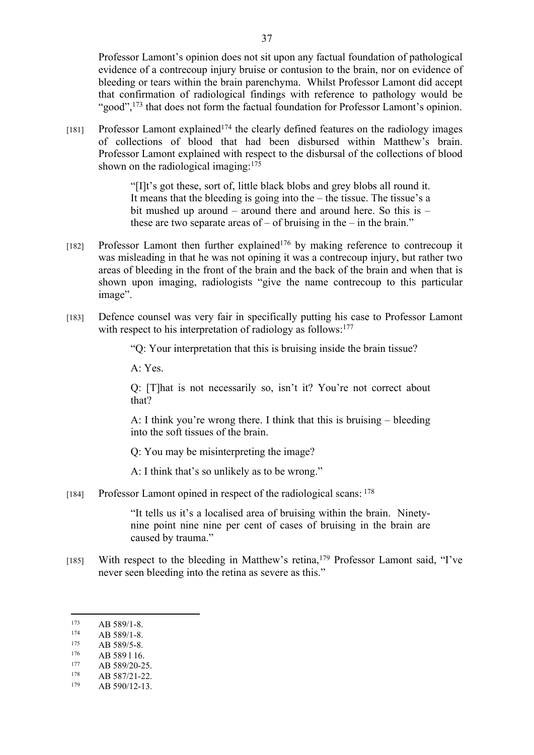Professor Lamont's opinion does not sit upon any factual foundation of pathological evidence of a contrecoup injury bruise or contusion to the brain, nor on evidence of bleeding or tears within the brain parenchyma. Whilst Professor Lamont did accept that confirmation of radiological findings with reference to pathology would be "good",[173] that does not form the factual foundation for Professor Lamont's opinion.

[181] Professor Lamont explained[174] the clearly defined features on the radiology images of collections of blood that had been disbursed within Matthew's brain. Professor Lamont explained with respect to the disbursal of the collections of blood shown on the radiological imaging:[175]

> "[I]t's got these, sort of, little black blobs and grey blobs all round it. It means that the bleeding is going into the – the tissue. The tissue's a bit mushed up around – around there and around here. So this is – these are two separate areas of – of bruising in the – in the brain."

[182] Professor Lamont then further explained[176] by making reference to contrecoup it was misleading in that he was not opining it was a contrecoup injury, but rather two areas of bleeding in the front of the brain and the back of the brain and when that is shown upon imaging, radiologists "give the name contrecoup to this particular image".

[183] Defence counsel was very fair in specifically putting his case to Professor Lamont with respect to his interpretation of radiology as follows:[177]

> "Q: Your interpretation that this is bruising inside the brain tissue?
>
> A: Yes.
>
> Q: [T]hat is not necessarily so, isn't it? You're not correct about that?
>
> A: I think you're wrong there. I think that this is bruising – bleeding into the soft tissues of the brain.
>
> Q: You may be misinterpreting the image?
>
> A: I think that's so unlikely as to be wrong."

[184] Professor Lamont opined in respect of the radiological scans: [178]

> "It tells us it's a localised area of bruising within the brain. Ninety-nine point nine nine per cent of cases of bruising in the brain are caused by trauma."

[185] With respect to the bleeding in Matthew's retina,[179] Professor Lamont said, "I've never seen bleeding into the retina as severe as this."

---

[173] AB 589/1-8.

[174] AB 589/1-8.

[175] AB 589/5-8.

[176] AB 589 l 16.

[177] AB 589/20-25.

[178] AB 587/21-22.

[179] AB 590/12-13.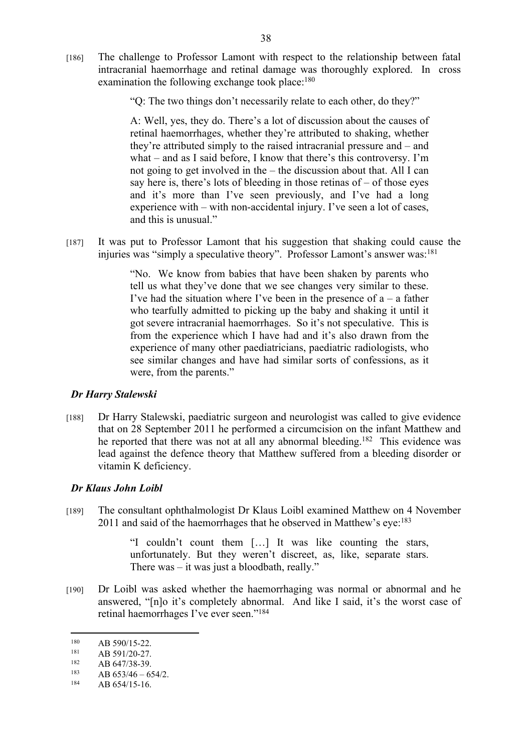[186] The challenge to Professor Lamont with respect to the relationship between fatal intracranial haemorrhage and retinal damage was thoroughly explored. In cross examination the following exchange took place:[180]

> "Q: The two things don't necessarily relate to each other, do they?"
>
> A: Well, yes, they do. There's a lot of discussion about the causes of retinal haemorrhages, whether they're attributed to shaking, whether they're attributed simply to the raised intracranial pressure and – and what – and as I said before, I know that there's this controversy. I'm not going to get involved in the – the discussion about that. All I can say here is, there's lots of bleeding in those retinas of – of those eyes and it's more than I've seen previously, and I've had a long experience with – with non-accidental injury. I've seen a lot of cases, and this is unusual."

[187] It was put to Professor Lamont that his suggestion that shaking could cause the injuries was "simply a speculative theory". Professor Lamont's answer was:[181]

> "No. We know from babies that have been shaken by parents who tell us what they've done that we see changes very similar to these. I've had the situation where I've been in the presence of a – a father who tearfully admitted to picking up the baby and shaking it until it got severe intracranial haemorrhages. So it's not speculative. This is from the experience which I have had and it's also drawn from the experience of many other paediatricians, paediatric radiologists, who see similar changes and have had similar sorts of confessions, as it were, from the parents."

### *Dr Harry Stalewski*

[188] Dr Harry Stalewski, paediatric surgeon and neurologist was called to give evidence that on 28 September 2011 he performed a circumcision on the infant Matthew and he reported that there was not at all any abnormal bleeding.[182] This evidence was lead against the defence theory that Matthew suffered from a bleeding disorder or vitamin K deficiency.

### *Dr Klaus John Loibl*

[189] The consultant ophthalmologist Dr Klaus Loibl examined Matthew on 4 November 2011 and said of the haemorrhages that he observed in Matthew's eye:[183]

> "I couldn't count them […] It was like counting the stars, unfortunately. But they weren't discreet, as, like, separate stars. There was – it was just a bloodbath, really."

[190] Dr Loibl was asked whether the haemorrhaging was normal or abnormal and he answered, "[n]o it's completely abnormal. And like I said, it's the worst case of retinal haemorrhages I've ever seen."[184]

---

[180] AB 590/15-22.

[181] AB 591/20-27.

[182] AB 647/38-39.

[183] AB 653/46 – 654/2.

[184] AB 654/15-16.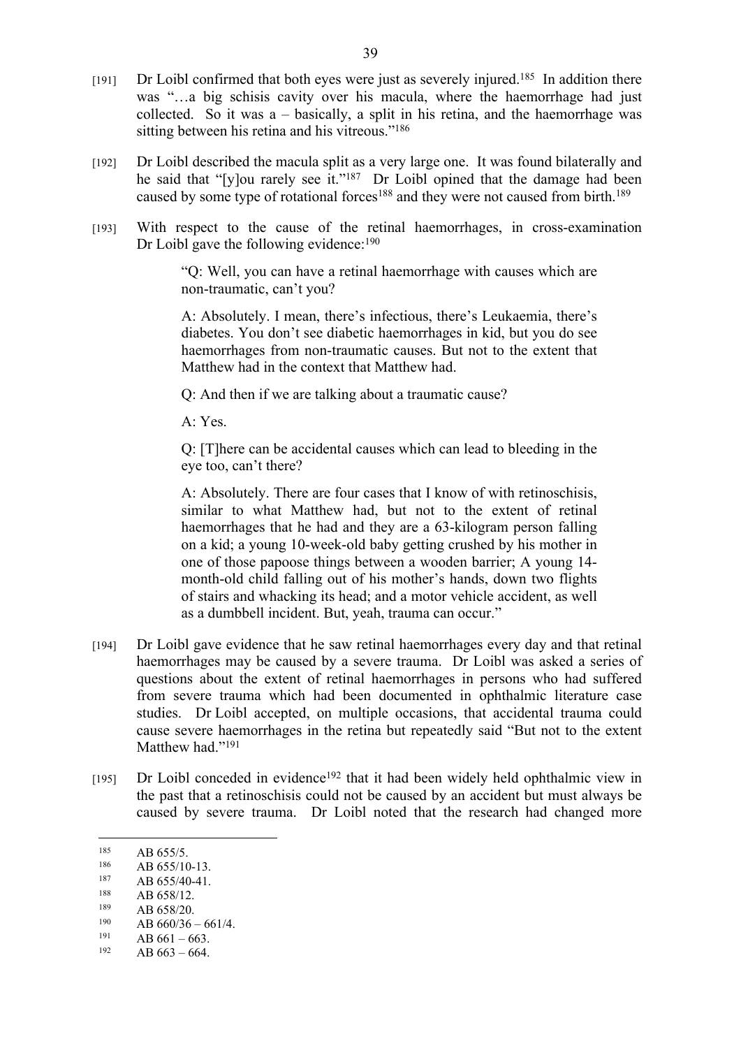[191] Dr Loibl confirmed that both eyes were just as severely injured.[185] In addition there was "…a big schisis cavity over his macula, where the haemorrhage had just collected. So it was a – basically, a split in his retina, and the haemorrhage was sitting between his retina and his vitreous."[186]

[192] Dr Loibl described the macula split as a very large one. It was found bilaterally and he said that "[y]ou rarely see it."[187] Dr Loibl opined that the damage had been caused by some type of rotational forces[188] and they were not caused from birth.[189]

[193] With respect to the cause of the retinal haemorrhages, in cross-examination Dr Loibl gave the following evidence:[190]

> "Q: Well, you can have a retinal haemorrhage with causes which are non-traumatic, can't you?
>
> A: Absolutely. I mean, there's infectious, there's Leukaemia, there's diabetes. You don't see diabetic haemorrhages in kid, but you do see haemorrhages from non-traumatic causes. But not to the extent that Matthew had in the context that Matthew had.
>
> Q: And then if we are talking about a traumatic cause?
>
> A: Yes.
>
> Q: [T]here can be accidental causes which can lead to bleeding in the eye too, can't there?
>
> A: Absolutely. There are four cases that I know of with retinoschisis, similar to what Matthew had, but not to the extent of retinal haemorrhages that he had and they are a 63-kilogram person falling on a kid; a young 10-week-old baby getting crushed by his mother in one of those papoose things between a wooden barrier; A young 14-month-old child falling out of his mother's hands, down two flights of stairs and whacking its head; and a motor vehicle accident, as well as a dumbbell incident. But, yeah, trauma can occur."

[194] Dr Loibl gave evidence that he saw retinal haemorrhages every day and that retinal haemorrhages may be caused by a severe trauma. Dr Loibl was asked a series of questions about the extent of retinal haemorrhages in persons who had suffered from severe trauma which had been documented in ophthalmic literature case studies. Dr Loibl accepted, on multiple occasions, that accidental trauma could cause severe haemorrhages in the retina but repeatedly said "But not to the extent Matthew had."[191]

[195] Dr Loibl conceded in evidence[192] that it had been widely held ophthalmic view in the past that a retinoschisis could not be caused by an accident but must always be caused by severe trauma. Dr Loibl noted that the research had changed more

---

[185] AB 655/5.

[186] AB 655/10-13.

[187] AB 655/40-41.

[188] AB 658/12.

[189] AB 658/20.

[190] AB 660/36 – 661/4.

[191] AB 661 – 663.

[192] AB 663 – 664.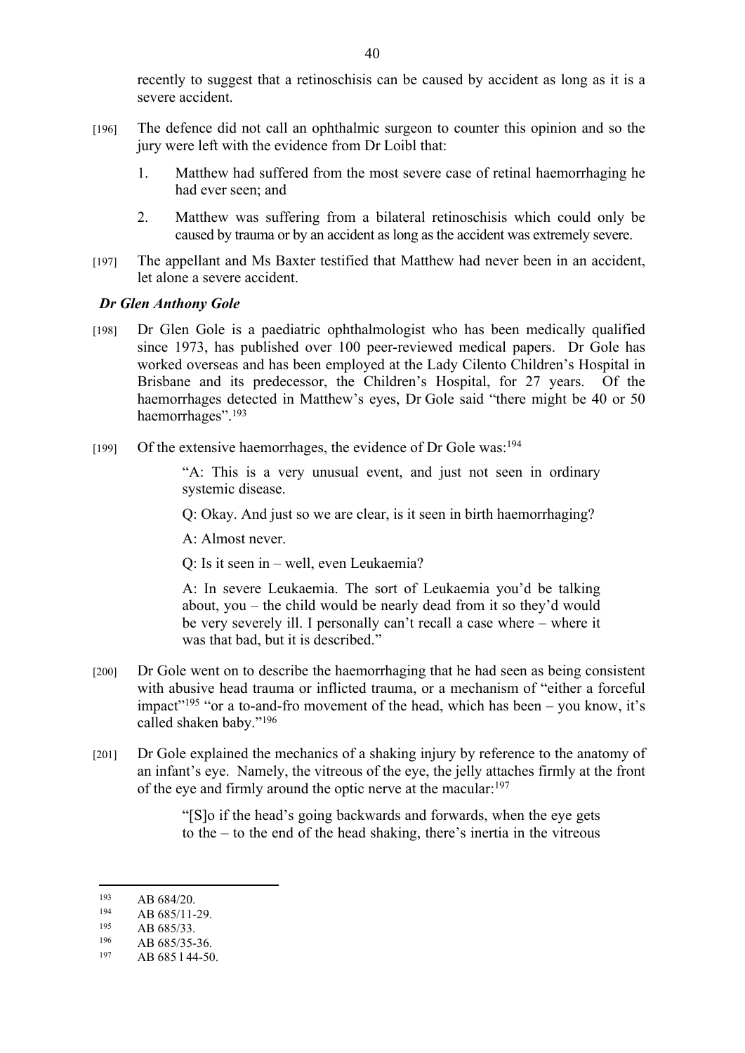recently to suggest that a retinoschisis can be caused by accident as long as it is a severe accident.

[196] The defence did not call an ophthalmic surgeon to counter this opinion and so the jury were left with the evidence from Dr Loibl that:

1. Matthew had suffered from the most severe case of retinal haemorrhaging he had ever seen; and
2. Matthew was suffering from a bilateral retinoschisis which could only be caused by trauma or by an accident as long as the accident was extremely severe.

[197] The appellant and Ms Baxter testified that Matthew had never been in an accident, let alone a severe accident.

### *Dr Glen Anthony Gole*

[198] Dr Glen Gole is a paediatric ophthalmologist who has been medically qualified since 1973, has published over 100 peer-reviewed medical papers. Dr Gole has worked overseas and has been employed at the Lady Cilento Children's Hospital in Brisbane and its predecessor, the Children's Hospital, for 27 years. Of the haemorrhages detected in Matthew's eyes, Dr Gole said "there might be 40 or 50 haemorrhages".[193]

[199] Of the extensive haemorrhages, the evidence of Dr Gole was:[194]

> "A: This is a very unusual event, and just not seen in ordinary systemic disease.
>
> Q: Okay. And just so we are clear, is it seen in birth haemorrhaging?
>
> A: Almost never.
>
> Q: Is it seen in – well, even Leukaemia?
>
> A: In severe Leukaemia. The sort of Leukaemia you'd be talking about, you – the child would be nearly dead from it so they'd would be very severely ill. I personally can't recall a case where – where it was that bad, but it is described."

[200] Dr Gole went on to describe the haemorrhaging that he had seen as being consistent with abusive head trauma or inflicted trauma, or a mechanism of "either a forceful impact"[195] "or a to-and-fro movement of the head, which has been – you know, it's called shaken baby."[196]

[201] Dr Gole explained the mechanics of a shaking injury by reference to the anatomy of an infant's eye. Namely, the vitreous of the eye, the jelly attaches firmly at the front of the eye and firmly around the optic nerve at the macular:[197]

> "[S]o if the head's going backwards and forwards, when the eye gets to the – to the end of the head shaking, there's inertia in the vitreous

---

[193] AB 684/20.

[194] AB 685/11-29.

[195] AB 685/33.

[196] AB 685/35-36.

[197] AB 685 l 44-50.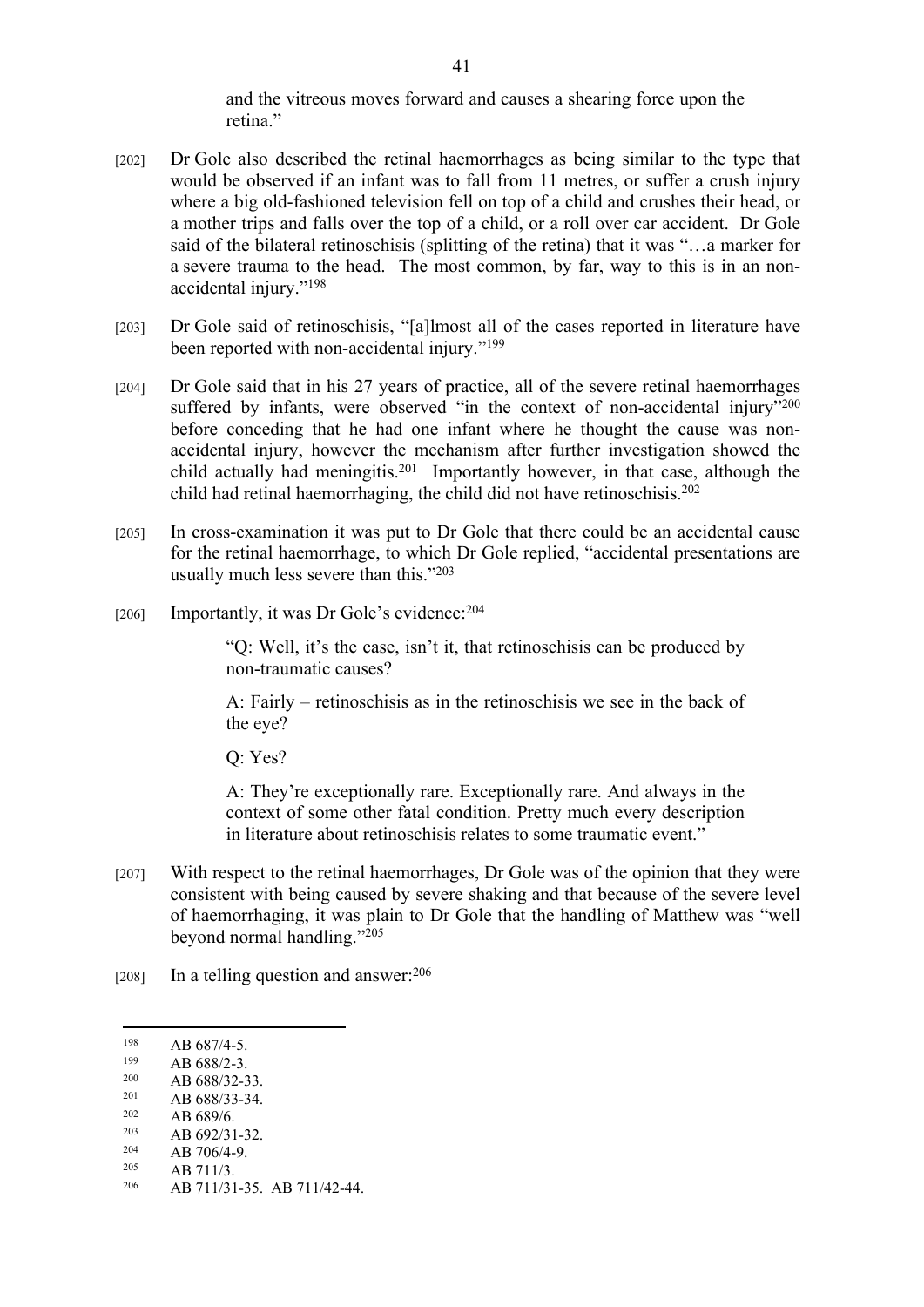and the vitreous moves forward and causes a shearing force upon the retina."

[202] Dr Gole also described the retinal haemorrhages as being similar to the type that would be observed if an infant was to fall from 11 metres, or suffer a crush injury where a big old-fashioned television fell on top of a child and crushes their head, or a mother trips and falls over the top of a child, or a roll over car accident. Dr Gole said of the bilateral retinoschisis (splitting of the retina) that it was "…a marker for a severe trauma to the head. The most common, by far, way to this is in an non-accidental injury."[198]

[203] Dr Gole said of retinoschisis, "[a]lmost all of the cases reported in literature have been reported with non-accidental injury."[199]

[204] Dr Gole said that in his 27 years of practice, all of the severe retinal haemorrhages suffered by infants, were observed "in the context of non-accidental injury"[200] before conceding that he had one infant where he thought the cause was non-accidental injury, however the mechanism after further investigation showed the child actually had meningitis.[201] Importantly however, in that case, although the child had retinal haemorrhaging, the child did not have retinoschisis.[202]

[205] In cross-examination it was put to Dr Gole that there could be an accidental cause for the retinal haemorrhage, to which Dr Gole replied, "accidental presentations are usually much less severe than this."[203]

[206] Importantly, it was Dr Gole's evidence:[204]

> "Q: Well, it's the case, isn't it, that retinoschisis can be produced by non-traumatic causes?
>
> A: Fairly – retinoschisis as in the retinoschisis we see in the back of the eye?
>
> Q: Yes?
>
> A: They're exceptionally rare. Exceptionally rare. And always in the context of some other fatal condition. Pretty much every description in literature about retinoschisis relates to some traumatic event."

[207] With respect to the retinal haemorrhages, Dr Gole was of the opinion that they were consistent with being caused by severe shaking and that because of the severe level of haemorrhaging, it was plain to Dr Gole that the handling of Matthew was "well beyond normal handling."[205]

[208] In a telling question and answer:[206]

---

[198] AB 687/4-5.
[199] AB 688/2-3.
[200] AB 688/32-33.
[201] AB 688/33-34.
[202] AB 689/6.
[203] AB 692/31-32.
[204] AB 706/4-9.
[205] AB 711/3.
[206] AB 711/31-35. AB 711/42-44.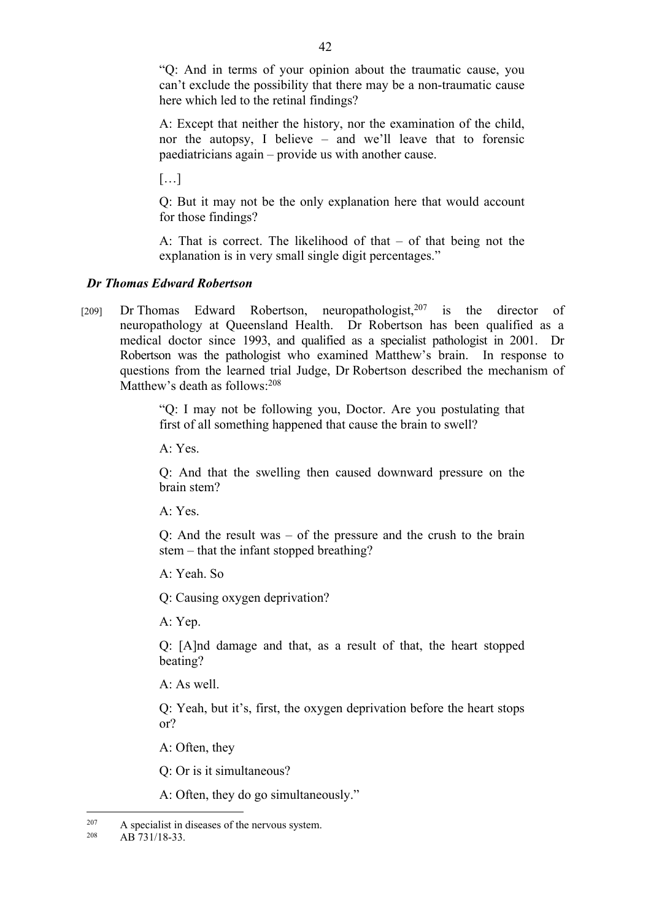"Q: And in terms of your opinion about the traumatic cause, you can't exclude the possibility that there may be a non-traumatic cause here which led to the retinal findings?

A: Except that neither the history, nor the examination of the child, nor the autopsy, I believe – and we'll leave that to forensic paediatricians again – provide us with another cause.

[…]

Q: But it may not be the only explanation here that would account for those findings?

A: That is correct. The likelihood of that – of that being not the explanation is in very small single digit percentages."

### *Dr Thomas Edward Robertson*

[209] Dr Thomas Edward Robertson, neuropathologist,[207] is the director of neuropathology at Queensland Health. Dr Robertson has been qualified as a medical doctor since 1993, and qualified as a specialist pathologist in 2001. Dr Robertson was the pathologist who examined Matthew's brain. In response to questions from the learned trial Judge, Dr Robertson described the mechanism of Matthew's death as follows:[208]

> "Q: I may not be following you, Doctor. Are you postulating that first of all something happened that cause the brain to swell?
>
> A: Yes.
>
> Q: And that the swelling then caused downward pressure on the brain stem?
>
> A: Yes.
>
> Q: And the result was – of the pressure and the crush to the brain stem – that the infant stopped breathing?
>
> A: Yeah. So
>
> Q: Causing oxygen deprivation?
>
> A: Yep.
>
> Q: [A]nd damage and that, as a result of that, the heart stopped beating?
>
> A: As well.
>
> Q: Yeah, but it's, first, the oxygen deprivation before the heart stops or?
>
> A: Often, they
>
> Q: Or is it simultaneous?
>
> A: Often, they do go simultaneously."

---

[207] A specialist in diseases of the nervous system.

[208] AB 731/18-33.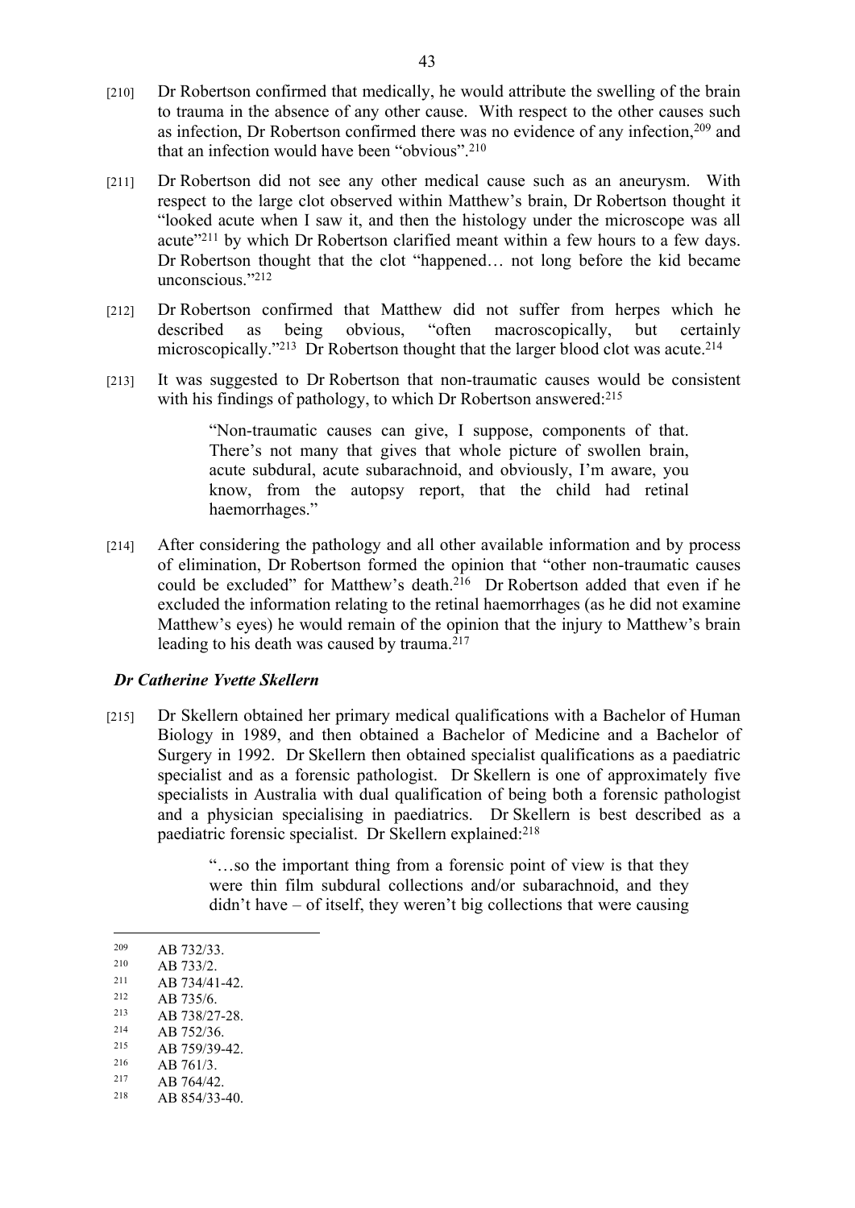[210] Dr Robertson confirmed that medically, he would attribute the swelling of the brain to trauma in the absence of any other cause. With respect to the other causes such as infection, Dr Robertson confirmed there was no evidence of any infection,[209] and that an infection would have been "obvious".[210]

[211] Dr Robertson did not see any other medical cause such as an aneurysm. With respect to the large clot observed within Matthew's brain, Dr Robertson thought it "looked acute when I saw it, and then the histology under the microscope was all acute"[211] by which Dr Robertson clarified meant within a few hours to a few days. Dr Robertson thought that the clot "happened… not long before the kid became unconscious."[212]

[212] Dr Robertson confirmed that Matthew did not suffer from herpes which he described as being obvious, "often macroscopically, but certainly microscopically."[213] Dr Robertson thought that the larger blood clot was acute.[214]

[213] It was suggested to Dr Robertson that non-traumatic causes would be consistent with his findings of pathology, to which Dr Robertson answered:[215]

> "Non-traumatic causes can give, I suppose, components of that. There's not many that gives that whole picture of swollen brain, acute subdural, acute subarachnoid, and obviously, I'm aware, you know, from the autopsy report, that the child had retinal haemorrhages."

[214] After considering the pathology and all other available information and by process of elimination, Dr Robertson formed the opinion that "other non-traumatic causes could be excluded" for Matthew's death.[216] Dr Robertson added that even if he excluded the information relating to the retinal haemorrhages (as he did not examine Matthew's eyes) he would remain of the opinion that the injury to Matthew's brain leading to his death was caused by trauma.[217]

### *Dr Catherine Yvette Skellern*

[215] Dr Skellern obtained her primary medical qualifications with a Bachelor of Human Biology in 1989, and then obtained a Bachelor of Medicine and a Bachelor of Surgery in 1992. Dr Skellern then obtained specialist qualifications as a paediatric specialist and as a forensic pathologist. Dr Skellern is one of approximately five specialists in Australia with dual qualification of being both a forensic pathologist and a physician specialising in paediatrics. Dr Skellern is best described as a paediatric forensic specialist. Dr Skellern explained:[218]

> "…so the important thing from a forensic point of view is that they were thin film subdural collections and/or subarachnoid, and they didn't have – of itself, they weren't big collections that were causing

---

209 AB 732/33.
210 AB 733/2.
211 AB 734/41-42.
212 AB 735/6.
213 AB 738/27-28.
214 AB 752/36.
215 AB 759/39-42.
216 AB 761/3.
217 AB 764/42.
218 AB 854/33-40.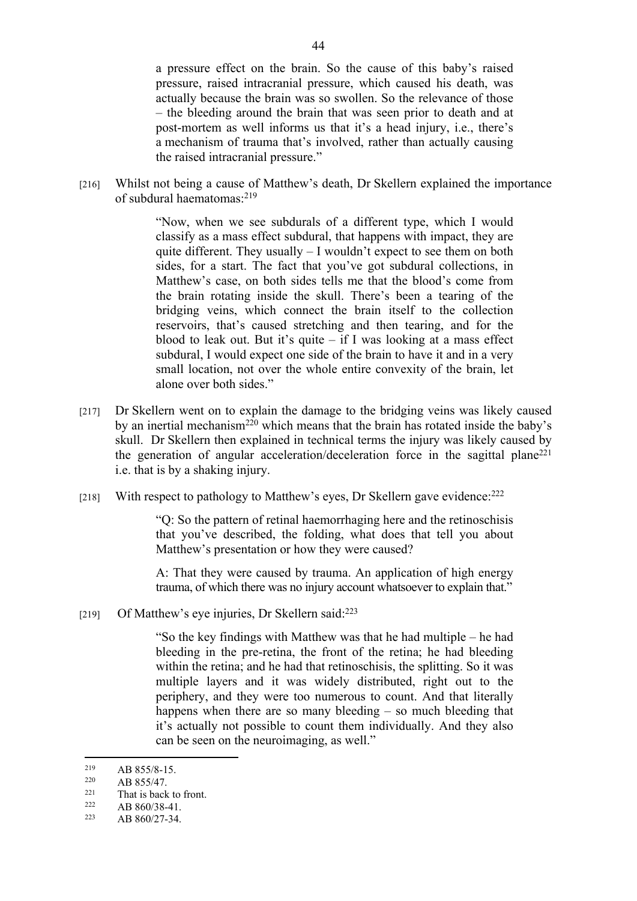a pressure effect on the brain. So the cause of this baby's raised pressure, raised intracranial pressure, which caused his death, was actually because the brain was so swollen. So the relevance of those – the bleeding around the brain that was seen prior to death and at post-mortem as well informs us that it's a head injury, i.e., there's a mechanism of trauma that's involved, rather than actually causing the raised intracranial pressure."

[216] Whilst not being a cause of Matthew's death, Dr Skellern explained the importance of subdural haematomas:[219]

> "Now, when we see subdurals of a different type, which I would classify as a mass effect subdural, that happens with impact, they are quite different. They usually – I wouldn't expect to see them on both sides, for a start. The fact that you've got subdural collections, in Matthew's case, on both sides tells me that the blood's come from the brain rotating inside the skull. There's been a tearing of the bridging veins, which connect the brain itself to the collection reservoirs, that's caused stretching and then tearing, and for the blood to leak out. But it's quite – if I was looking at a mass effect subdural, I would expect one side of the brain to have it and in a very small location, not over the whole entire convexity of the brain, let alone over both sides."

[217] Dr Skellern went on to explain the damage to the bridging veins was likely caused by an inertial mechanism[220] which means that the brain has rotated inside the baby's skull. Dr Skellern then explained in technical terms the injury was likely caused by the generation of angular acceleration/deceleration force in the sagittal plane[221] i.e. that is by a shaking injury.

[218] With respect to pathology to Matthew's eyes, Dr Skellern gave evidence:[222]

> "Q: So the pattern of retinal haemorrhaging here and the retinoschisis that you've described, the folding, what does that tell you about Matthew's presentation or how they were caused?
>
> A: That they were caused by trauma. An application of high energy trauma, of which there was no injury account whatsoever to explain that."

[219] Of Matthew's eye injuries, Dr Skellern said:[223]

> "So the key findings with Matthew was that he had multiple – he had bleeding in the pre-retina, the front of the retina; he had bleeding within the retina; and he had that retinoschisis, the splitting. So it was multiple layers and it was widely distributed, right out to the periphery, and they were too numerous to count. And that literally happens when there are so many bleeding – so much bleeding that it's actually not possible to count them individually. And they also can be seen on the neuroimaging, as well."

---

[219] AB 855/8-15.

[220] AB 855/47.

[221] That is back to front.

[222] AB 860/38-41.

[223] AB 860/27-34.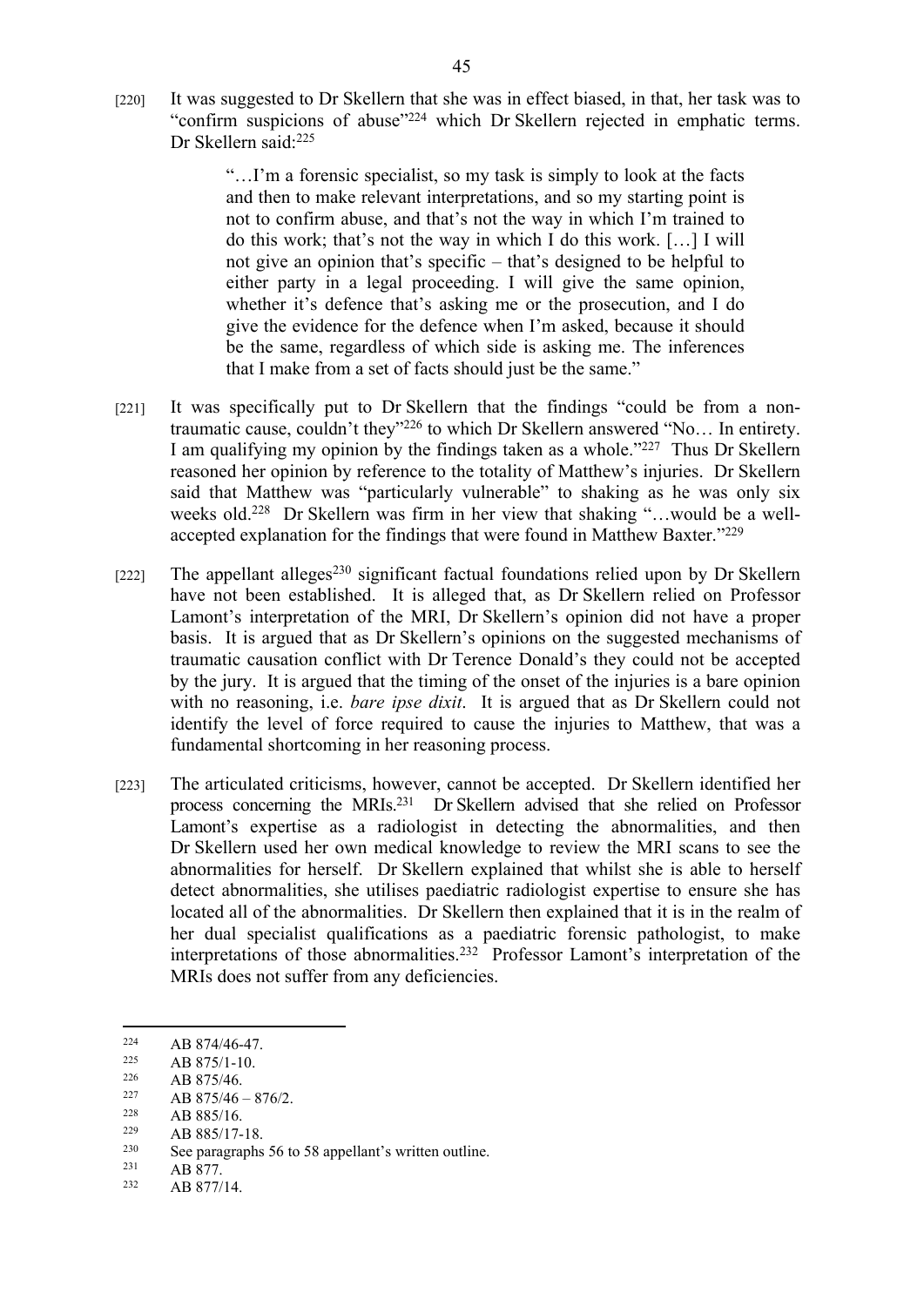[220] It was suggested to Dr Skellern that she was in effect biased, in that, her task was to "confirm suspicions of abuse"[224] which Dr Skellern rejected in emphatic terms. Dr Skellern said:[225]

> "…I'm a forensic specialist, so my task is simply to look at the facts and then to make relevant interpretations, and so my starting point is not to confirm abuse, and that's not the way in which I'm trained to do this work; that's not the way in which I do this work. […] I will not give an opinion that's specific – that's designed to be helpful to either party in a legal proceeding. I will give the same opinion, whether it's defence that's asking me or the prosecution, and I do give the evidence for the defence when I'm asked, because it should be the same, regardless of which side is asking me. The inferences that I make from a set of facts should just be the same."

[221] It was specifically put to Dr Skellern that the findings "could be from a non-traumatic cause, couldn't they"[226] to which Dr Skellern answered "No… In entirety. I am qualifying my opinion by the findings taken as a whole."[227] Thus Dr Skellern reasoned her opinion by reference to the totality of Matthew's injuries. Dr Skellern said that Matthew was "particularly vulnerable" to shaking as he was only six weeks old.[228] Dr Skellern was firm in her view that shaking "…would be a well-accepted explanation for the findings that were found in Matthew Baxter."[229]

[222] The appellant alleges[230] significant factual foundations relied upon by Dr Skellern have not been established. It is alleged that, as Dr Skellern relied on Professor Lamont's interpretation of the MRI, Dr Skellern's opinion did not have a proper basis. It is argued that as Dr Skellern's opinions on the suggested mechanisms of traumatic causation conflict with Dr Terence Donald's they could not be accepted by the jury. It is argued that the timing of the onset of the injuries is a bare opinion with no reasoning, i.e. *bare ipse dixit*. It is argued that as Dr Skellern could not identify the level of force required to cause the injuries to Matthew, that was a fundamental shortcoming in her reasoning process.

[223] The articulated criticisms, however, cannot be accepted. Dr Skellern identified her process concerning the MRIs.[231] Dr Skellern advised that she relied on Professor Lamont's expertise as a radiologist in detecting the abnormalities, and then Dr Skellern used her own medical knowledge to review the MRI scans to see the abnormalities for herself. Dr Skellern explained that whilst she is able to herself detect abnormalities, she utilises paediatric radiologist expertise to ensure she has located all of the abnormalities. Dr Skellern then explained that it is in the realm of her dual specialist qualifications as a paediatric forensic pathologist, to make interpretations of those abnormalities.[232] Professor Lamont's interpretation of the MRIs does not suffer from any deficiencies.

---

[224] AB 874/46-47.

[225] AB 875/1-10.

[226] AB 875/46.

[227] AB 875/46 – 876/2.

[228] AB 885/16.

[229] AB 885/17-18.

[230] See paragraphs 56 to 58 appellant's written outline.

[231] AB 877.

[232] AB 877/14.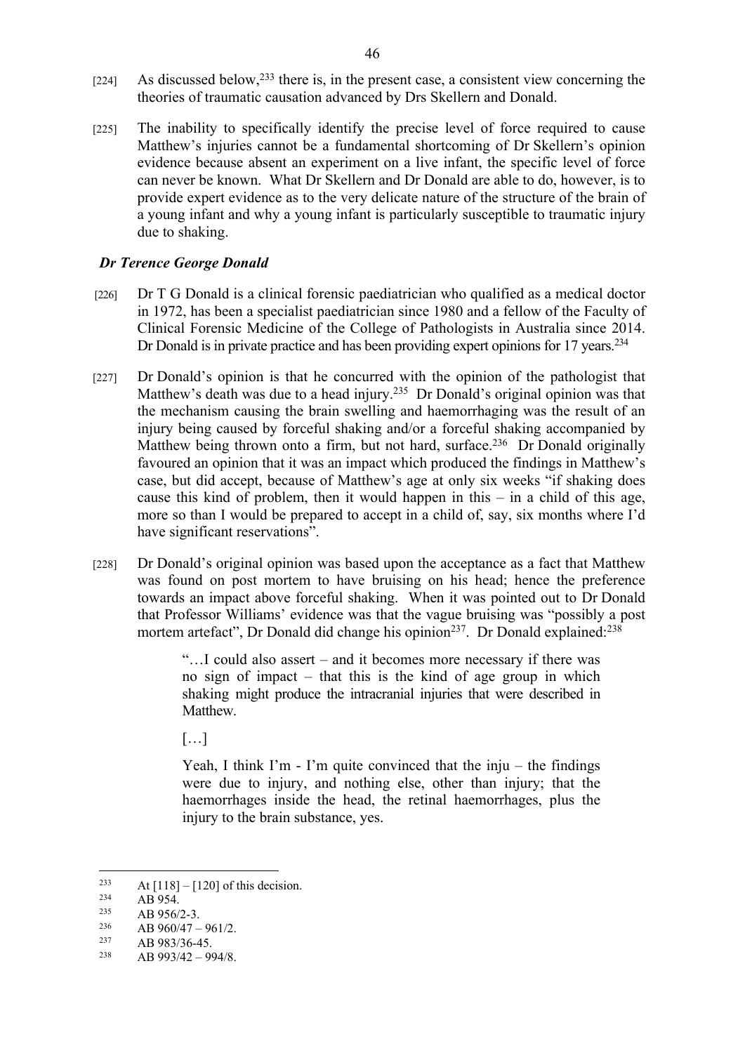[224] As discussed below,[233] there is, in the present case, a consistent view concerning the theories of traumatic causation advanced by Drs Skellern and Donald.

[225] The inability to specifically identify the precise level of force required to cause Matthew's injuries cannot be a fundamental shortcoming of Dr Skellern's opinion evidence because absent an experiment on a live infant, the specific level of force can never be known. What Dr Skellern and Dr Donald are able to do, however, is to provide expert evidence as to the very delicate nature of the structure of the brain of a young infant and why a young infant is particularly susceptible to traumatic injury due to shaking.

### *Dr Terence George Donald*

[226] Dr T G Donald is a clinical forensic paediatrician who qualified as a medical doctor in 1972, has been a specialist paediatrician since 1980 and a fellow of the Faculty of Clinical Forensic Medicine of the College of Pathologists in Australia since 2014. Dr Donald is in private practice and has been providing expert opinions for 17 years.[234]

[227] Dr Donald's opinion is that he concurred with the opinion of the pathologist that Matthew's death was due to a head injury.[235] Dr Donald's original opinion was that the mechanism causing the brain swelling and haemorrhaging was the result of an injury being caused by forceful shaking and/or a forceful shaking accompanied by Matthew being thrown onto a firm, but not hard, surface.[236] Dr Donald originally favoured an opinion that it was an impact which produced the findings in Matthew's case, but did accept, because of Matthew's age at only six weeks "if shaking does cause this kind of problem, then it would happen in this – in a child of this age, more so than I would be prepared to accept in a child of, say, six months where I'd have significant reservations".

[228] Dr Donald's original opinion was based upon the acceptance as a fact that Matthew was found on post mortem to have bruising on his head; hence the preference towards an impact above forceful shaking. When it was pointed out to Dr Donald that Professor Williams' evidence was that the vague bruising was "possibly a post mortem artefact", Dr Donald did change his opinion[237]. Dr Donald explained:[238]

> "…I could also assert – and it becomes more necessary if there was no sign of impact – that this is the kind of age group in which shaking might produce the intracranial injuries that were described in Matthew.
>
> […]
>
> Yeah, I think I'm - I'm quite convinced that the inju – the findings were due to injury, and nothing else, other than injury; that the haemorrhages inside the head, the retinal haemorrhages, plus the injury to the brain substance, yes.

---

[233] At [118] – [120] of this decision.

[234] AB 954.

[235] AB 956/2-3.

[236] AB 960/47 – 961/2.

[237] AB 983/36-45.

[238] AB 993/42 – 994/8.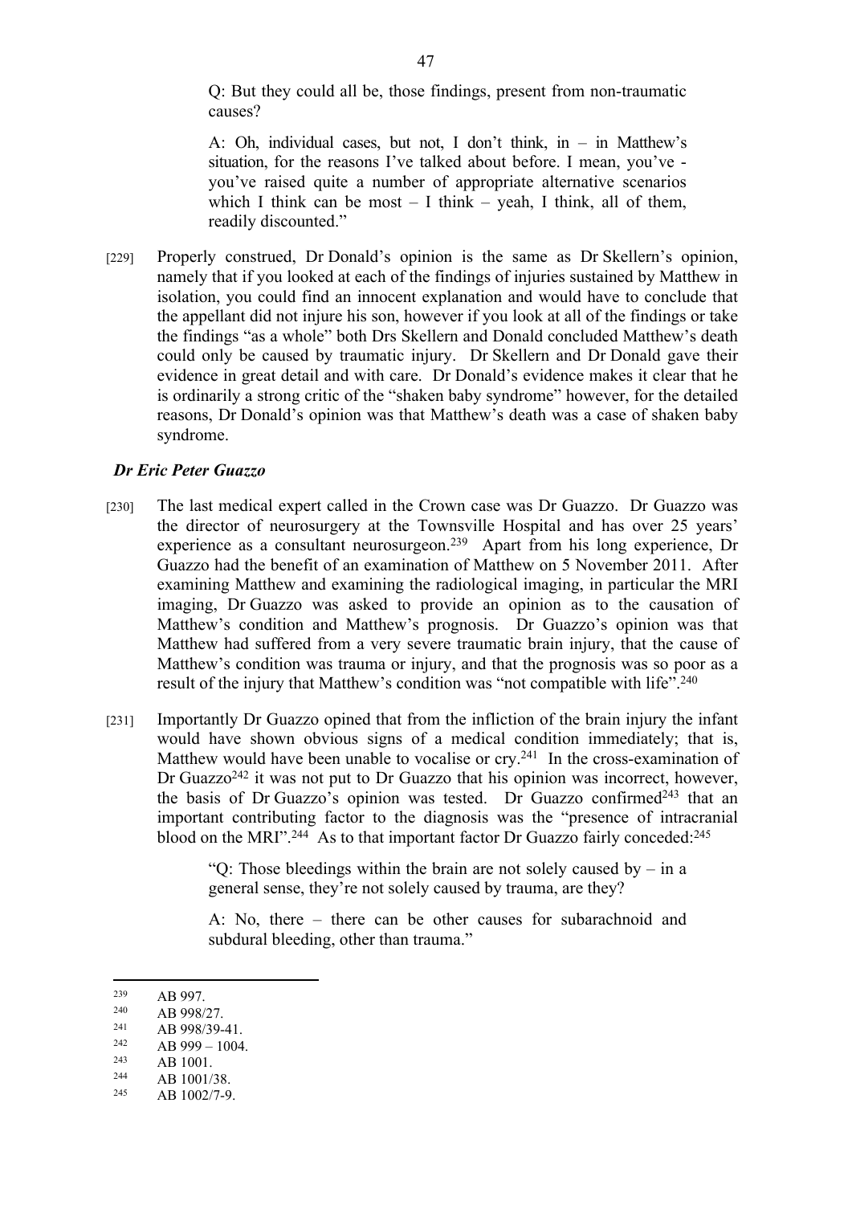> Q: But they could all be, those findings, present from non-traumatic causes?
>
> A: Oh, individual cases, but not, I don't think, in – in Matthew's situation, for the reasons I've talked about before. I mean, you've - you've raised quite a number of appropriate alternative scenarios which I think can be most – I think – yeah, I think, all of them, readily discounted."

[229] Properly construed, Dr Donald's opinion is the same as Dr Skellern's opinion, namely that if you looked at each of the findings of injuries sustained by Matthew in isolation, you could find an innocent explanation and would have to conclude that the appellant did not injure his son, however if you look at all of the findings or take the findings "as a whole" both Drs Skellern and Donald concluded Matthew's death could only be caused by traumatic injury. Dr Skellern and Dr Donald gave their evidence in great detail and with care. Dr Donald's evidence makes it clear that he is ordinarily a strong critic of the "shaken baby syndrome" however, for the detailed reasons, Dr Donald's opinion was that Matthew's death was a case of shaken baby syndrome.

### *Dr Eric Peter Guazzo*

[230] The last medical expert called in the Crown case was Dr Guazzo. Dr Guazzo was the director of neurosurgery at the Townsville Hospital and has over 25 years' experience as a consultant neurosurgeon.[239] Apart from his long experience, Dr Guazzo had the benefit of an examination of Matthew on 5 November 2011. After examining Matthew and examining the radiological imaging, in particular the MRI imaging, Dr Guazzo was asked to provide an opinion as to the causation of Matthew's condition and Matthew's prognosis. Dr Guazzo's opinion was that Matthew had suffered from a very severe traumatic brain injury, that the cause of Matthew's condition was trauma or injury, and that the prognosis was so poor as a result of the injury that Matthew's condition was "not compatible with life".[240]

[231] Importantly Dr Guazzo opined that from the infliction of the brain injury the infant would have shown obvious signs of a medical condition immediately; that is, Matthew would have been unable to vocalise or cry.[241] In the cross-examination of Dr Guazzo[242] it was not put to Dr Guazzo that his opinion was incorrect, however, the basis of Dr Guazzo's opinion was tested. Dr Guazzo confirmed[243] that an important contributing factor to the diagnosis was the "presence of intracranial blood on the MRI".[244] As to that important factor Dr Guazzo fairly conceded:[245]

> "Q: Those bleedings within the brain are not solely caused by – in a general sense, they're not solely caused by trauma, are they?
>
> A: No, there – there can be other causes for subarachnoid and subdural bleeding, other than trauma."

---

[239] AB 997.
[240] AB 998/27.
[241] AB 998/39-41.
[242] AB 999 – 1004.
[243] AB 1001.
[244] AB 1001/38.
[245] AB 1002/7-9.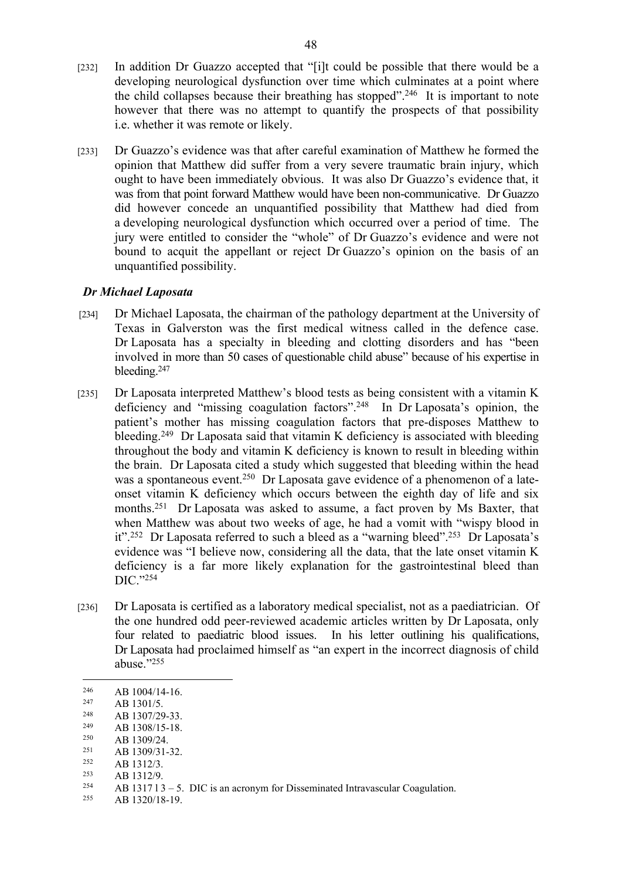[232] In addition Dr Guazzo accepted that "[i]t could be possible that there would be a developing neurological dysfunction over time which culminates at a point where the child collapses because their breathing has stopped".[246] It is important to note however that there was no attempt to quantify the prospects of that possibility i.e. whether it was remote or likely.

[233] Dr Guazzo's evidence was that after careful examination of Matthew he formed the opinion that Matthew did suffer from a very severe traumatic brain injury, which ought to have been immediately obvious. It was also Dr Guazzo's evidence that, it was from that point forward Matthew would have been non-communicative. Dr Guazzo did however concede an unquantified possibility that Matthew had died from a developing neurological dysfunction which occurred over a period of time. The jury were entitled to consider the "whole" of Dr Guazzo's evidence and were not bound to acquit the appellant or reject Dr Guazzo's opinion on the basis of an unquantified possibility.

### *Dr Michael Laposata*

[234] Dr Michael Laposata, the chairman of the pathology department at the University of Texas in Galverston was the first medical witness called in the defence case. Dr Laposata has a specialty in bleeding and clotting disorders and has "been involved in more than 50 cases of questionable child abuse" because of his expertise in bleeding.[247]

[235] Dr Laposata interpreted Matthew's blood tests as being consistent with a vitamin K deficiency and "missing coagulation factors".[248] In Dr Laposata's opinion, the patient's mother has missing coagulation factors that pre-disposes Matthew to bleeding.[249] Dr Laposata said that vitamin K deficiency is associated with bleeding throughout the body and vitamin K deficiency is known to result in bleeding within the brain. Dr Laposata cited a study which suggested that bleeding within the head was a spontaneous event.[250] Dr Laposata gave evidence of a phenomenon of a late-onset vitamin K deficiency which occurs between the eighth day of life and six months.[251] Dr Laposata was asked to assume, a fact proven by Ms Baxter, that when Matthew was about two weeks of age, he had a vomit with "wispy blood in it".[252] Dr Laposata referred to such a bleed as a "warning bleed".[253] Dr Laposata's evidence was "I believe now, considering all the data, that the late onset vitamin K deficiency is a far more likely explanation for the gastrointestinal bleed than DIC."[254]

[236] Dr Laposata is certified as a laboratory medical specialist, not as a paediatrician. Of the one hundred odd peer-reviewed academic articles written by Dr Laposata, only four related to paediatric blood issues. In his letter outlining his qualifications, Dr Laposata had proclaimed himself as "an expert in the incorrect diagnosis of child abuse."[255]

---

[246] AB 1004/14-16.
[247] AB 1301/5.
[248] AB 1307/29-33.
[249] AB 1308/15-18.
[250] AB 1309/24.
[251] AB 1309/31-32.
[252] AB 1312/3.
[253] AB 1312/9.
[254] AB 1317 l 3 – 5. DIC is an acronym for Disseminated Intravascular Coagulation.
[255] AB 1320/18-19.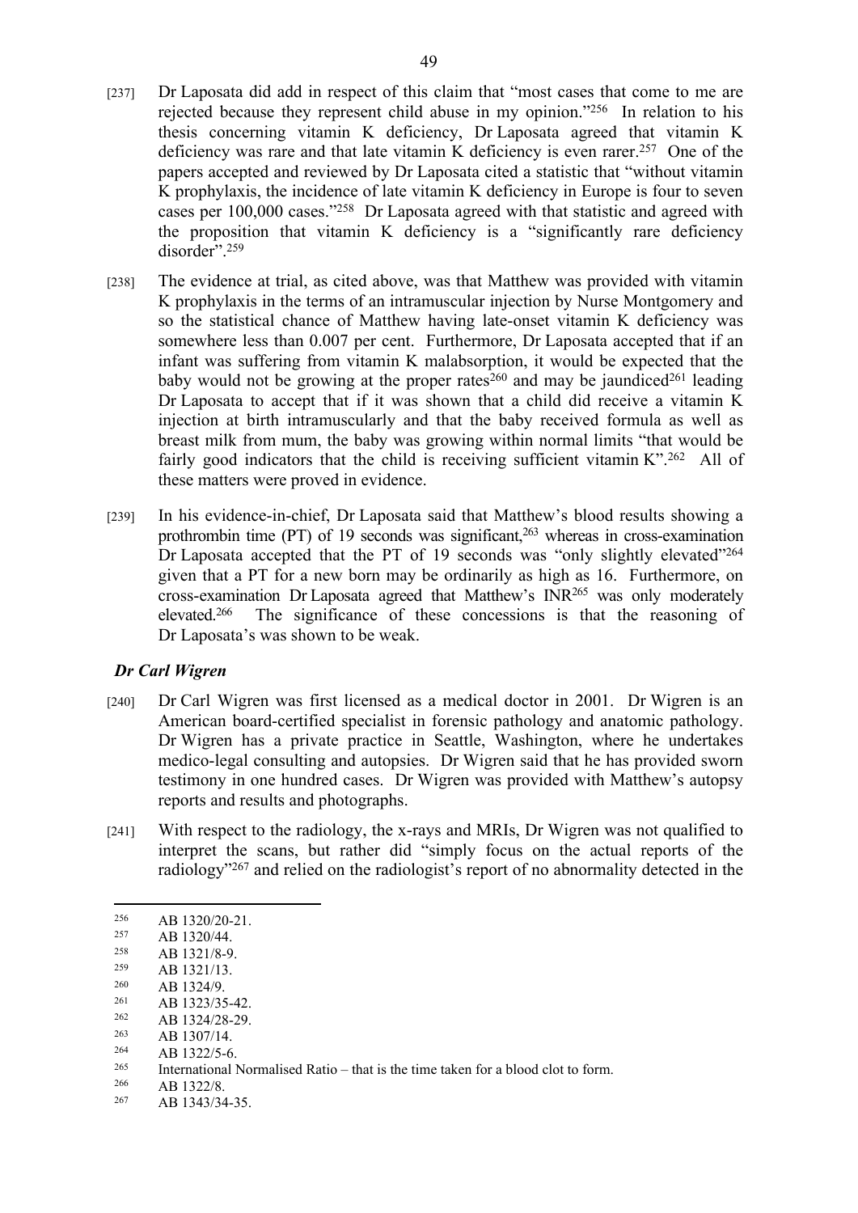[237] Dr Laposata did add in respect of this claim that "most cases that come to me are rejected because they represent child abuse in my opinion."[256] In relation to his thesis concerning vitamin K deficiency, Dr Laposata agreed that vitamin K deficiency was rare and that late vitamin K deficiency is even rarer.[257] One of the papers accepted and reviewed by Dr Laposata cited a statistic that "without vitamin K prophylaxis, the incidence of late vitamin K deficiency in Europe is four to seven cases per 100,000 cases."[258] Dr Laposata agreed with that statistic and agreed with the proposition that vitamin K deficiency is a "significantly rare deficiency disorder".[259]

[238] The evidence at trial, as cited above, was that Matthew was provided with vitamin K prophylaxis in the terms of an intramuscular injection by Nurse Montgomery and so the statistical chance of Matthew having late-onset vitamin K deficiency was somewhere less than 0.007 per cent. Furthermore, Dr Laposata accepted that if an infant was suffering from vitamin K malabsorption, it would be expected that the baby would not be growing at the proper rates[260] and may be jaundiced[261] leading Dr Laposata to accept that if it was shown that a child did receive a vitamin K injection at birth intramuscularly and that the baby received formula as well as breast milk from mum, the baby was growing within normal limits "that would be fairly good indicators that the child is receiving sufficient vitamin K".[262] All of these matters were proved in evidence.

[239] In his evidence-in-chief, Dr Laposata said that Matthew's blood results showing a prothrombin time (PT) of 19 seconds was significant,[263] whereas in cross-examination Dr Laposata accepted that the PT of 19 seconds was "only slightly elevated"[264] given that a PT for a new born may be ordinarily as high as 16. Furthermore, on cross-examination Dr Laposata agreed that Matthew's INR[265] was only moderately elevated.[266] The significance of these concessions is that the reasoning of Dr Laposata's was shown to be weak.

### *Dr Carl Wigren*

[240] Dr Carl Wigren was first licensed as a medical doctor in 2001. Dr Wigren is an American board-certified specialist in forensic pathology and anatomic pathology. Dr Wigren has a private practice in Seattle, Washington, where he undertakes medico-legal consulting and autopsies. Dr Wigren said that he has provided sworn testimony in one hundred cases. Dr Wigren was provided with Matthew's autopsy reports and results and photographs.

[241] With respect to the radiology, the x-rays and MRIs, Dr Wigren was not qualified to interpret the scans, but rather did "simply focus on the actual reports of the radiology"[267] and relied on the radiologist's report of no abnormality detected in the

---

[256] AB 1320/20-21.
[257] AB 1320/44.
[258] AB 1321/8-9.
[259] AB 1321/13.
[260] AB 1324/9.
[261] AB 1323/35-42.
[262] AB 1324/28-29.
[263] AB 1307/14.
[264] AB 1322/5-6.
[265] International Normalised Ratio – that is the time taken for a blood clot to form.
[266] AB 1322/8.
[267] AB 1343/34-35.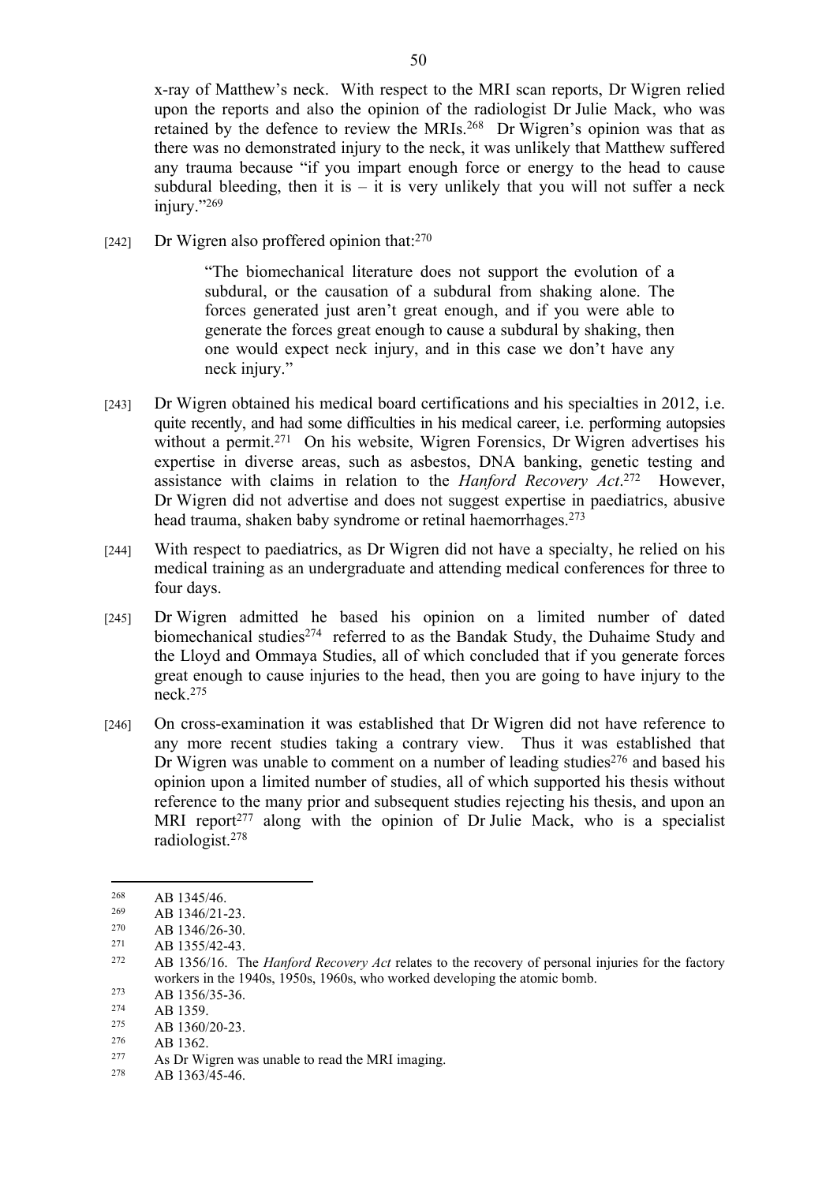x-ray of Matthew's neck. With respect to the MRI scan reports, Dr Wigren relied upon the reports and also the opinion of the radiologist Dr Julie Mack, who was retained by the defence to review the MRIs.[268] Dr Wigren's opinion was that as there was no demonstrated injury to the neck, it was unlikely that Matthew suffered any trauma because "if you impart enough force or energy to the head to cause subdural bleeding, then it is – it is very unlikely that you will not suffer a neck injury."[269]

[242] Dr Wigren also proffered opinion that:[270]

> "The biomechanical literature does not support the evolution of a subdural, or the causation of a subdural from shaking alone. The forces generated just aren't great enough, and if you were able to generate the forces great enough to cause a subdural by shaking, then one would expect neck injury, and in this case we don't have any neck injury."

[243] Dr Wigren obtained his medical board certifications and his specialties in 2012, i.e. quite recently, and had some difficulties in his medical career, i.e. performing autopsies without a permit.[271] On his website, Wigren Forensics, Dr Wigren advertises his expertise in diverse areas, such as asbestos, DNA banking, genetic testing and assistance with claims in relation to the *Hanford Recovery Act*.[272] However, Dr Wigren did not advertise and does not suggest expertise in paediatrics, abusive head trauma, shaken baby syndrome or retinal haemorrhages.[273]

[244] With respect to paediatrics, as Dr Wigren did not have a specialty, he relied on his medical training as an undergraduate and attending medical conferences for three to four days.

[245] Dr Wigren admitted he based his opinion on a limited number of dated biomechanical studies[274] referred to as the Bandak Study, the Duhaime Study and the Lloyd and Ommaya Studies, all of which concluded that if you generate forces great enough to cause injuries to the head, then you are going to have injury to the neck.[275]

[246] On cross-examination it was established that Dr Wigren did not have reference to any more recent studies taking a contrary view. Thus it was established that Dr Wigren was unable to comment on a number of leading studies[276] and based his opinion upon a limited number of studies, all of which supported his thesis without reference to the many prior and subsequent studies rejecting his thesis, and upon an MRI report[277] along with the opinion of Dr Julie Mack, who is a specialist radiologist.[278]

---

[268] AB 1345/46.

[269] AB 1346/21-23.

[270] AB 1346/26-30.

[271] AB 1355/42-43.

[272] AB 1356/16. The *Hanford Recovery Act* relates to the recovery of personal injuries for the factory workers in the 1940s, 1950s, 1960s, who worked developing the atomic bomb.

[273] AB 1356/35-36.

[274] AB 1359.

[275] AB 1360/20-23.

[276] AB 1362.

[277] As Dr Wigren was unable to read the MRI imaging.

[278] AB 1363/45-46.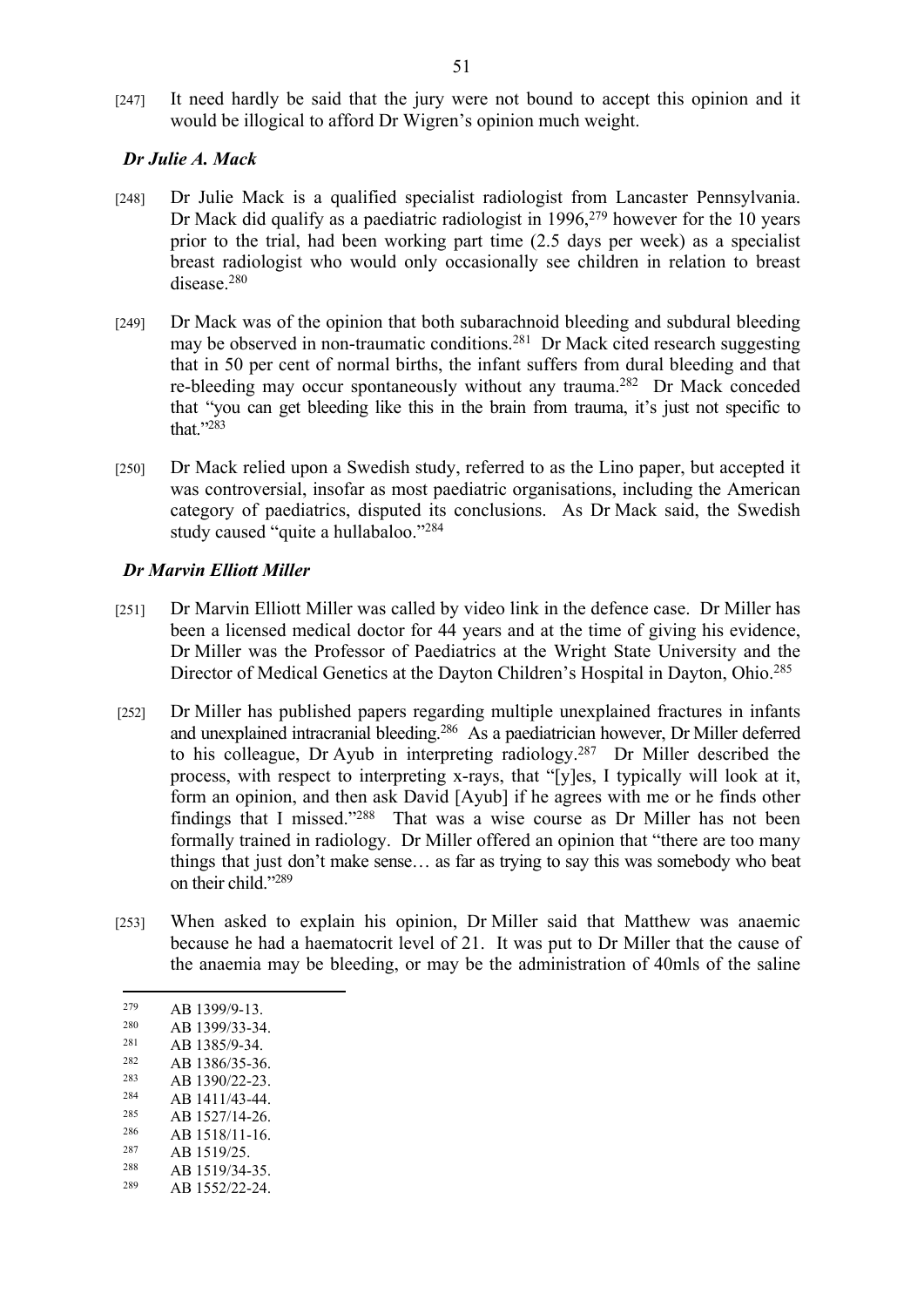[247] It need hardly be said that the jury were not bound to accept this opinion and it would be illogical to afford Dr Wigren's opinion much weight.

### *Dr Julie A. Mack*

[248] Dr Julie Mack is a qualified specialist radiologist from Lancaster Pennsylvania. Dr Mack did qualify as a paediatric radiologist in 1996,[279] however for the 10 years prior to the trial, had been working part time (2.5 days per week) as a specialist breast radiologist who would only occasionally see children in relation to breast disease.[280]

[249] Dr Mack was of the opinion that both subarachnoid bleeding and subdural bleeding may be observed in non-traumatic conditions.[281] Dr Mack cited research suggesting that in 50 per cent of normal births, the infant suffers from dural bleeding and that re-bleeding may occur spontaneously without any trauma.[282] Dr Mack conceded that "you can get bleeding like this in the brain from trauma, it's just not specific to that."[283]

[250] Dr Mack relied upon a Swedish study, referred to as the Lino paper, but accepted it was controversial, insofar as most paediatric organisations, including the American category of paediatrics, disputed its conclusions. As Dr Mack said, the Swedish study caused "quite a hullabaloo."[284]

### *Dr Marvin Elliott Miller*

[251] Dr Marvin Elliott Miller was called by video link in the defence case. Dr Miller has been a licensed medical doctor for 44 years and at the time of giving his evidence, Dr Miller was the Professor of Paediatrics at the Wright State University and the Director of Medical Genetics at the Dayton Children's Hospital in Dayton, Ohio.[285]

[252] Dr Miller has published papers regarding multiple unexplained fractures in infants and unexplained intracranial bleeding.[286] As a paediatrician however, Dr Miller deferred to his colleague, Dr Ayub in interpreting radiology.[287] Dr Miller described the process, with respect to interpreting x-rays, that "[y]es, I typically will look at it, form an opinion, and then ask David [Ayub] if he agrees with me or he finds other findings that I missed."[288] That was a wise course as Dr Miller has not been formally trained in radiology. Dr Miller offered an opinion that "there are too many things that just don't make sense… as far as trying to say this was somebody who beat on their child."[289]

[253] When asked to explain his opinion, Dr Miller said that Matthew was anaemic because he had a haematocrit level of 21. It was put to Dr Miller that the cause of the anaemia may be bleeding, or may be the administration of 40mls of the saline

---

[279] AB 1399/9-13.
[280] AB 1399/33-34.
[281] AB 1385/9-34.
[282] AB 1386/35-36.
[283] AB 1390/22-23.
[284] AB 1411/43-44.
[285] AB 1527/14-26.
[286] AB 1518/11-16.
[287] AB 1519/25.
[288] AB 1519/34-35.
[289] AB 1552/22-24.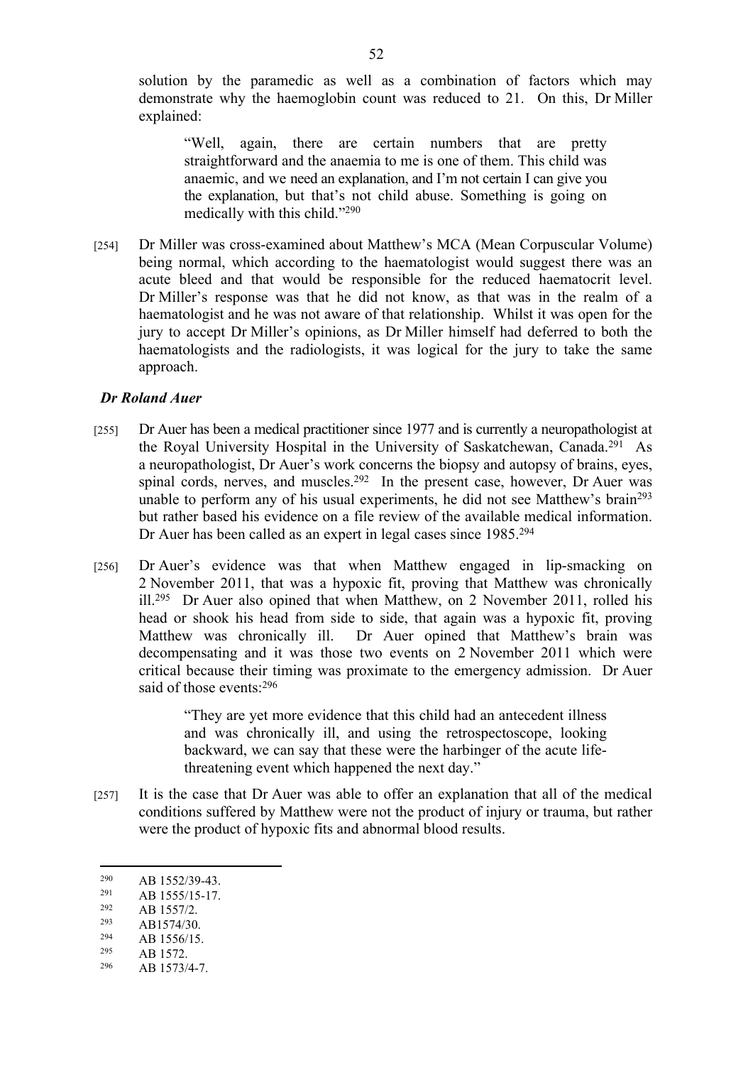solution by the paramedic as well as a combination of factors which may demonstrate why the haemoglobin count was reduced to 21. On this, Dr Miller explained:

> "Well, again, there are certain numbers that are pretty straightforward and the anaemia to me is one of them. This child was anaemic, and we need an explanation, and I'm not certain I can give you the explanation, but that's not child abuse. Something is going on medically with this child."[290]

[254] Dr Miller was cross-examined about Matthew's MCA (Mean Corpuscular Volume) being normal, which according to the haematologist would suggest there was an acute bleed and that would be responsible for the reduced haematocrit level. Dr Miller's response was that he did not know, as that was in the realm of a haematologist and he was not aware of that relationship. Whilst it was open for the jury to accept Dr Miller's opinions, as Dr Miller himself had deferred to both the haematologists and the radiologists, it was logical for the jury to take the same approach.

### *Dr Roland Auer*

[255] Dr Auer has been a medical practitioner since 1977 and is currently a neuropathologist at the Royal University Hospital in the University of Saskatchewan, Canada.[291] As a neuropathologist, Dr Auer's work concerns the biopsy and autopsy of brains, eyes, spinal cords, nerves, and muscles.[292] In the present case, however, Dr Auer was unable to perform any of his usual experiments, he did not see Matthew's brain[293] but rather based his evidence on a file review of the available medical information. Dr Auer has been called as an expert in legal cases since 1985.[294]

[256] Dr Auer's evidence was that when Matthew engaged in lip-smacking on 2 November 2011, that was a hypoxic fit, proving that Matthew was chronically ill.[295] Dr Auer also opined that when Matthew, on 2 November 2011, rolled his head or shook his head from side to side, that again was a hypoxic fit, proving Matthew was chronically ill. Dr Auer opined that Matthew's brain was decompensating and it was those two events on 2 November 2011 which were critical because their timing was proximate to the emergency admission. Dr Auer said of those events:[296]

> "They are yet more evidence that this child had an antecedent illness and was chronically ill, and using the retrospectoscope, looking backward, we can say that these were the harbinger of the acute life-threatening event which happened the next day."

[257] It is the case that Dr Auer was able to offer an explanation that all of the medical conditions suffered by Matthew were not the product of injury or trauma, but rather were the product of hypoxic fits and abnormal blood results.

---

[290] AB 1552/39-43.

[291] AB 1555/15-17.

[292] AB 1557/2.

[293] AB1574/30.

[294] AB 1556/15.

[295] AB 1572.

[296] AB 1573/4-7.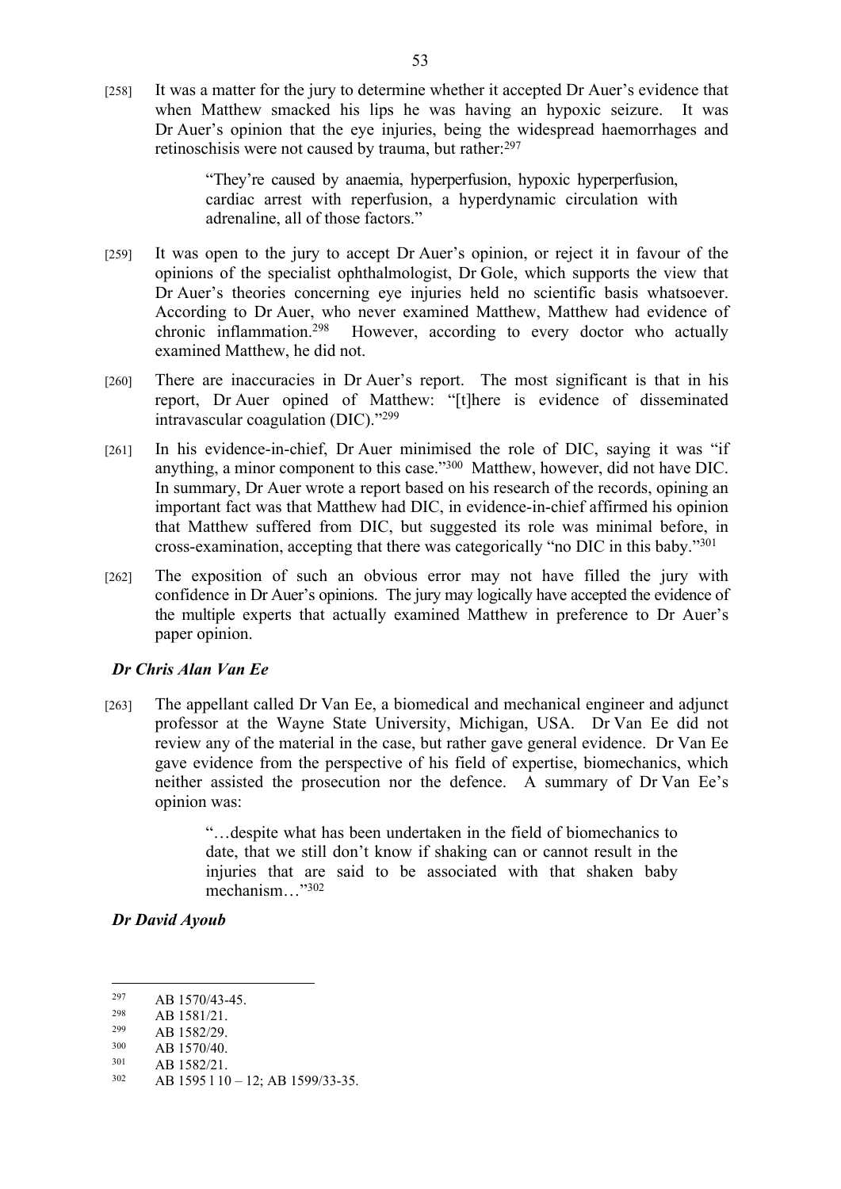[258] It was a matter for the jury to determine whether it accepted Dr Auer's evidence that when Matthew smacked his lips he was having an hypoxic seizure. It was Dr Auer's opinion that the eye injuries, being the widespread haemorrhages and retinoschisis were not caused by trauma, but rather:[297]

> "They're caused by anaemia, hyperperfusion, hypoxic hyperperfusion, cardiac arrest with reperfusion, a hyperdynamic circulation with adrenaline, all of those factors."

[259] It was open to the jury to accept Dr Auer's opinion, or reject it in favour of the opinions of the specialist ophthalmologist, Dr Gole, which supports the view that Dr Auer's theories concerning eye injuries held no scientific basis whatsoever. According to Dr Auer, who never examined Matthew, Matthew had evidence of chronic inflammation.[298] However, according to every doctor who actually examined Matthew, he did not.

[260] There are inaccuracies in Dr Auer's report. The most significant is that in his report, Dr Auer opined of Matthew: "[t]here is evidence of disseminated intravascular coagulation (DIC)."[299]

[261] In his evidence-in-chief, Dr Auer minimised the role of DIC, saying it was "if anything, a minor component to this case."[300] Matthew, however, did not have DIC. In summary, Dr Auer wrote a report based on his research of the records, opining an important fact was that Matthew had DIC, in evidence-in-chief affirmed his opinion that Matthew suffered from DIC, but suggested its role was minimal before, in cross-examination, accepting that there was categorically "no DIC in this baby."[301]

[262] The exposition of such an obvious error may not have filled the jury with confidence in Dr Auer's opinions. The jury may logically have accepted the evidence of the multiple experts that actually examined Matthew in preference to Dr Auer's paper opinion.

***Dr Chris Alan Van Ee***

[263] The appellant called Dr Van Ee, a biomedical and mechanical engineer and adjunct professor at the Wayne State University, Michigan, USA. Dr Van Ee did not review any of the material in the case, but rather gave general evidence. Dr Van Ee gave evidence from the perspective of his field of expertise, biomechanics, which neither assisted the prosecution nor the defence. A summary of Dr Van Ee's opinion was:

> "…despite what has been undertaken in the field of biomechanics to date, that we still don't know if shaking can or cannot result in the injuries that are said to be associated with that shaken baby mechanism…"[302]

***Dr David Ayoub***

---

[297] AB 1570/43-45.

[298] AB 1581/21.

[299] AB 1582/29.

[300] AB 1570/40.

[301] AB 1582/21.

[302] AB 1595 l 10 – 12; AB 1599/33-35.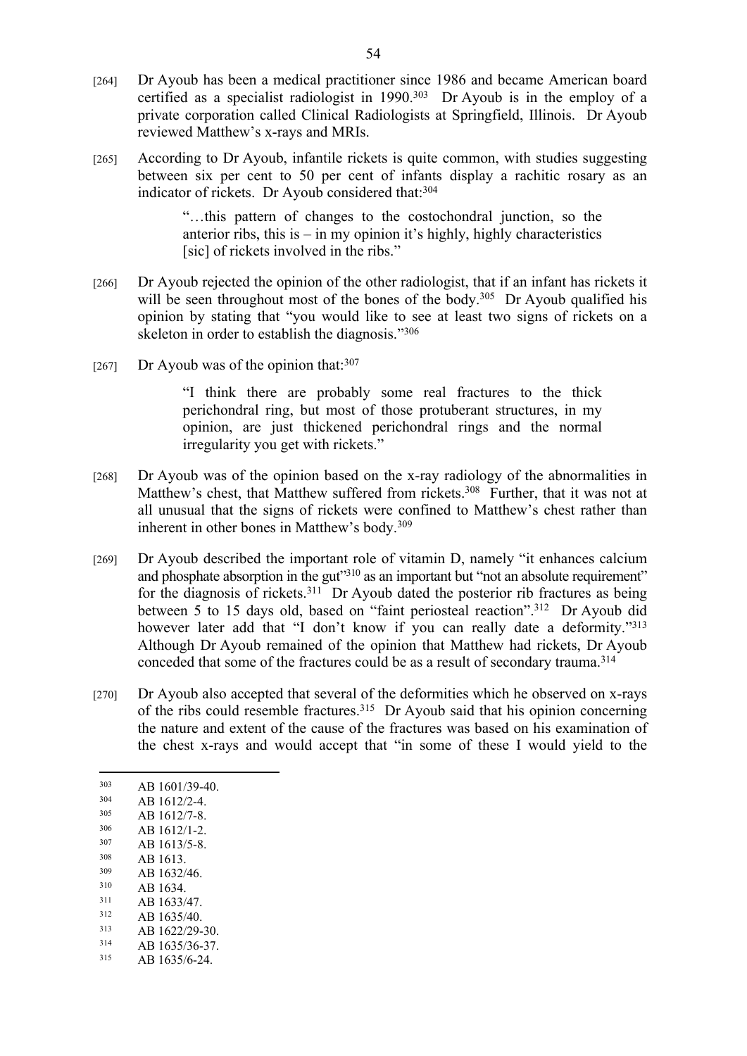[264] Dr Ayoub has been a medical practitioner since 1986 and became American board certified as a specialist radiologist in 1990.[303] Dr Ayoub is in the employ of a private corporation called Clinical Radiologists at Springfield, Illinois. Dr Ayoub reviewed Matthew's x-rays and MRIs.

[265] According to Dr Ayoub, infantile rickets is quite common, with studies suggesting between six per cent to 50 per cent of infants display a rachitic rosary as an indicator of rickets. Dr Ayoub considered that:[304]

> "…this pattern of changes to the costochondral junction, so the anterior ribs, this is – in my opinion it's highly, highly characteristics [sic] of rickets involved in the ribs."

[266] Dr Ayoub rejected the opinion of the other radiologist, that if an infant has rickets it will be seen throughout most of the bones of the body.[305] Dr Ayoub qualified his opinion by stating that "you would like to see at least two signs of rickets on a skeleton in order to establish the diagnosis."[306]

[267] Dr Ayoub was of the opinion that:[307]

> "I think there are probably some real fractures to the thick perichondral ring, but most of those protuberant structures, in my opinion, are just thickened perichondral rings and the normal irregularity you get with rickets."

[268] Dr Ayoub was of the opinion based on the x-ray radiology of the abnormalities in Matthew's chest, that Matthew suffered from rickets.[308] Further, that it was not at all unusual that the signs of rickets were confined to Matthew's chest rather than inherent in other bones in Matthew's body.[309]

[269] Dr Ayoub described the important role of vitamin D, namely "it enhances calcium and phosphate absorption in the gut"[310] as an important but "not an absolute requirement" for the diagnosis of rickets.[311] Dr Ayoub dated the posterior rib fractures as being between 5 to 15 days old, based on "faint periosteal reaction".[312] Dr Ayoub did however later add that "I don't know if you can really date a deformity."[313] Although Dr Ayoub remained of the opinion that Matthew had rickets, Dr Ayoub conceded that some of the fractures could be as a result of secondary trauma.[314]

[270] Dr Ayoub also accepted that several of the deformities which he observed on x-rays of the ribs could resemble fractures.[315] Dr Ayoub said that his opinion concerning the nature and extent of the cause of the fractures was based on his examination of the chest x-rays and would accept that "in some of these I would yield to the

---

[303] AB 1601/39-40.
[304] AB 1612/2-4.
[305] AB 1612/7-8.
[306] AB 1612/1-2.
[307] AB 1613/5-8.
[308] AB 1613.
[309] AB 1632/46.
[310] AB 1634.
[311] AB 1633/47.
[312] AB 1635/40.
[313] AB 1622/29-30.
[314] AB 1635/36-37.
[315] AB 1635/6-24.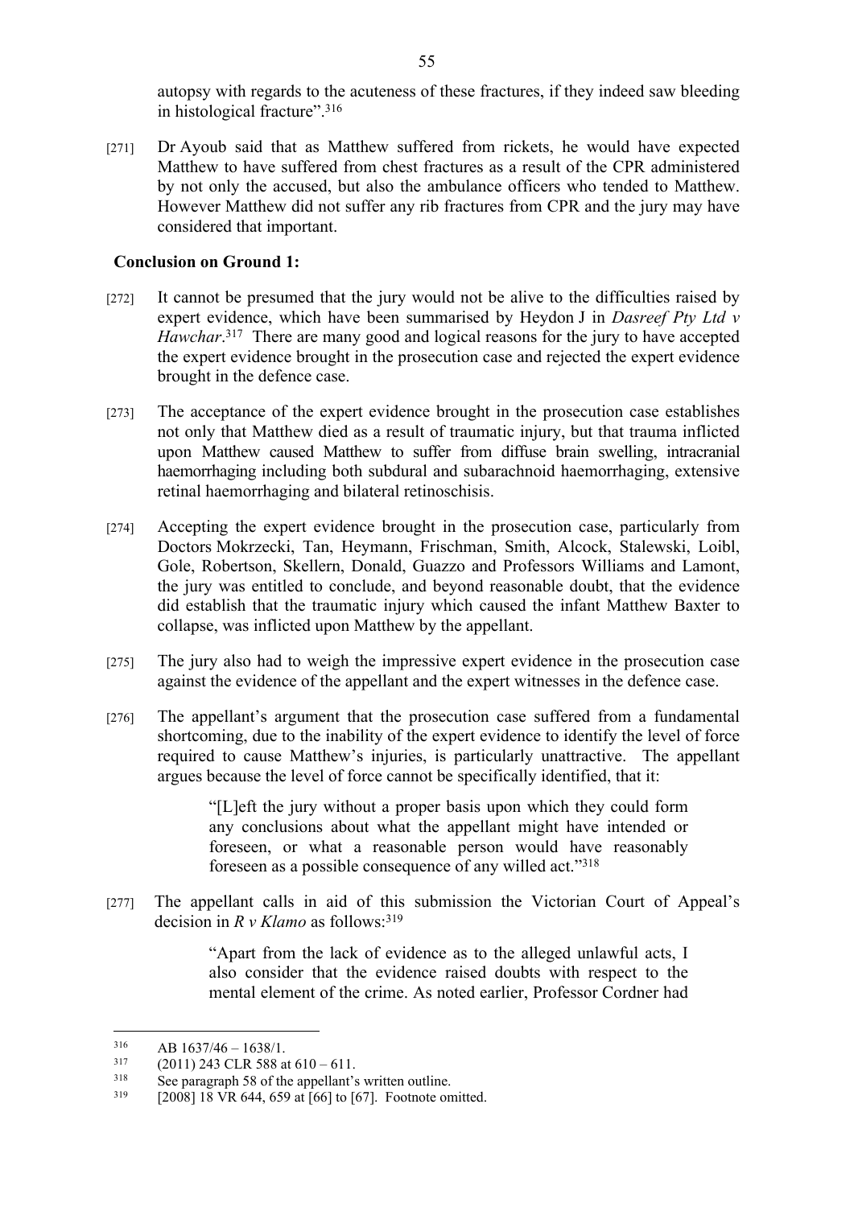autopsy with regards to the acuteness of these fractures, if they indeed saw bleeding in histological fracture".[316]

[271] Dr Ayoub said that as Matthew suffered from rickets, he would have expected Matthew to have suffered from chest fractures as a result of the CPR administered by not only the accused, but also the ambulance officers who tended to Matthew. However Matthew did not suffer any rib fractures from CPR and the jury may have considered that important.

**Conclusion on Ground 1:**

[272] It cannot be presumed that the jury would not be alive to the difficulties raised by expert evidence, which have been summarised by Heydon J in *Dasreef Pty Ltd v Hawchar*.[317] There are many good and logical reasons for the jury to have accepted the expert evidence brought in the prosecution case and rejected the expert evidence brought in the defence case.

[273] The acceptance of the expert evidence brought in the prosecution case establishes not only that Matthew died as a result of traumatic injury, but that trauma inflicted upon Matthew caused Matthew to suffer from diffuse brain swelling, intracranial haemorrhaging including both subdural and subarachnoid haemorrhaging, extensive retinal haemorrhaging and bilateral retinoschisis.

[274] Accepting the expert evidence brought in the prosecution case, particularly from Doctors Mokrzecki, Tan, Heymann, Frischman, Smith, Alcock, Stalewski, Loibl, Gole, Robertson, Skellern, Donald, Guazzo and Professors Williams and Lamont, the jury was entitled to conclude, and beyond reasonable doubt, that the evidence did establish that the traumatic injury which caused the infant Matthew Baxter to collapse, was inflicted upon Matthew by the appellant.

[275] The jury also had to weigh the impressive expert evidence in the prosecution case against the evidence of the appellant and the expert witnesses in the defence case.

[276] The appellant's argument that the prosecution case suffered from a fundamental shortcoming, due to the inability of the expert evidence to identify the level of force required to cause Matthew's injuries, is particularly unattractive. The appellant argues because the level of force cannot be specifically identified, that it:

> "[L]eft the jury without a proper basis upon which they could form any conclusions about what the appellant might have intended or foreseen, or what a reasonable person would have reasonably foreseen as a possible consequence of any willed act."[318]

[277] The appellant calls in aid of this submission the Victorian Court of Appeal's decision in *R v Klamo* as follows:[319]

> "Apart from the lack of evidence as to the alleged unlawful acts, I also consider that the evidence raised doubts with respect to the mental element of the crime. As noted earlier, Professor Cordner had

---

[316] AB 1637/46 – 1638/1.

[317] (2011) 243 CLR 588 at 610 – 611.

[318] See paragraph 58 of the appellant's written outline.

[319] [2008] 18 VR 644, 659 at [66] to [67]. Footnote omitted.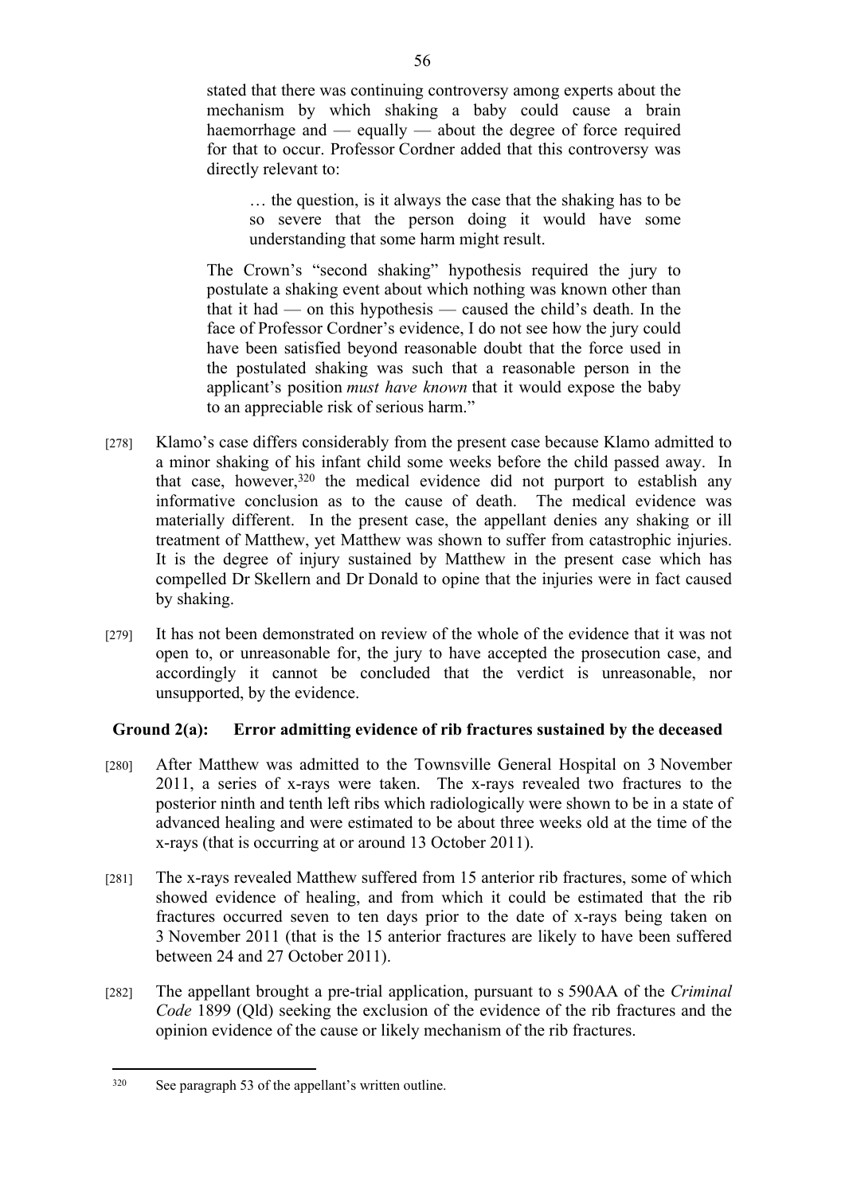stated that there was continuing controversy among experts about the mechanism by which shaking a baby could cause a brain haemorrhage and — equally — about the degree of force required for that to occur. Professor Cordner added that this controversy was directly relevant to:

> … the question, is it always the case that the shaking has to be so severe that the person doing it would have some understanding that some harm might result.

The Crown's "second shaking" hypothesis required the jury to postulate a shaking event about which nothing was known other than that it had — on this hypothesis — caused the child's death. In the face of Professor Cordner's evidence, I do not see how the jury could have been satisfied beyond reasonable doubt that the force used in the postulated shaking was such that a reasonable person in the applicant's position *must have known* that it would expose the baby to an appreciable risk of serious harm."

[278] Klamo's case differs considerably from the present case because Klamo admitted to a minor shaking of his infant child some weeks before the child passed away. In that case, however,[320] the medical evidence did not purport to establish any informative conclusion as to the cause of death. The medical evidence was materially different. In the present case, the appellant denies any shaking or ill treatment of Matthew, yet Matthew was shown to suffer from catastrophic injuries. It is the degree of injury sustained by Matthew in the present case which has compelled Dr Skellern and Dr Donald to opine that the injuries were in fact caused by shaking.

[279] It has not been demonstrated on review of the whole of the evidence that it was not open to, or unreasonable for, the jury to have accepted the prosecution case, and accordingly it cannot be concluded that the verdict is unreasonable, nor unsupported, by the evidence.

### Ground 2(a): Error admitting evidence of rib fractures sustained by the deceased

[280] After Matthew was admitted to the Townsville General Hospital on 3 November 2011, a series of x-rays were taken. The x-rays revealed two fractures to the posterior ninth and tenth left ribs which radiologically were shown to be in a state of advanced healing and were estimated to be about three weeks old at the time of the x-rays (that is occurring at or around 13 October 2011).

[281] The x-rays revealed Matthew suffered from 15 anterior rib fractures, some of which showed evidence of healing, and from which it could be estimated that the rib fractures occurred seven to ten days prior to the date of x-rays being taken on 3 November 2011 (that is the 15 anterior fractures are likely to have been suffered between 24 and 27 October 2011).

[282] The appellant brought a pre-trial application, pursuant to s 590AA of the *Criminal Code* 1899 (Qld) seeking the exclusion of the evidence of the rib fractures and the opinion evidence of the cause or likely mechanism of the rib fractures.

---

[320] See paragraph 53 of the appellant's written outline.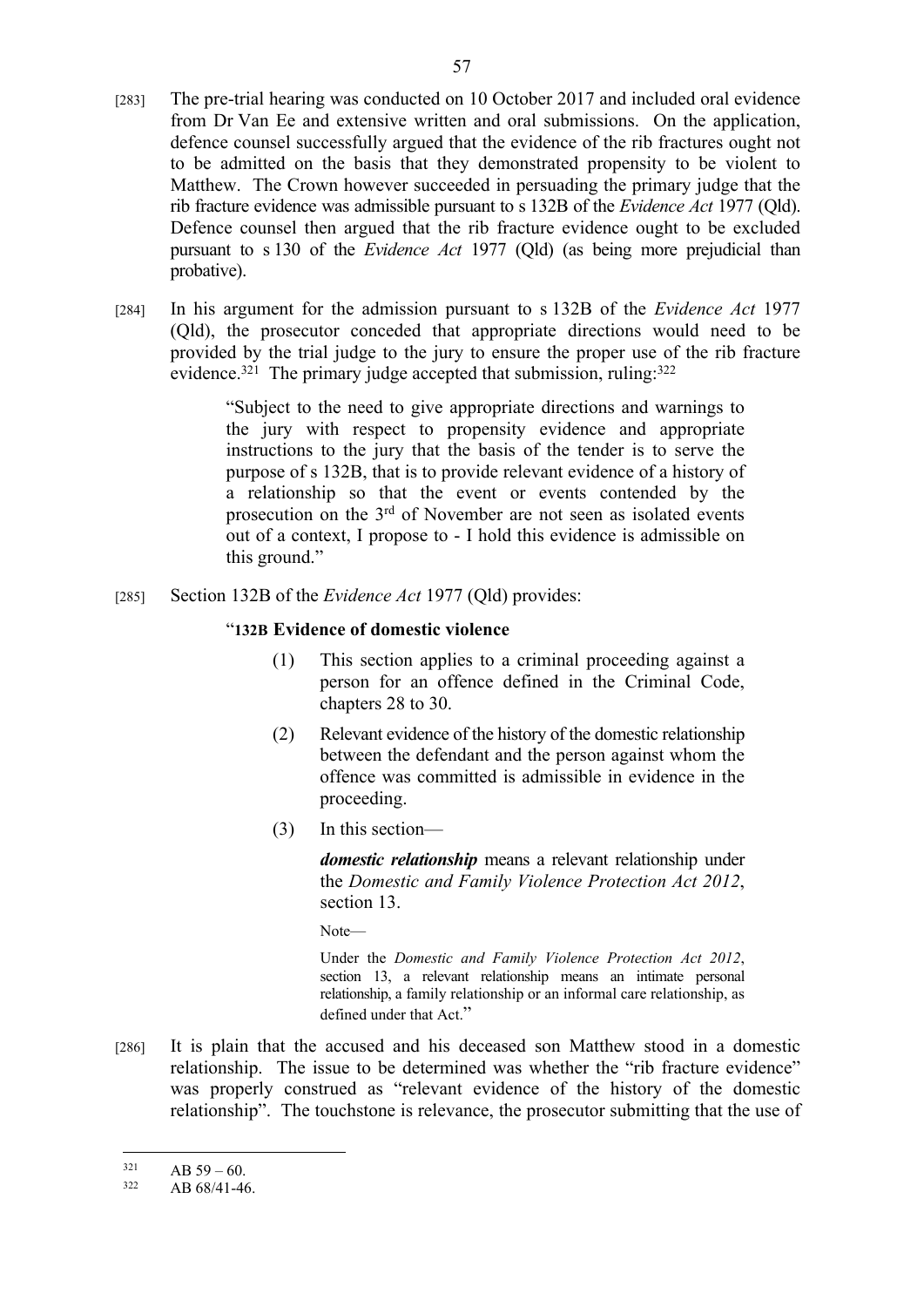[283] The pre-trial hearing was conducted on 10 October 2017 and included oral evidence from Dr Van Ee and extensive written and oral submissions. On the application, defence counsel successfully argued that the evidence of the rib fractures ought not to be admitted on the basis that they demonstrated propensity to be violent to Matthew. The Crown however succeeded in persuading the primary judge that the rib fracture evidence was admissible pursuant to s 132B of the *Evidence Act* 1977 (Qld). Defence counsel then argued that the rib fracture evidence ought to be excluded pursuant to s 130 of the *Evidence Act* 1977 (Qld) (as being more prejudicial than probative).

[284] In his argument for the admission pursuant to s 132B of the *Evidence Act* 1977 (Qld), the prosecutor conceded that appropriate directions would need to be provided by the trial judge to the jury to ensure the proper use of the rib fracture evidence.[321] The primary judge accepted that submission, ruling:[322]

> "Subject to the need to give appropriate directions and warnings to the jury with respect to propensity evidence and appropriate instructions to the jury that the basis of the tender is to serve the purpose of s 132B, that is to provide relevant evidence of a history of a relationship so that the event or events contended by the prosecution on the 3rd of November are not seen as isolated events out of a context, I propose to - I hold this evidence is admissible on this ground."

[285] Section 132B of the *Evidence Act* 1977 (Qld) provides:

> "**132B Evidence of domestic violence**
>
> (1) This section applies to a criminal proceeding against a person for an offence defined in the Criminal Code, chapters 28 to 30.
>
> (2) Relevant evidence of the history of the domestic relationship between the defendant and the person against whom the offence was committed is admissible in evidence in the proceeding.
>
> (3) In this section—
>
> ***domestic relationship*** means a relevant relationship under the *Domestic and Family Violence Protection Act 2012*, section 13.
>
> Note—
>
> Under the *Domestic and Family Violence Protection Act 2012*, section 13, a relevant relationship means an intimate personal relationship, a family relationship or an informal care relationship, as defined under that Act."

[286] It is plain that the accused and his deceased son Matthew stood in a domestic relationship. The issue to be determined was whether the "rib fracture evidence" was properly construed as "relevant evidence of the history of the domestic relationship". The touchstone is relevance, the prosecutor submitting that the use of

---

[321] AB 59 – 60.

[322] AB 68/41-46.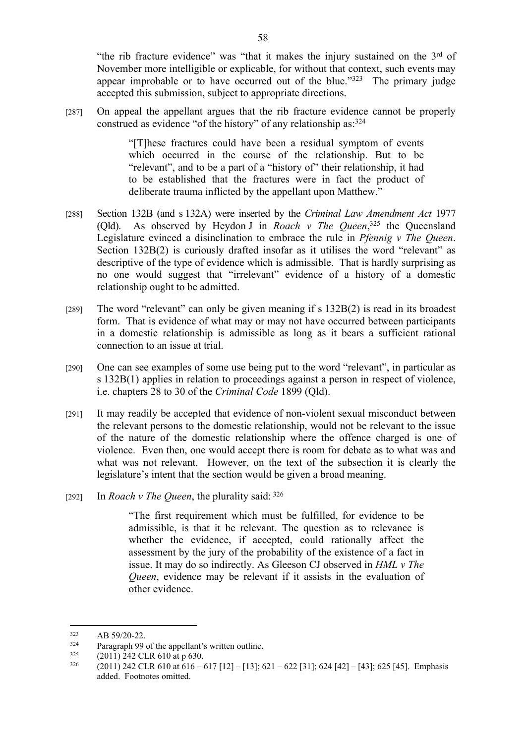"the rib fracture evidence" was "that it makes the injury sustained on the 3rd of November more intelligible or explicable, for without that context, such events may appear improbable or to have occurred out of the blue."[323] The primary judge accepted this submission, subject to appropriate directions.

[287] On appeal the appellant argues that the rib fracture evidence cannot be properly construed as evidence "of the history" of any relationship as:[324]

> "[T]hese fractures could have been a residual symptom of events which occurred in the course of the relationship. But to be "relevant", and to be a part of a "history of" their relationship, it had to be established that the fractures were in fact the product of deliberate trauma inflicted by the appellant upon Matthew."

[288] Section 132B (and s 132A) were inserted by the *Criminal Law Amendment Act* 1977 (Qld). As observed by Heydon J in *Roach v The Queen*,[325] the Queensland Legislature evinced a disinclination to embrace the rule in *Pfennig v The Queen*. Section 132B(2) is curiously drafted insofar as it utilises the word "relevant" as descriptive of the type of evidence which is admissible. That is hardly surprising as no one would suggest that "irrelevant" evidence of a history of a domestic relationship ought to be admitted.

[289] The word "relevant" can only be given meaning if s 132B(2) is read in its broadest form. That is evidence of what may or may not have occurred between participants in a domestic relationship is admissible as long as it bears a sufficient rational connection to an issue at trial.

[290] One can see examples of some use being put to the word "relevant", in particular as s 132B(1) applies in relation to proceedings against a person in respect of violence, i.e. chapters 28 to 30 of the *Criminal Code* 1899 (Qld).

[291] It may readily be accepted that evidence of non-violent sexual misconduct between the relevant persons to the domestic relationship, would not be relevant to the issue of the nature of the domestic relationship where the offence charged is one of violence. Even then, one would accept there is room for debate as to what was and what was not relevant. However, on the text of the subsection it is clearly the legislature's intent that the section would be given a broad meaning.

[292] In *Roach v The Queen*, the plurality said: [326]

> "The first requirement which must be fulfilled, for evidence to be admissible, is that it be relevant. The question as to relevance is whether the evidence, if accepted, could rationally affect the assessment by the jury of the probability of the existence of a fact in issue. It may do so indirectly. As Gleeson CJ observed in *HML v The Queen*, evidence may be relevant if it assists in the evaluation of other evidence.

---

[323] AB 59/20-22.

[324] Paragraph 99 of the appellant's written outline.

[325] (2011) 242 CLR 610 at p 630.

[326] (2011) 242 CLR 610 at 616 – 617 [12] – [13]; 621 – 622 [31]; 624 [42] – [43]; 625 [45]. Emphasis added. Footnotes omitted.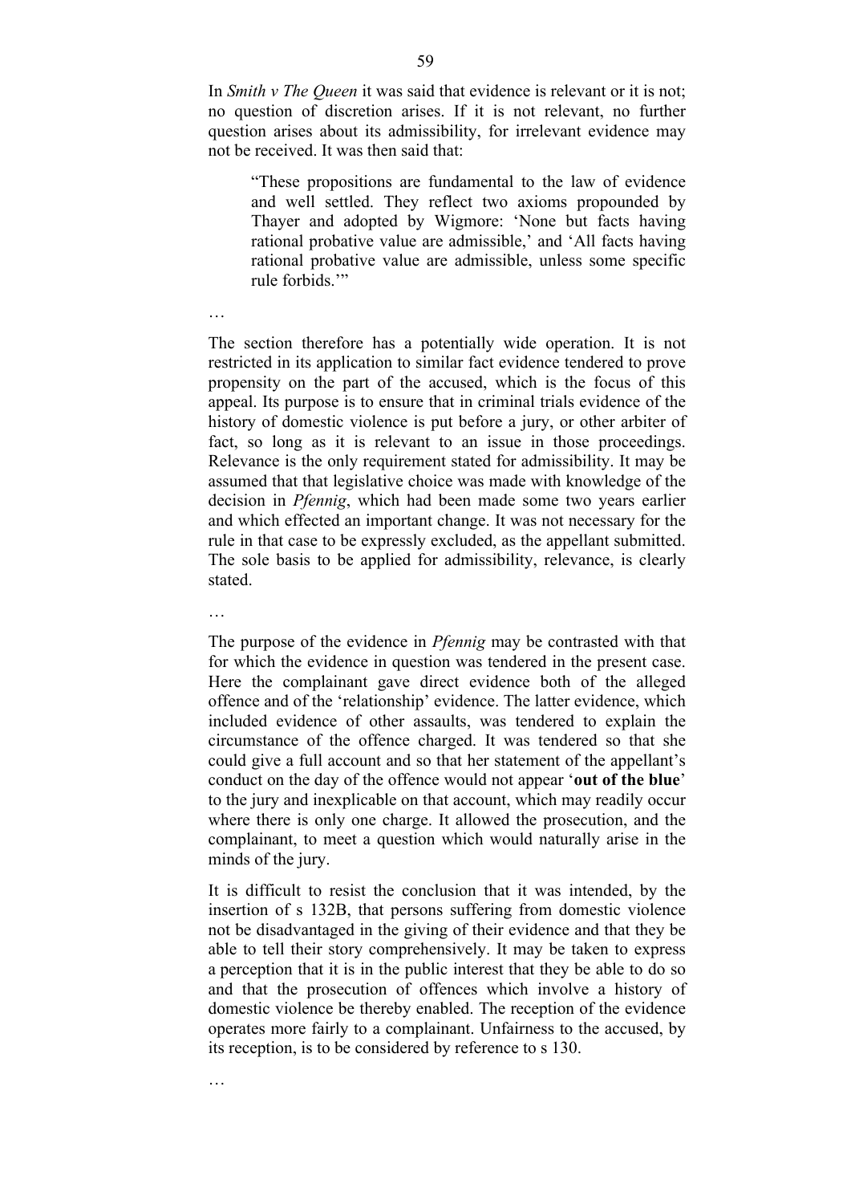In *Smith v The Queen* it was said that evidence is relevant or it is not; no question of discretion arises. If it is not relevant, no further question arises about its admissibility, for irrelevant evidence may not be received. It was then said that:

> "These propositions are fundamental to the law of evidence and well settled. They reflect two axioms propounded by Thayer and adopted by Wigmore: 'None but facts having rational probative value are admissible,' and 'All facts having rational probative value are admissible, unless some specific rule forbids.'"

…

The section therefore has a potentially wide operation. It is not restricted in its application to similar fact evidence tendered to prove propensity on the part of the accused, which is the focus of this appeal. Its purpose is to ensure that in criminal trials evidence of the history of domestic violence is put before a jury, or other arbiter of fact, so long as it is relevant to an issue in those proceedings. Relevance is the only requirement stated for admissibility. It may be assumed that that legislative choice was made with knowledge of the decision in *Pfennig*, which had been made some two years earlier and which effected an important change. It was not necessary for the rule in that case to be expressly excluded, as the appellant submitted. The sole basis to be applied for admissibility, relevance, is clearly stated.

…

The purpose of the evidence in *Pfennig* may be contrasted with that for which the evidence in question was tendered in the present case. Here the complainant gave direct evidence both of the alleged offence and of the 'relationship' evidence. The latter evidence, which included evidence of other assaults, was tendered to explain the circumstance of the offence charged. It was tendered so that she could give a full account and so that her statement of the appellant's conduct on the day of the offence would not appear '**out of the blue**' to the jury and inexplicable on that account, which may readily occur where there is only one charge. It allowed the prosecution, and the complainant, to meet a question which would naturally arise in the minds of the jury.

It is difficult to resist the conclusion that it was intended, by the insertion of s 132B, that persons suffering from domestic violence not be disadvantaged in the giving of their evidence and that they be able to tell their story comprehensively. It may be taken to express a perception that it is in the public interest that they be able to do so and that the prosecution of offences which involve a history of domestic violence be thereby enabled. The reception of the evidence operates more fairly to a complainant. Unfairness to the accused, by its reception, is to be considered by reference to s 130.

…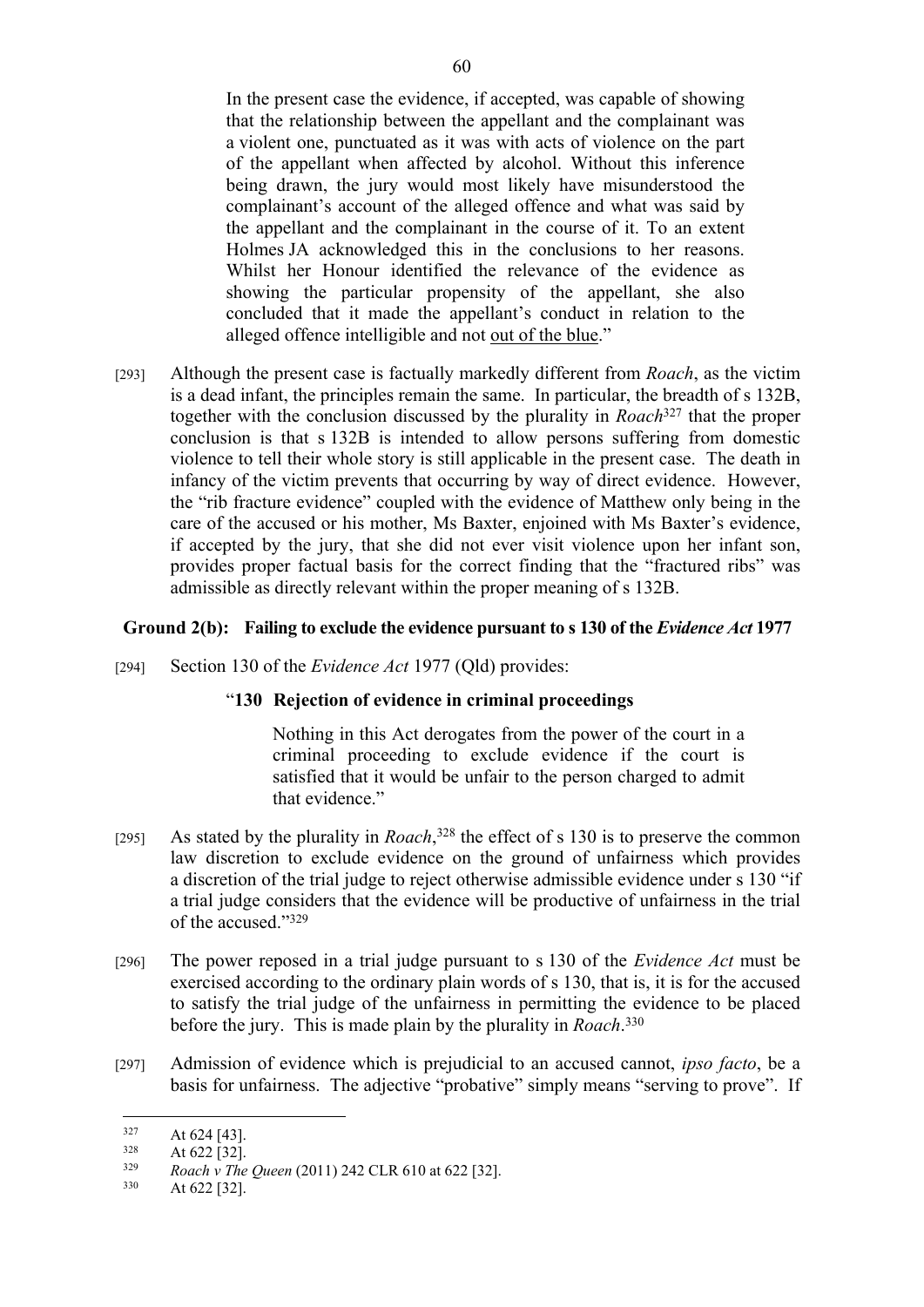> In the present case the evidence, if accepted, was capable of showing that the relationship between the appellant and the complainant was a violent one, punctuated as it was with acts of violence on the part of the appellant when affected by alcohol. Without this inference being drawn, the jury would most likely have misunderstood the complainant's account of the alleged offence and what was said by the appellant and the complainant in the course of it. To an extent Holmes JA acknowledged this in the conclusions to her reasons. Whilst her Honour identified the relevance of the evidence as showing the particular propensity of the appellant, she also concluded that it made the appellant's conduct in relation to the alleged offence intelligible and not <u>out of the blue</u>."

[293] Although the present case is factually markedly different from *Roach*, as the victim is a dead infant, the principles remain the same. In particular, the breadth of s 132B, together with the conclusion discussed by the plurality in *Roach*[327] that the proper conclusion is that s 132B is intended to allow persons suffering from domestic violence to tell their whole story is still applicable in the present case. The death in infancy of the victim prevents that occurring by way of direct evidence. However, the "rib fracture evidence" coupled with the evidence of Matthew only being in the care of the accused or his mother, Ms Baxter, enjoined with Ms Baxter's evidence, if accepted by the jury, that she did not ever visit violence upon her infant son, provides proper factual basis for the correct finding that the "fractured ribs" was admissible as directly relevant within the proper meaning of s 132B.

### Ground 2(b): Failing to exclude the evidence pursuant to s 130 of the *Evidence Act* 1977

[294] Section 130 of the *Evidence Act* 1977 (Qld) provides:

> "**130 Rejection of evidence in criminal proceedings**
>
> Nothing in this Act derogates from the power of the court in a criminal proceeding to exclude evidence if the court is satisfied that it would be unfair to the person charged to admit that evidence."

[295] As stated by the plurality in *Roach*,[328] the effect of s 130 is to preserve the common law discretion to exclude evidence on the ground of unfairness which provides a discretion of the trial judge to reject otherwise admissible evidence under s 130 "if a trial judge considers that the evidence will be productive of unfairness in the trial of the accused."[329]

[296] The power reposed in a trial judge pursuant to s 130 of the *Evidence Act* must be exercised according to the ordinary plain words of s 130, that is, it is for the accused to satisfy the trial judge of the unfairness in permitting the evidence to be placed before the jury. This is made plain by the plurality in *Roach*.[330]

[297] Admission of evidence which is prejudicial to an accused cannot, *ipso facto*, be a basis for unfairness. The adjective "probative" simply means "serving to prove". If

---

[327] At 624 [43].

[328] At 622 [32].

[329] *Roach v The Queen* (2011) 242 CLR 610 at 622 [32].

[330] At 622 [32].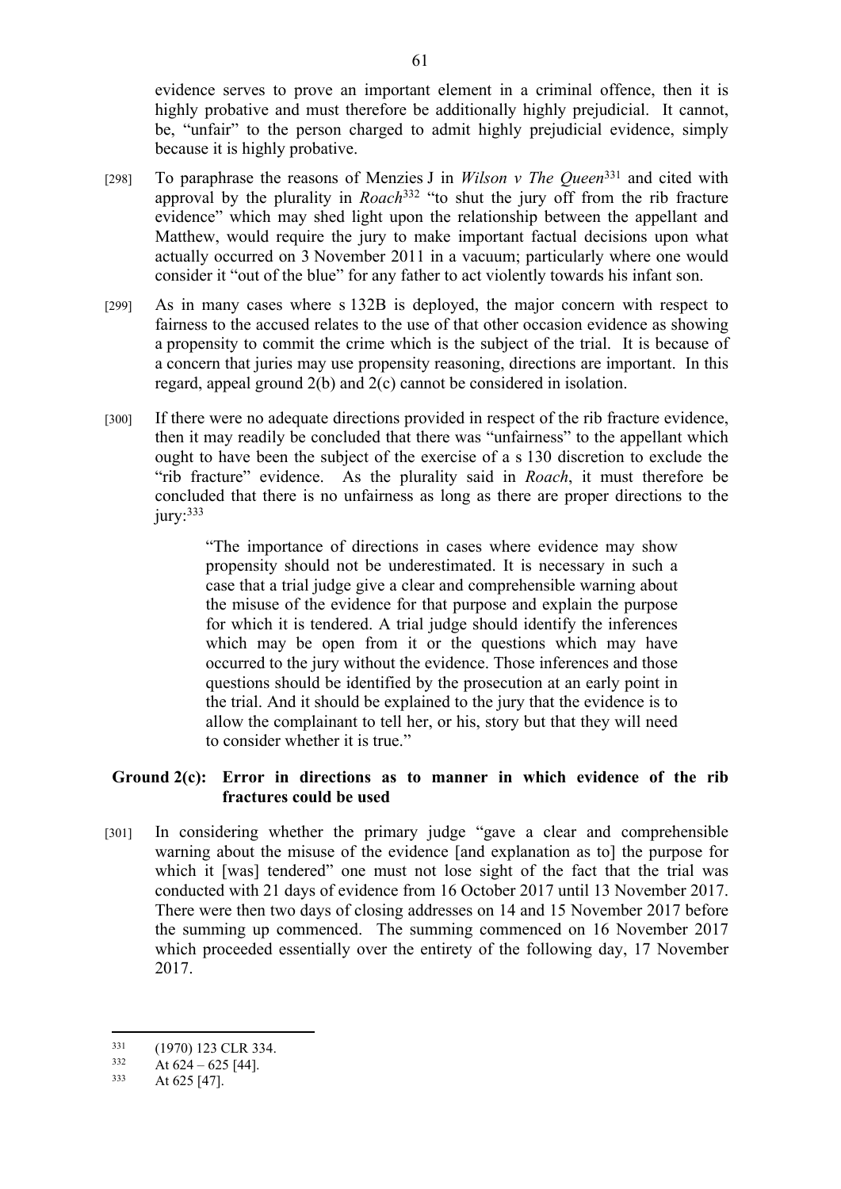evidence serves to prove an important element in a criminal offence, then it is highly probative and must therefore be additionally highly prejudicial. It cannot, be, "unfair" to the person charged to admit highly prejudicial evidence, simply because it is highly probative.

[298] To paraphrase the reasons of Menzies J in *Wilson v The Queen*[331] and cited with approval by the plurality in *Roach*[332] "to shut the jury off from the rib fracture evidence" which may shed light upon the relationship between the appellant and Matthew, would require the jury to make important factual decisions upon what actually occurred on 3 November 2011 in a vacuum; particularly where one would consider it "out of the blue" for any father to act violently towards his infant son.

[299] As in many cases where s 132B is deployed, the major concern with respect to fairness to the accused relates to the use of that other occasion evidence as showing a propensity to commit the crime which is the subject of the trial. It is because of a concern that juries may use propensity reasoning, directions are important. In this regard, appeal ground 2(b) and 2(c) cannot be considered in isolation.

[300] If there were no adequate directions provided in respect of the rib fracture evidence, then it may readily be concluded that there was "unfairness" to the appellant which ought to have been the subject of the exercise of a s 130 discretion to exclude the "rib fracture" evidence. As the plurality said in *Roach*, it must therefore be concluded that there is no unfairness as long as there are proper directions to the jury:[333]

> "The importance of directions in cases where evidence may show propensity should not be underestimated. It is necessary in such a case that a trial judge give a clear and comprehensible warning about the misuse of the evidence for that purpose and explain the purpose for which it is tendered. A trial judge should identify the inferences which may be open from it or the questions which may have occurred to the jury without the evidence. Those inferences and those questions should be identified by the prosecution at an early point in the trial. And it should be explained to the jury that the evidence is to allow the complainant to tell her, or his, story but that they will need to consider whether it is true."

**Ground 2(c): Error in directions as to manner in which evidence of the rib fractures could be used**

[301] In considering whether the primary judge "gave a clear and comprehensible warning about the misuse of the evidence [and explanation as to] the purpose for which it [was] tendered" one must not lose sight of the fact that the trial was conducted with 21 days of evidence from 16 October 2017 until 13 November 2017. There were then two days of closing addresses on 14 and 15 November 2017 before the summing up commenced. The summing commenced on 16 November 2017 which proceeded essentially over the entirety of the following day, 17 November 2017.

---

[331] (1970) 123 CLR 334.

[332] At 624 – 625 [44].

[333] At 625 [47].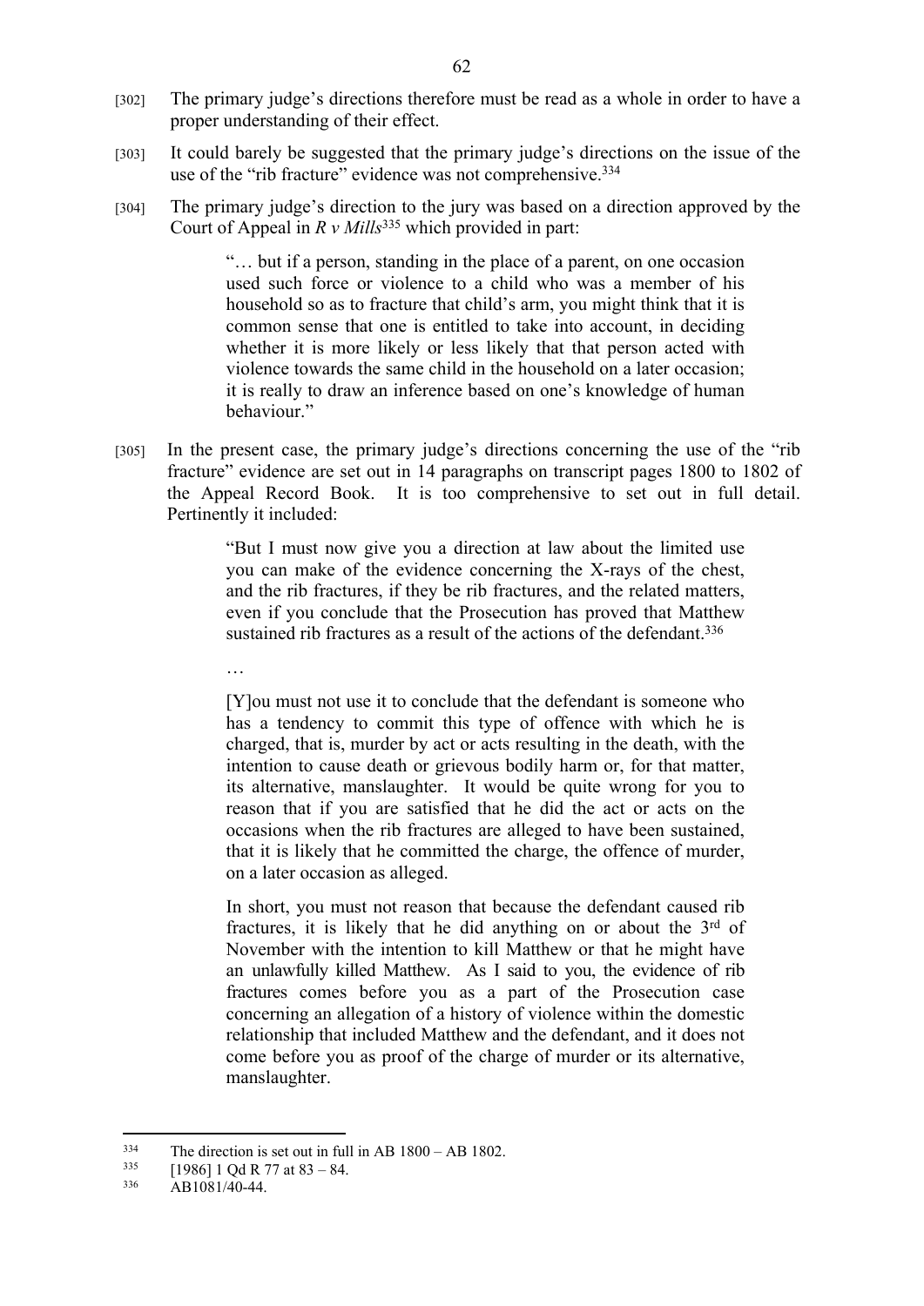[302] The primary judge's directions therefore must be read as a whole in order to have a proper understanding of their effect.

[303] It could barely be suggested that the primary judge's directions on the issue of the use of the "rib fracture" evidence was not comprehensive.[334]

[304] The primary judge's direction to the jury was based on a direction approved by the Court of Appeal in *R v Mills*[335] which provided in part:

> "… but if a person, standing in the place of a parent, on one occasion used such force or violence to a child who was a member of his household so as to fracture that child's arm, you might think that it is common sense that one is entitled to take into account, in deciding whether it is more likely or less likely that that person acted with violence towards the same child in the household on a later occasion; it is really to draw an inference based on one's knowledge of human behaviour."

[305] In the present case, the primary judge's directions concerning the use of the "rib fracture" evidence are set out in 14 paragraphs on transcript pages 1800 to 1802 of the Appeal Record Book. It is too comprehensive to set out in full detail. Pertinently it included:

> "But I must now give you a direction at law about the limited use you can make of the evidence concerning the X-rays of the chest, and the rib fractures, if they be rib fractures, and the related matters, even if you conclude that the Prosecution has proved that Matthew sustained rib fractures as a result of the actions of the defendant.[336]
>
> …
>
> [Y]ou must not use it to conclude that the defendant is someone who has a tendency to commit this type of offence with which he is charged, that is, murder by act or acts resulting in the death, with the intention to cause death or grievous bodily harm or, for that matter, its alternative, manslaughter. It would be quite wrong for you to reason that if you are satisfied that he did the act or acts on the occasions when the rib fractures are alleged to have been sustained, that it is likely that he committed the charge, the offence of murder, on a later occasion as alleged.
>
> In short, you must not reason that because the defendant caused rib fractures, it is likely that he did anything on or about the 3rd of November with the intention to kill Matthew or that he might have an unlawfully killed Matthew. As I said to you, the evidence of rib fractures comes before you as a part of the Prosecution case concerning an allegation of a history of violence within the domestic relationship that included Matthew and the defendant, and it does not come before you as proof of the charge of murder or its alternative, manslaughter.

---

[334] The direction is set out in full in AB 1800 – AB 1802.

[335] [1986] 1 Qd R 77 at 83 – 84.

[336] AB1081/40-44.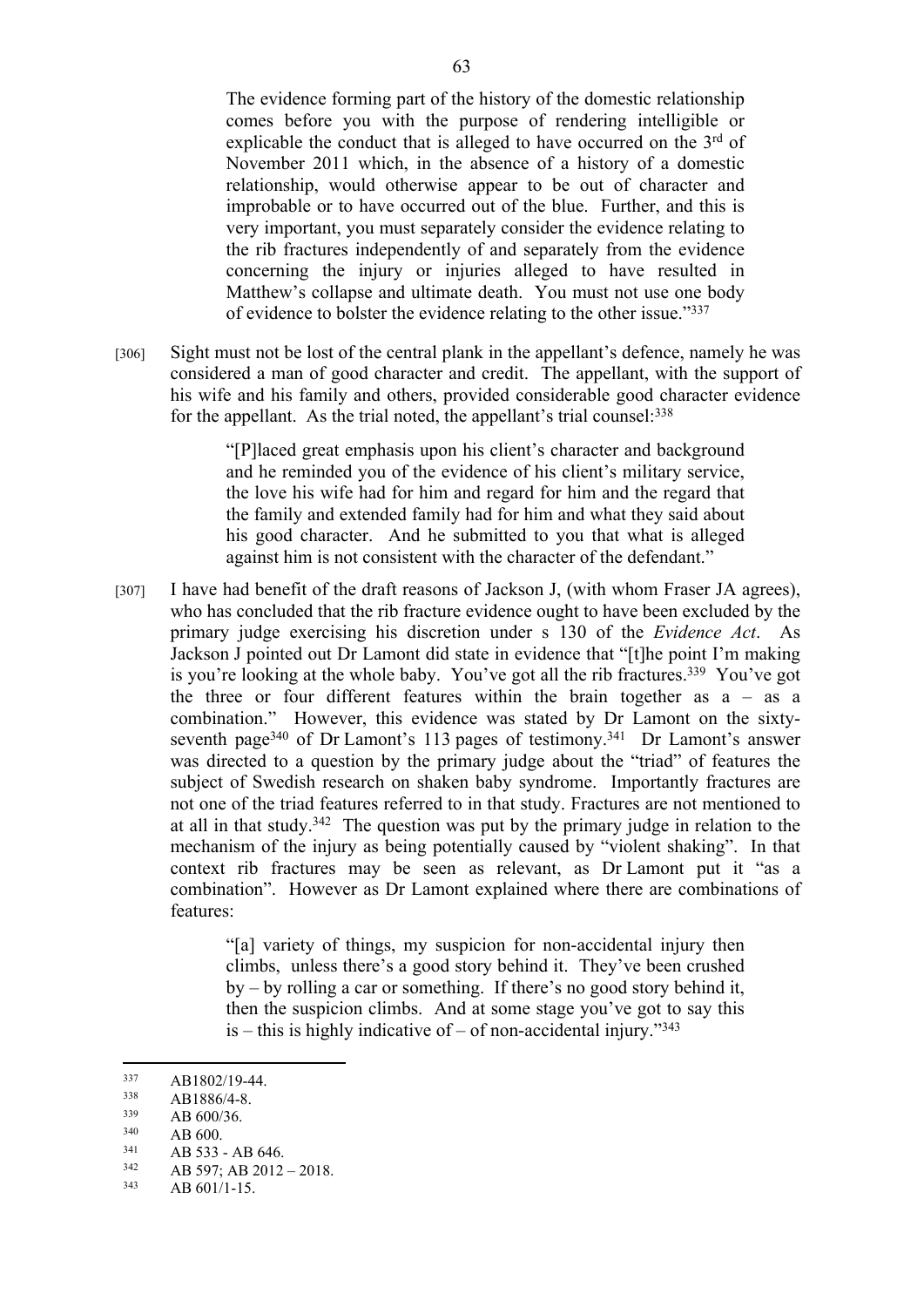> The evidence forming part of the history of the domestic relationship comes before you with the purpose of rendering intelligible or explicable the conduct that is alleged to have occurred on the 3rd of November 2011 which, in the absence of a history of a domestic relationship, would otherwise appear to be out of character and improbable or to have occurred out of the blue. Further, and this is very important, you must separately consider the evidence relating to the rib fractures independently of and separately from the evidence concerning the injury or injuries alleged to have resulted in Matthew's collapse and ultimate death. You must not use one body of evidence to bolster the evidence relating to the other issue."[337]

[306] Sight must not be lost of the central plank in the appellant's defence, namely he was considered a man of good character and credit. The appellant, with the support of his wife and his family and others, provided considerable good character evidence for the appellant. As the trial noted, the appellant's trial counsel:[338]

> "[P]laced great emphasis upon his client's character and background and he reminded you of the evidence of his client's military service, the love his wife had for him and regard for him and the regard that the family and extended family had for him and what they said about his good character. And he submitted to you that what is alleged against him is not consistent with the character of the defendant."

[307] I have had benefit of the draft reasons of Jackson J, (with whom Fraser JA agrees), who has concluded that the rib fracture evidence ought to have been excluded by the primary judge exercising his discretion under s 130 of the *Evidence Act*. As Jackson J pointed out Dr Lamont did state in evidence that "[t]he point I'm making is you're looking at the whole baby. You've got all the rib fractures.[339] You've got the three or four different features within the brain together as a – as a combination." However, this evidence was stated by Dr Lamont on the sixty-seventh page[340] of Dr Lamont's 113 pages of testimony.[341] Dr Lamont's answer was directed to a question by the primary judge about the "triad" of features the subject of Swedish research on shaken baby syndrome. Importantly fractures are not one of the triad features referred to in that study. Fractures are not mentioned to at all in that study.[342] The question was put by the primary judge in relation to the mechanism of the injury as being potentially caused by "violent shaking". In that context rib fractures may be seen as relevant, as Dr Lamont put it "as a combination". However as Dr Lamont explained where there are combinations of features:

> "[a] variety of things, my suspicion for non-accidental injury then climbs, unless there's a good story behind it. They've been crushed by – by rolling a car or something. If there's no good story behind it, then the suspicion climbs. And at some stage you've got to say this is – this is highly indicative of – of non-accidental injury."[343]

---

[337] AB1802/19-44.

[338] AB1886/4-8.

[339] AB 600/36.

[340] AB 600.

[341] AB 533 - AB 646.

[342] AB 597; AB 2012 – 2018.

[343] AB 601/1-15.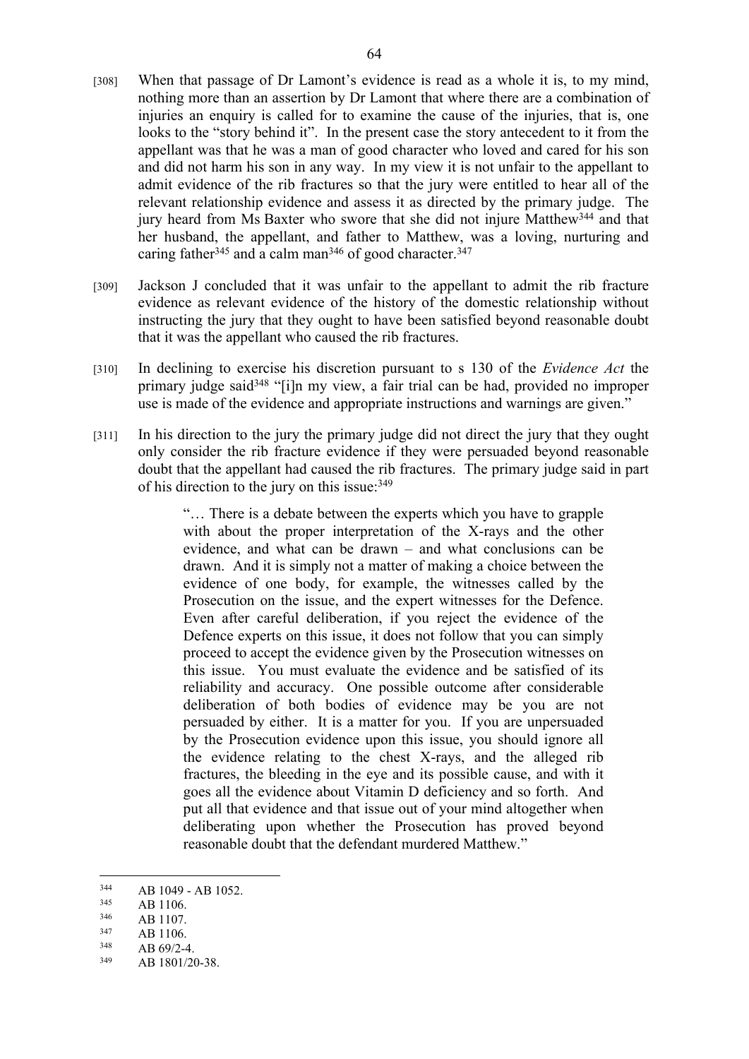[308] When that passage of Dr Lamont's evidence is read as a whole it is, to my mind, nothing more than an assertion by Dr Lamont that where there are a combination of injuries an enquiry is called for to examine the cause of the injuries, that is, one looks to the "story behind it". In the present case the story antecedent to it from the appellant was that he was a man of good character who loved and cared for his son and did not harm his son in any way. In my view it is not unfair to the appellant to admit evidence of the rib fractures so that the jury were entitled to hear all of the relevant relationship evidence and assess it as directed by the primary judge. The jury heard from Ms Baxter who swore that she did not injure Matthew[344] and that her husband, the appellant, and father to Matthew, was a loving, nurturing and caring father[345] and a calm man[346] of good character.[347]

[309] Jackson J concluded that it was unfair to the appellant to admit the rib fracture evidence as relevant evidence of the history of the domestic relationship without instructing the jury that they ought to have been satisfied beyond reasonable doubt that it was the appellant who caused the rib fractures.

[310] In declining to exercise his discretion pursuant to s 130 of the *Evidence Act* the primary judge said[348] "[i]n my view, a fair trial can be had, provided no improper use is made of the evidence and appropriate instructions and warnings are given."

[311] In his direction to the jury the primary judge did not direct the jury that they ought only consider the rib fracture evidence if they were persuaded beyond reasonable doubt that the appellant had caused the rib fractures. The primary judge said in part of his direction to the jury on this issue:[349]

> "… There is a debate between the experts which you have to grapple with about the proper interpretation of the X-rays and the other evidence, and what can be drawn – and what conclusions can be drawn. And it is simply not a matter of making a choice between the evidence of one body, for example, the witnesses called by the Prosecution on the issue, and the expert witnesses for the Defence. Even after careful deliberation, if you reject the evidence of the Defence experts on this issue, it does not follow that you can simply proceed to accept the evidence given by the Prosecution witnesses on this issue. You must evaluate the evidence and be satisfied of its reliability and accuracy. One possible outcome after considerable deliberation of both bodies of evidence may be you are not persuaded by either. It is a matter for you. If you are unpersuaded by the Prosecution evidence upon this issue, you should ignore all the evidence relating to the chest X-rays, and the alleged rib fractures, the bleeding in the eye and its possible cause, and with it goes all the evidence about Vitamin D deficiency and so forth. And put all that evidence and that issue out of your mind altogether when deliberating upon whether the Prosecution has proved beyond reasonable doubt that the defendant murdered Matthew."

---

[344] AB 1049 - AB 1052.

[345] AB 1106.

[346] AB 1107.

[347] AB 1106.

[348] AB 69/2-4.

[349] AB 1801/20-38.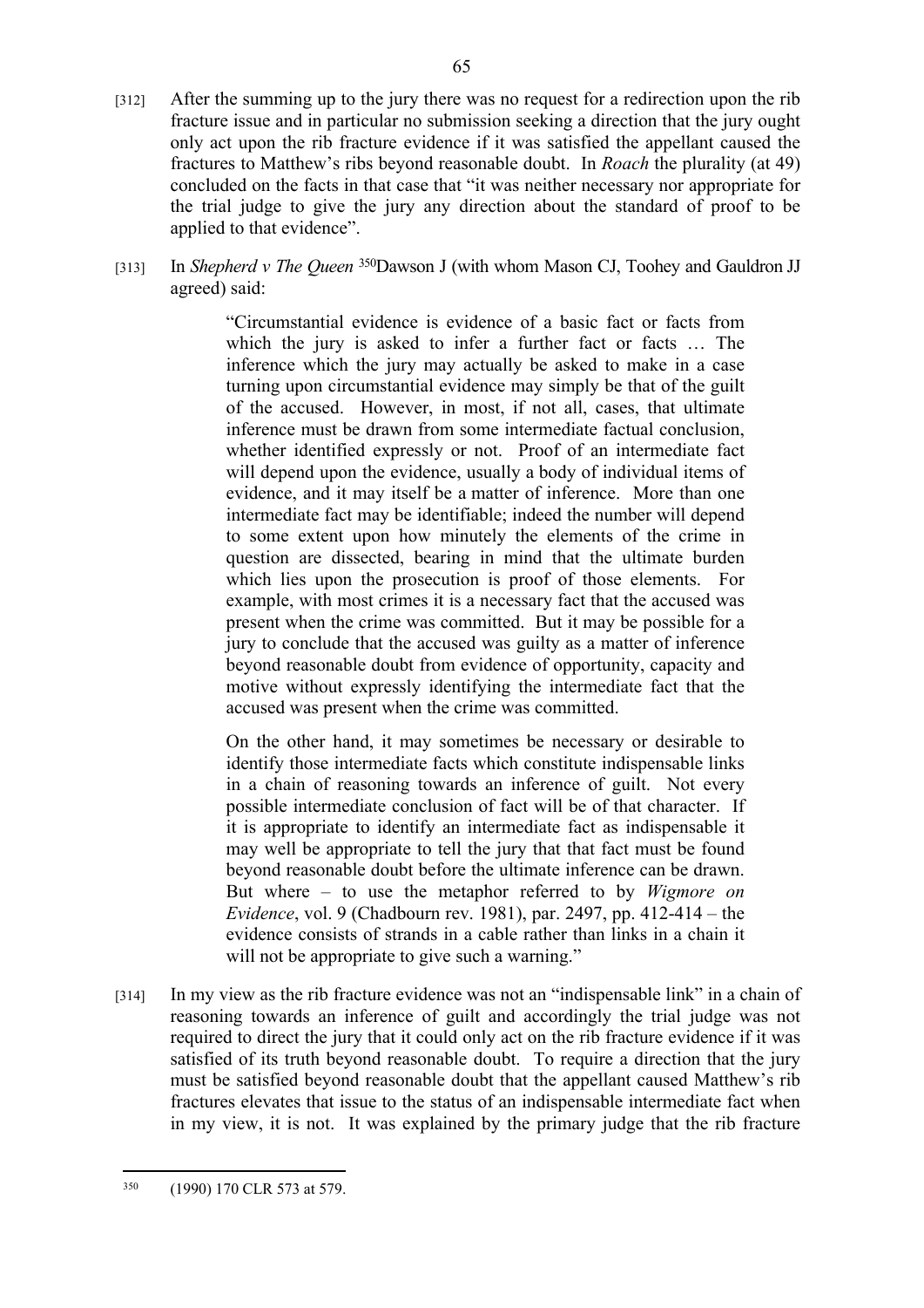[312] After the summing up to the jury there was no request for a redirection upon the rib fracture issue and in particular no submission seeking a direction that the jury ought only act upon the rib fracture evidence if it was satisfied the appellant caused the fractures to Matthew's ribs beyond reasonable doubt. In *Roach* the plurality (at 49) concluded on the facts in that case that "it was neither necessary nor appropriate for the trial judge to give the jury any direction about the standard of proof to be applied to that evidence".

[313] In *Shepherd v The Queen* [350] Dawson J (with whom Mason CJ, Toohey and Gauldron JJ agreed) said:

> "Circumstantial evidence is evidence of a basic fact or facts from which the jury is asked to infer a further fact or facts … The inference which the jury may actually be asked to make in a case turning upon circumstantial evidence may simply be that of the guilt of the accused. However, in most, if not all, cases, that ultimate inference must be drawn from some intermediate factual conclusion, whether identified expressly or not. Proof of an intermediate fact will depend upon the evidence, usually a body of individual items of evidence, and it may itself be a matter of inference. More than one intermediate fact may be identifiable; indeed the number will depend to some extent upon how minutely the elements of the crime in question are dissected, bearing in mind that the ultimate burden which lies upon the prosecution is proof of those elements. For example, with most crimes it is a necessary fact that the accused was present when the crime was committed. But it may be possible for a jury to conclude that the accused was guilty as a matter of inference beyond reasonable doubt from evidence of opportunity, capacity and motive without expressly identifying the intermediate fact that the accused was present when the crime was committed.
>
> On the other hand, it may sometimes be necessary or desirable to identify those intermediate facts which constitute indispensable links in a chain of reasoning towards an inference of guilt. Not every possible intermediate conclusion of fact will be of that character. If it is appropriate to identify an intermediate fact as indispensable it may well be appropriate to tell the jury that that fact must be found beyond reasonable doubt before the ultimate inference can be drawn. But where – to use the metaphor referred to by *Wigmore on Evidence*, vol. 9 (Chadbourn rev. 1981), par. 2497, pp. 412-414 – the evidence consists of strands in a cable rather than links in a chain it will not be appropriate to give such a warning."

[314] In my view as the rib fracture evidence was not an "indispensable link" in a chain of reasoning towards an inference of guilt and accordingly the trial judge was not required to direct the jury that it could only act on the rib fracture evidence if it was satisfied of its truth beyond reasonable doubt. To require a direction that the jury must be satisfied beyond reasonable doubt that the appellant caused Matthew's rib fractures elevates that issue to the status of an indispensable intermediate fact when in my view, it is not. It was explained by the primary judge that the rib fracture

---

[350] (1990) 170 CLR 573 at 579.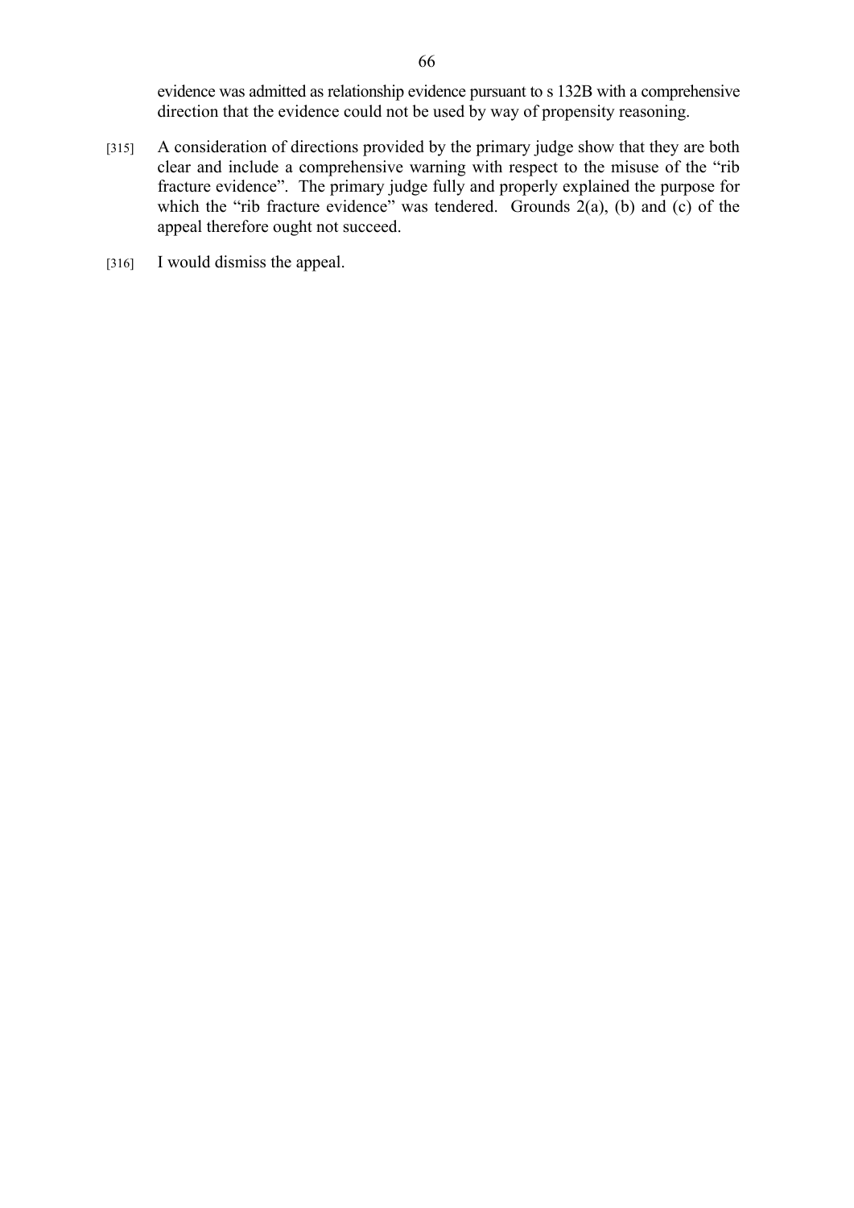evidence was admitted as relationship evidence pursuant to s 132B with a comprehensive direction that the evidence could not be used by way of propensity reasoning.

[315] A consideration of directions provided by the primary judge show that they are both clear and include a comprehensive warning with respect to the misuse of the "rib fracture evidence". The primary judge fully and properly explained the purpose for which the "rib fracture evidence" was tendered. Grounds 2(a), (b) and (c) of the appeal therefore ought not succeed.

[316] I would dismiss the appeal.